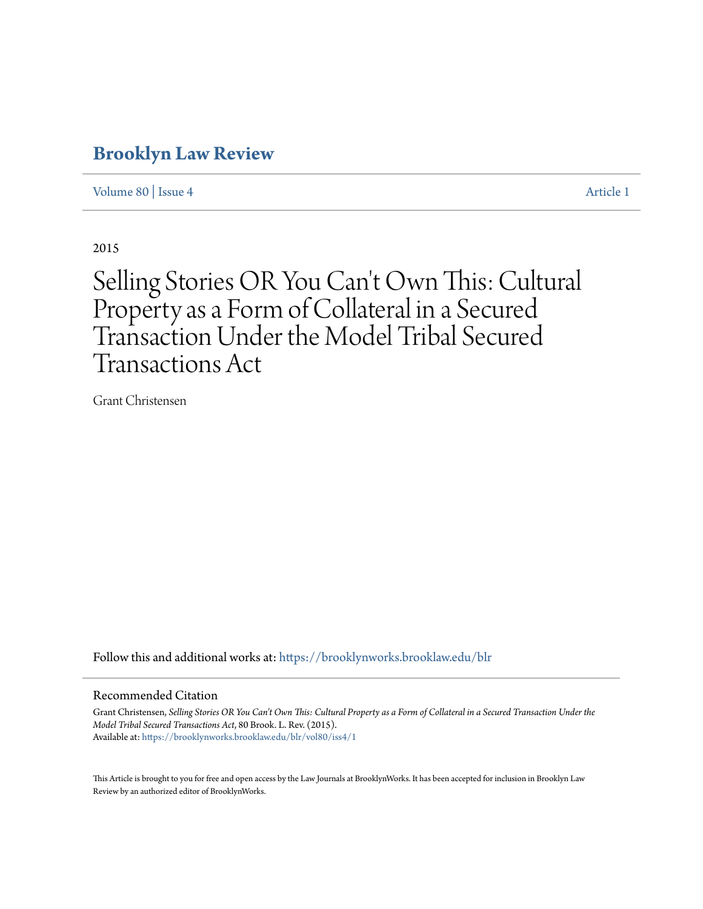# Brooklyn Law Review

Volume 80 | Issue 4 Article 1

2015

# Selling Stories OR You Can't Own This: Cultural Property as a Form of Collateral in a Secured Transaction Under the Model Tribal Secured Transactions Act

Grant Christensen

Follow this and additional works at: https://brooklynworks.brooklaw.edu/blr

## Recommended Citation

Grant Christensen, *Selling Stories OR You Can't Own This: Cultural Property as a Form of Collateral in a Secured Transaction Under the Model Tribal Secured Transactions Act*, 80 Brook. L. Rev. (2015).
Available at: https://brooklynworks.brooklaw.edu/blr/vol80/iss4/1

This Article is brought to you for free and open access by the Law Journals at BrooklynWorks. It has been accepted for inclusion in Brooklyn Law Review by an authorized editor of BrooklynWorks.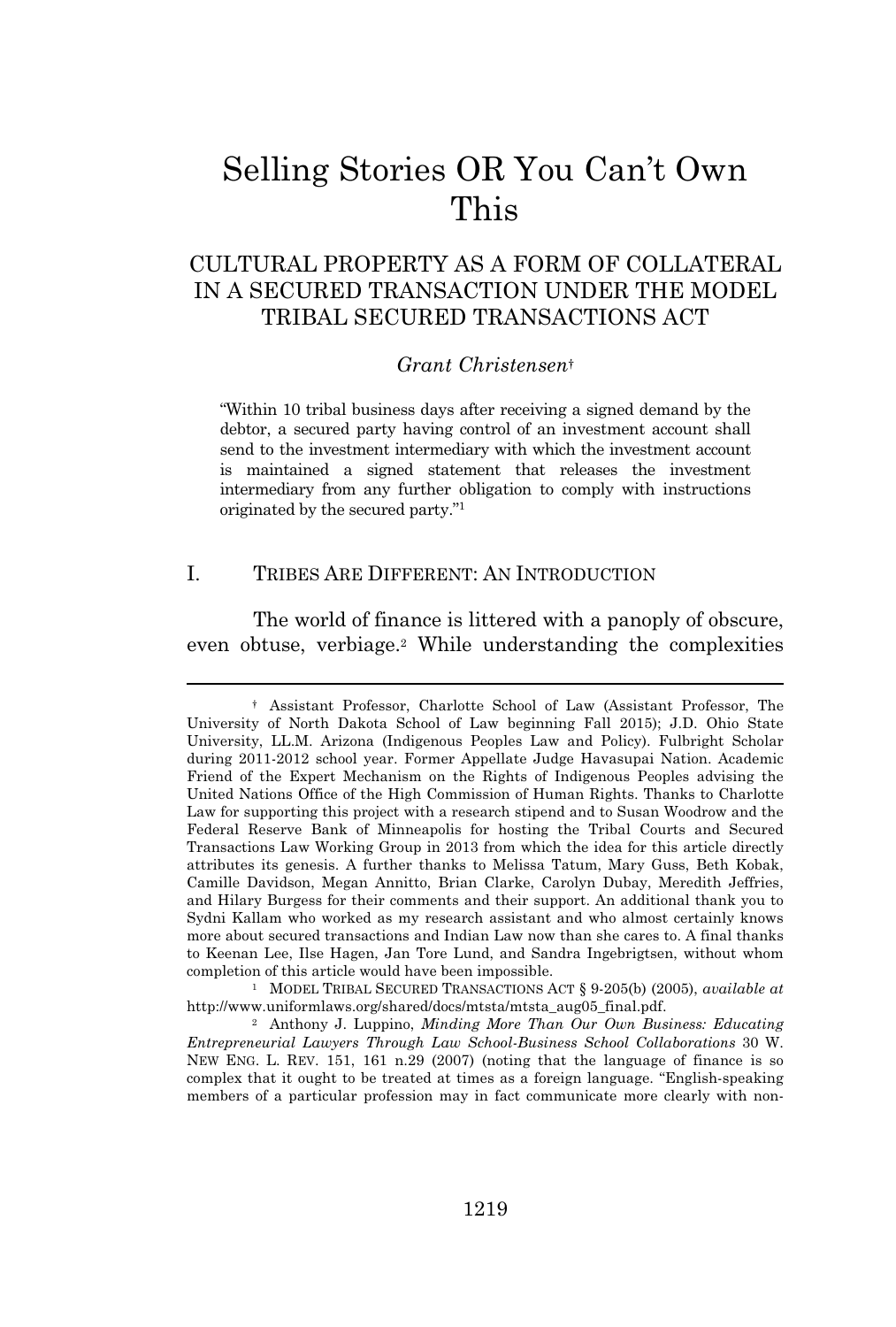# Selling Stories OR You Can't Own This

## CULTURAL PROPERTY AS A FORM OF COLLATERAL IN A SECURED TRANSACTION UNDER THE MODEL TRIBAL SECURED TRANSACTIONS ACT

*Grant Christensen*[†]

> "Within 10 tribal business days after receiving a signed demand by the debtor, a secured party having control of an investment account shall send to the investment intermediary with which the investment account is maintained a signed statement that releases the investment intermediary from any further obligation to comply with instructions originated by the secured party."[1]

## I. TRIBES ARE DIFFERENT: AN INTRODUCTION

The world of finance is littered with a panoply of obscure, even obtuse, verbiage.[2] While understanding the complexities

---

† Assistant Professor, Charlotte School of Law (Assistant Professor, The University of North Dakota School of Law beginning Fall 2015); J.D. Ohio State University, LL.M. Arizona (Indigenous Peoples Law and Policy). Fulbright Scholar during 2011-2012 school year. Former Appellate Judge Havasupai Nation. Academic Friend of the Expert Mechanism on the Rights of Indigenous Peoples advising the United Nations Office of the High Commission of Human Rights. Thanks to Charlotte Law for supporting this project with a research stipend and to Susan Woodrow and the Federal Reserve Bank of Minneapolis for hosting the Tribal Courts and Secured Transactions Law Working Group in 2013 from which the idea for this article directly attributes its genesis. A further thanks to Melissa Tatum, Mary Guss, Beth Kobak, Camille Davidson, Megan Annitto, Brian Clarke, Carolyn Dubay, Meredith Jeffries, and Hilary Burgess for their comments and their support. An additional thank you to Sydni Kallam who worked as my research assistant and who almost certainly knows more about secured transactions and Indian Law now than she cares to. A final thanks to Keenan Lee, Ilse Hagen, Jan Tore Lund, and Sandra Ingebrigtsen, without whom completion of this article would have been impossible.

1 MODEL TRIBAL SECURED TRANSACTIONS ACT § 9-205(b) (2005), *available at* http://www.uniformlaws.org/shared/docs/mtsta/mtsta_aug05_final.pdf.

2 Anthony J. Luppino, *Minding More Than Our Own Business: Educating Entrepreneurial Lawyers Through Law School-Business School Collaborations* 30 W. NEW ENG. L. REV. 151, 161 n.29 (2007) (noting that the language of finance is so complex that it ought to be treated at times as a foreign language. "English-speaking members of a particular profession may in fact communicate more clearly with non-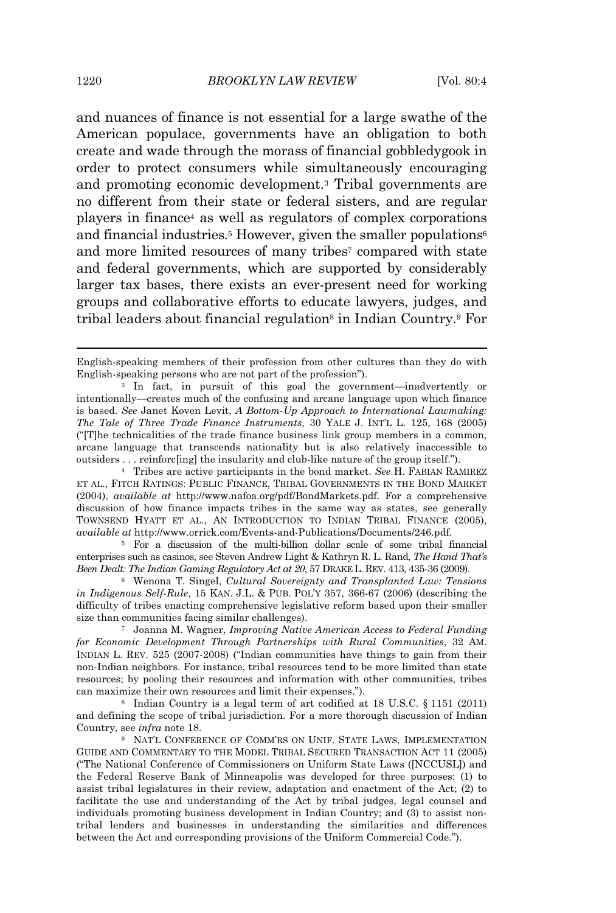and nuances of finance is not essential for a large swathe of the American populace, governments have an obligation to both create and wade through the morass of financial gobbledygook in order to protect consumers while simultaneously encouraging and promoting economic development.[3] Tribal governments are no different from their state or federal sisters, and are regular players in finance[4] as well as regulators of complex corporations and financial industries.[5] However, given the smaller populations[6] and more limited resources of many tribes[7] compared with state and federal governments, which are supported by considerably larger tax bases, there exists an ever-present need for working groups and collaborative efforts to educate lawyers, judges, and tribal leaders about financial regulation[8] in Indian Country.[9] For

---

English-speaking members of their profession from other cultures than they do with English-speaking persons who are not part of the profession").

[3] In fact, in pursuit of this goal the government—inadvertently or intentionally—creates much of the confusing and arcane language upon which finance is based. *See* Janet Koven Levit, *A Bottom-Up Approach to International Lawmaking: The Tale of Three Trade Finance Instruments*, 30 YALE J. INT'L L. 125, 168 (2005) ("[T]he technicalities of the trade finance business link group members in a common, arcane language that transcends nationality but is also relatively inaccessible to outsiders . . . reinforc[ing] the insularity and club-like nature of the group itself.").

[4] Tribes are active participants in the bond market. *See* H. FABIAN RAMIREZ ET AL., FITCH RATINGS: PUBLIC FINANCE, TRIBAL GOVERNMENTS IN THE BOND MARKET (2004), *available at* http://www.nafoa.org/pdf/BondMarkets.pdf. For a comprehensive discussion of how finance impacts tribes in the same way as states, see generally TOWNSEND HYATT ET AL., AN INTRODUCTION TO INDIAN TRIBAL FINANCE (2005), *available at* http://www.orrick.com/Events-and-Publications/Documents/246.pdf.

[5] For a discussion of the multi-billion dollar scale of some tribal financial enterprises such as casinos, see Steven Andrew Light & Kathryn R. L. Rand, *The Hand That's Been Dealt: The Indian Gaming Regulatory Act at 20*, 57 DRAKE L. REV. 413, 435-36 (2009).

[6] Wenona T. Singel, *Cultural Sovereignty and Transplanted Law: Tensions in Indigenous Self-Rule*, 15 KAN. J.L. & PUB. POL'Y 357, 366-67 (2006) (describing the difficulty of tribes enacting comprehensive legislative reform based upon their smaller size than communities facing similar challenges).

[7] Joanna M. Wagner, *Improving Native American Access to Federal Funding for Economic Development Through Partnerships with Rural Communities*, 32 AM. INDIAN L. REV. 525 (2007-2008) ("Indian communities have things to gain from their non-Indian neighbors. For instance, tribal resources tend to be more limited than state resources; by pooling their resources and information with other communities, tribes can maximize their own resources and limit their expenses.").

[8] Indian Country is a legal term of art codified at 18 U.S.C. § 1151 (2011) and defining the scope of tribal jurisdiction. For a more thorough discussion of Indian Country, see *infra* note 18.

[9] NAT'L CONFERENCE OF COMM'RS ON UNIF. STATE LAWS, IMPLEMENTATION GUIDE AND COMMENTARY TO THE MODEL TRIBAL SECURED TRANSACTION ACT 11 (2005) ("The National Conference of Commissioners on Uniform State Laws ([NCCUSL]) and the Federal Reserve Bank of Minneapolis was developed for three purposes: (1) to assist tribal legislatures in their review, adaptation and enactment of the Act; (2) to facilitate the use and understanding of the Act by tribal judges, legal counsel and individuals promoting business development in Indian Country; and (3) to assist non-tribal lenders and businesses in understanding the similarities and differences between the Act and corresponding provisions of the Uniform Commercial Code.").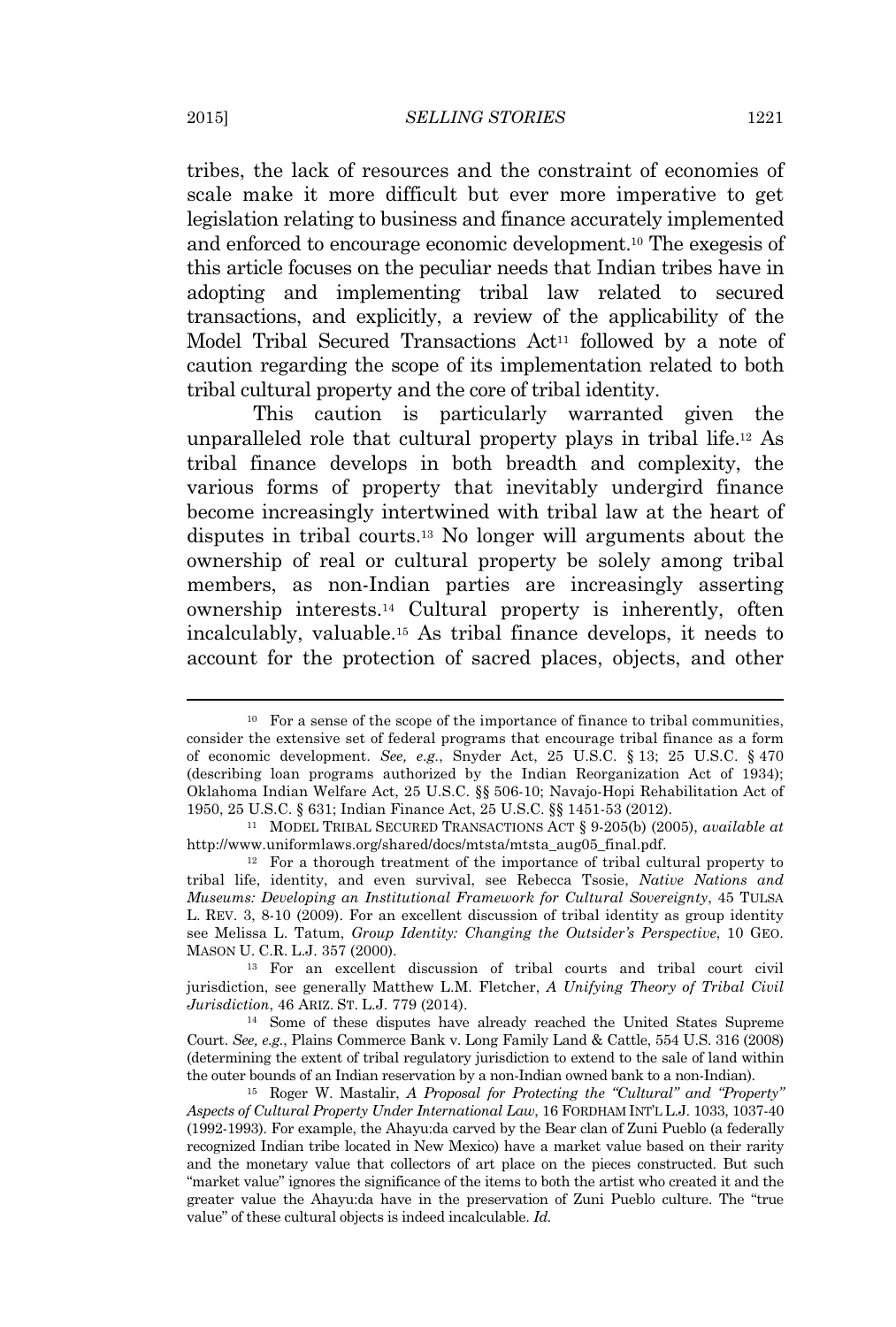tribes, the lack of resources and the constraint of economies of scale make it more difficult but ever more imperative to get legislation relating to business and finance accurately implemented and enforced to encourage economic development.[10] The exegesis of this article focuses on the peculiar needs that Indian tribes have in adopting and implementing tribal law related to secured transactions, and explicitly, a review of the applicability of the Model Tribal Secured Transactions Act[11] followed by a note of caution regarding the scope of its implementation related to both tribal cultural property and the core of tribal identity.

This caution is particularly warranted given the unparalleled role that cultural property plays in tribal life.[12] As tribal finance develops in both breadth and complexity, the various forms of property that inevitably undergird finance become increasingly intertwined with tribal law at the heart of disputes in tribal courts.[13] No longer will arguments about the ownership of real or cultural property be solely among tribal members, as non-Indian parties are increasingly asserting ownership interests.[14] Cultural property is inherently, often incalculably, valuable.[15] As tribal finance develops, it needs to account for the protection of sacred places, objects, and other

---

[10] For a sense of the scope of the importance of finance to tribal communities, consider the extensive set of federal programs that encourage tribal finance as a form of economic development. *See, e.g.*, Snyder Act, 25 U.S.C. § 13; 25 U.S.C. § 470 (describing loan programs authorized by the Indian Reorganization Act of 1934); Oklahoma Indian Welfare Act, 25 U.S.C. §§ 506-10; Navajo-Hopi Rehabilitation Act of 1950, 25 U.S.C. § 631; Indian Finance Act, 25 U.S.C. §§ 1451-53 (2012).

[11] MODEL TRIBAL SECURED TRANSACTIONS ACT § 9-205(b) (2005), *available at* http://www.uniformlaws.org/shared/docs/mtsta/mtsta_aug05_final.pdf.

[12] For a thorough treatment of the importance of tribal cultural property to tribal life, identity, and even survival, see Rebecca Tsosie, *Native Nations and Museums: Developing an Institutional Framework for Cultural Sovereignty*, 45 TULSA L. REV. 3, 8-10 (2009). For an excellent discussion of tribal identity as group identity see Melissa L. Tatum, *Group Identity: Changing the Outsider's Perspective*, 10 GEO. MASON U. C.R. L.J. 357 (2000).

[13] For an excellent discussion of tribal courts and tribal court civil jurisdiction, see generally Matthew L.M. Fletcher, *A Unifying Theory of Tribal Civil Jurisdiction*, 46 ARIZ. ST. L.J. 779 (2014).

[14] Some of these disputes have already reached the United States Supreme Court. *See, e.g.*, Plains Commerce Bank v. Long Family Land & Cattle, 554 U.S. 316 (2008) (determining the extent of tribal regulatory jurisdiction to extend to the sale of land within the outer bounds of an Indian reservation by a non-Indian owned bank to a non-Indian).

[15] Roger W. Mastalir, *A Proposal for Protecting the "Cultural" and "Property" Aspects of Cultural Property Under International Law*, 16 FORDHAM INT'L L.J. 1033, 1037-40 (1992-1993). For example, the Ahayu:da carved by the Bear clan of Zuni Pueblo (a federally recognized Indian tribe located in New Mexico) have a market value based on their rarity and the monetary value that collectors of art place on the pieces constructed. But such "market value" ignores the significance of the items to both the artist who created it and the greater value the Ahayu:da have in the preservation of Zuni Pueblo culture. The "true value" of these cultural objects is indeed incalculable. *Id.*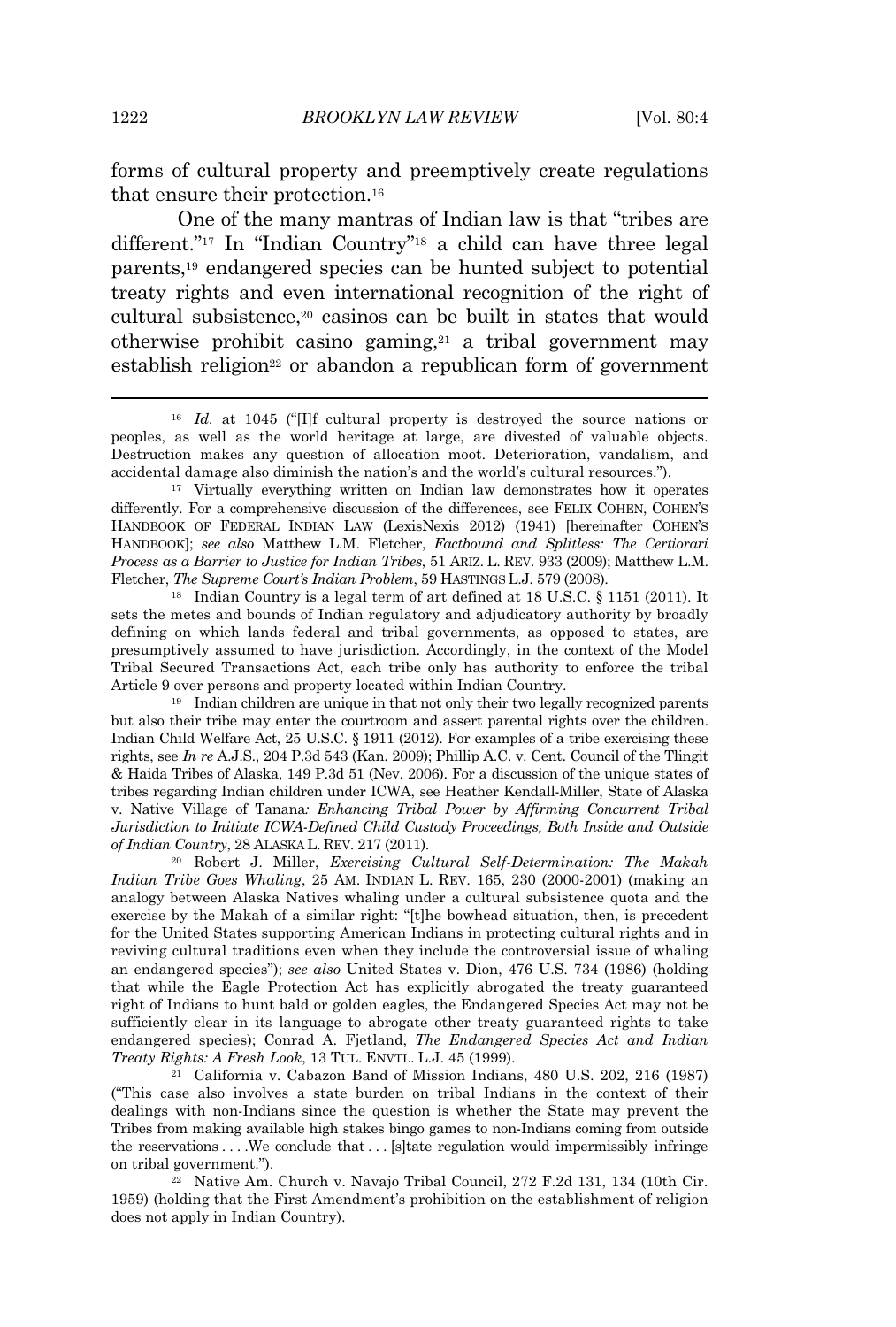forms of cultural property and preemptively create regulations that ensure their protection.[16]

One of the many mantras of Indian law is that "tribes are different."[17] In "Indian Country"[18] a child can have three legal parents,[19] endangered species can be hunted subject to potential treaty rights and even international recognition of the right of cultural subsistence,[20] casinos can be built in states that would otherwise prohibit casino gaming,[21] a tribal government may establish religion[22] or abandon a republican form of government

---

[16] *Id.* at 1045 ("[I]f cultural property is destroyed the source nations or peoples, as well as the world heritage at large, are divested of valuable objects. Destruction makes any question of allocation moot. Deterioration, vandalism, and accidental damage also diminish the nation's and the world's cultural resources.").

[17] Virtually everything written on Indian law demonstrates how it operates differently. For a comprehensive discussion of the differences, see FELIX COHEN, COHEN'S HANDBOOK OF FEDERAL INDIAN LAW (LexisNexis 2012) (1941) [hereinafter COHEN'S HANDBOOK]; *see also* Matthew L.M. Fletcher, *Factbound and Splitless: The Certiorari Process as a Barrier to Justice for Indian Tribes*, 51 ARIZ. L. REV. 933 (2009); Matthew L.M. Fletcher, *The Supreme Court's Indian Problem*, 59 HASTINGS L.J. 579 (2008).

[18] Indian Country is a legal term of art defined at 18 U.S.C. § 1151 (2011). It sets the metes and bounds of Indian regulatory and adjudicatory authority by broadly defining on which lands federal and tribal governments, as opposed to states, are presumptively assumed to have jurisdiction. Accordingly, in the context of the Model Tribal Secured Transactions Act, each tribe only has authority to enforce the tribal Article 9 over persons and property located within Indian Country.

[19] Indian children are unique in that not only their two legally recognized parents but also their tribe may enter the courtroom and assert parental rights over the children. Indian Child Welfare Act, 25 U.S.C. § 1911 (2012). For examples of a tribe exercising these rights, see *In re* A.J.S., 204 P.3d 543 (Kan. 2009); Phillip A.C. v. Cent. Council of the Tlingit & Haida Tribes of Alaska, 149 P.3d 51 (Nev. 2006). For a discussion of the unique states of tribes regarding Indian children under ICWA, see Heather Kendall-Miller, State of Alaska v. Native Village of Tanana*: Enhancing Tribal Power by Affirming Concurrent Tribal Jurisdiction to Initiate ICWA-Defined Child Custody Proceedings, Both Inside and Outside of Indian Country*, 28 ALASKA L. REV. 217 (2011).

[20] Robert J. Miller, *Exercising Cultural Self-Determination: The Makah Indian Tribe Goes Whaling*, 25 AM. INDIAN L. REV. 165, 230 (2000-2001) (making an analogy between Alaska Natives whaling under a cultural subsistence quota and the exercise by the Makah of a similar right: "[t]he bowhead situation, then, is precedent for the United States supporting American Indians in protecting cultural rights and in reviving cultural traditions even when they include the controversial issue of whaling an endangered species"); *see also* United States v. Dion, 476 U.S. 734 (1986) (holding that while the Eagle Protection Act has explicitly abrogated the treaty guaranteed right of Indians to hunt bald or golden eagles, the Endangered Species Act may not be sufficiently clear in its language to abrogate other treaty guaranteed rights to take endangered species); Conrad A. Fjetland, *The Endangered Species Act and Indian Treaty Rights: A Fresh Look*, 13 TUL. ENVTL. L.J. 45 (1999).

[21] California v. Cabazon Band of Mission Indians, 480 U.S. 202, 216 (1987) ("This case also involves a state burden on tribal Indians in the context of their dealings with non-Indians since the question is whether the State may prevent the Tribes from making available high stakes bingo games to non-Indians coming from outside the reservations . . . .We conclude that . . . [s]tate regulation would impermissibly infringe on tribal government.").

[22] Native Am. Church v. Navajo Tribal Council, 272 F.2d 131, 134 (10th Cir. 1959) (holding that the First Amendment's prohibition on the establishment of religion does not apply in Indian Country).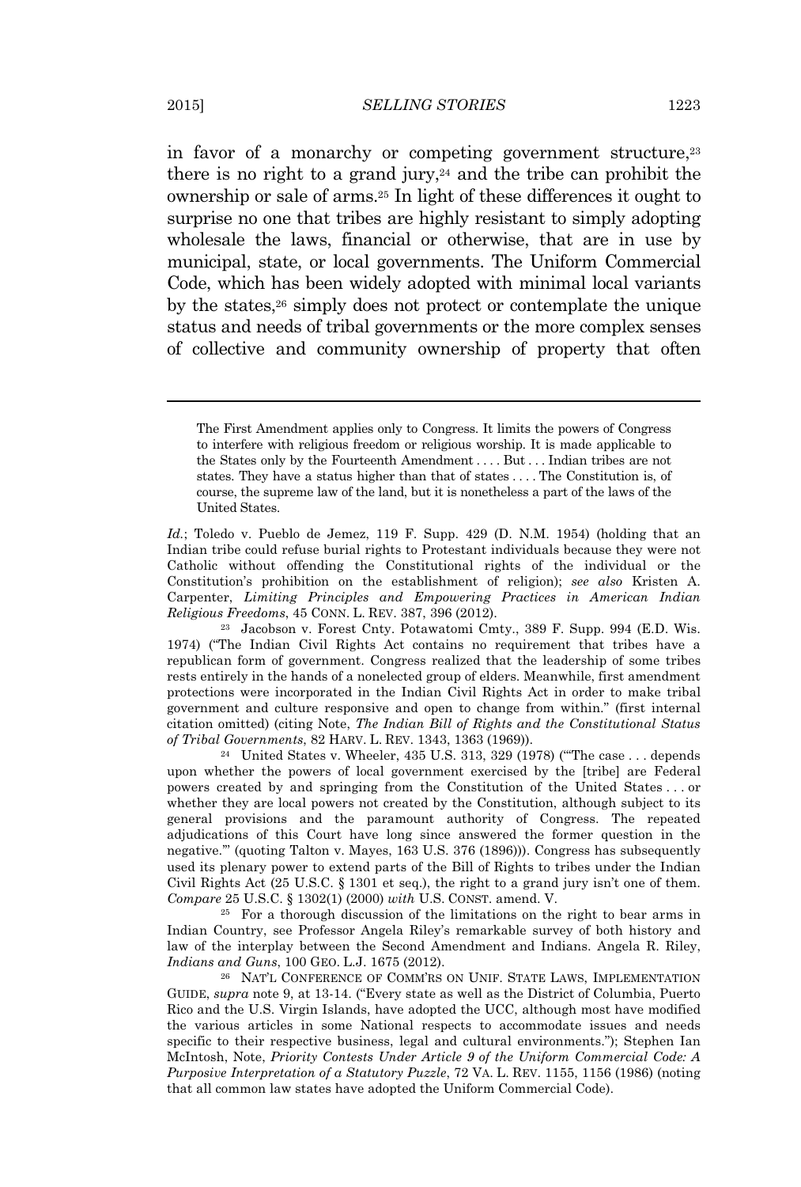in favor of a monarchy or competing government structure,[23] there is no right to a grand jury,[24] and the tribe can prohibit the ownership or sale of arms.[25] In light of these differences it ought to surprise no one that tribes are highly resistant to simply adopting wholesale the laws, financial or otherwise, that are in use by municipal, state, or local governments. The Uniform Commercial Code, which has been widely adopted with minimal local variants by the states,[26] simply does not protect or contemplate the unique status and needs of tribal governments or the more complex senses of collective and community ownership of property that often

---

> The First Amendment applies only to Congress. It limits the powers of Congress to interfere with religious freedom or religious worship. It is made applicable to the States only by the Fourteenth Amendment . . . . But . . . Indian tribes are not states. They have a status higher than that of states . . . . The Constitution is, of course, the supreme law of the land, but it is nonetheless a part of the laws of the United States.

*Id.*; Toledo v. Pueblo de Jemez, 119 F. Supp. 429 (D. N.M. 1954) (holding that an Indian tribe could refuse burial rights to Protestant individuals because they were not Catholic without offending the Constitutional rights of the individual or the Constitution's prohibition on the establishment of religion); *see also* Kristen A. Carpenter, *Limiting Principles and Empowering Practices in American Indian Religious Freedoms*, 45 CONN. L. REV. 387, 396 (2012).

[23] Jacobson v. Forest Cnty. Potawatomi Cmty., 389 F. Supp. 994 (E.D. Wis. 1974) ("The Indian Civil Rights Act contains no requirement that tribes have a republican form of government. Congress realized that the leadership of some tribes rests entirely in the hands of a nonelected group of elders. Meanwhile, first amendment protections were incorporated in the Indian Civil Rights Act in order to make tribal government and culture responsive and open to change from within." (first internal citation omitted) (citing Note, *The Indian Bill of Rights and the Constitutional Status of Tribal Governments*, 82 HARV. L. REV. 1343, 1363 (1969)).

[24] United States v. Wheeler, 435 U.S. 313, 329 (1978) ("'The case . . . depends upon whether the powers of local government exercised by the [tribe] are Federal powers created by and springing from the Constitution of the United States . . . or whether they are local powers not created by the Constitution, although subject to its general provisions and the paramount authority of Congress. The repeated adjudications of this Court have long since answered the former question in the negative.'" (quoting Talton v. Mayes, 163 U.S. 376 (1896))). Congress has subsequently used its plenary power to extend parts of the Bill of Rights to tribes under the Indian Civil Rights Act (25 U.S.C. § 1301 et seq.), the right to a grand jury isn't one of them. *Compare* 25 U.S.C. § 1302(1) (2000) *with* U.S. CONST. amend. V.

[25] For a thorough discussion of the limitations on the right to bear arms in Indian Country, see Professor Angela Riley's remarkable survey of both history and law of the interplay between the Second Amendment and Indians. Angela R. Riley, *Indians and Guns*, 100 GEO. L.J. 1675 (2012).

[26] NAT'L CONFERENCE OF COMM'RS ON UNIF. STATE LAWS, IMPLEMENTATION GUIDE, *supra* note 9, at 13-14. ("Every state as well as the District of Columbia, Puerto Rico and the U.S. Virgin Islands, have adopted the UCC, although most have modified the various articles in some National respects to accommodate issues and needs specific to their respective business, legal and cultural environments."); Stephen Ian McIntosh, Note, *Priority Contests Under Article 9 of the Uniform Commercial Code: A Purposive Interpretation of a Statutory Puzzle*, 72 VA. L. REV. 1155, 1156 (1986) (noting that all common law states have adopted the Uniform Commercial Code).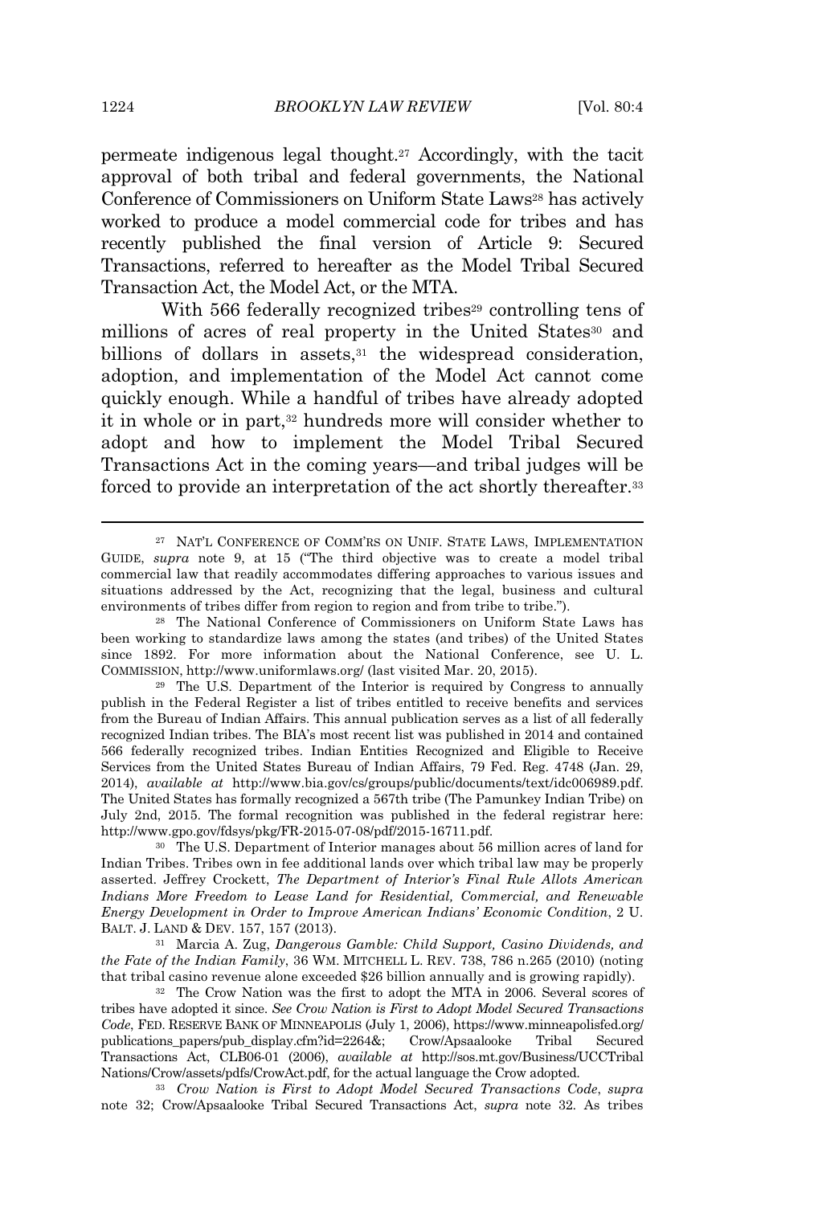permeate indigenous legal thought.[27] Accordingly, with the tacit approval of both tribal and federal governments, the National Conference of Commissioners on Uniform State Laws[28] has actively worked to produce a model commercial code for tribes and has recently published the final version of Article 9: Secured Transactions, referred to hereafter as the Model Tribal Secured Transaction Act, the Model Act, or the MTA.

With 566 federally recognized tribes[29] controlling tens of millions of acres of real property in the United States[30] and billions of dollars in assets,[31] the widespread consideration, adoption, and implementation of the Model Act cannot come quickly enough. While a handful of tribes have already adopted it in whole or in part,[32] hundreds more will consider whether to adopt and how to implement the Model Tribal Secured Transactions Act in the coming years—and tribal judges will be forced to provide an interpretation of the act shortly thereafter.[33]

---

[27] NAT'L CONFERENCE OF COMM'RS ON UNIF. STATE LAWS, IMPLEMENTATION GUIDE, *supra* note 9, at 15 ("The third objective was to create a model tribal commercial law that readily accommodates differing approaches to various issues and situations addressed by the Act, recognizing that the legal, business and cultural environments of tribes differ from region to region and from tribe to tribe.").

[28] The National Conference of Commissioners on Uniform State Laws has been working to standardize laws among the states (and tribes) of the United States since 1892. For more information about the National Conference, see U. L. COMMISSION, http://www.uniformlaws.org/ (last visited Mar. 20, 2015).

[29] The U.S. Department of the Interior is required by Congress to annually publish in the Federal Register a list of tribes entitled to receive benefits and services from the Bureau of Indian Affairs. This annual publication serves as a list of all federally recognized Indian tribes. The BIA's most recent list was published in 2014 and contained 566 federally recognized tribes. Indian Entities Recognized and Eligible to Receive Services from the United States Bureau of Indian Affairs, 79 Fed. Reg. 4748 (Jan. 29, 2014), *available at* http://www.bia.gov/cs/groups/public/documents/text/idc006989.pdf. The United States has formally recognized a 567th tribe (The Pamunkey Indian Tribe) on July 2nd, 2015. The formal recognition was published in the federal registrar here: http://www.gpo.gov/fdsys/pkg/FR-2015-07-08/pdf/2015-16711.pdf.

[30] The U.S. Department of Interior manages about 56 million acres of land for Indian Tribes. Tribes own in fee additional lands over which tribal law may be properly asserted. Jeffrey Crockett, *The Department of Interior's Final Rule Allots American Indians More Freedom to Lease Land for Residential, Commercial, and Renewable Energy Development in Order to Improve American Indians' Economic Condition*, 2 U. BALT. J. LAND & DEV. 157, 157 (2013).

[31] Marcia A. Zug, *Dangerous Gamble: Child Support, Casino Dividends, and the Fate of the Indian Family*, 36 WM. MITCHELL L. REV. 738, 786 n.265 (2010) (noting that tribal casino revenue alone exceeded $26 billion annually and is growing rapidly).

[32] The Crow Nation was the first to adopt the MTA in 2006. Several scores of tribes have adopted it since. *See Crow Nation is First to Adopt Model Secured Transactions Code*, FED. RESERVE BANK OF MINNEAPOLIS (July 1, 2006), https://www.minneapolisfed.org/publications_papers/pub_display.cfm?id=2264&; Crow/Apsaalooke Tribal Secured Transactions Act, CLB06-01 (2006), *available at* http://sos.mt.gov/Business/UCCTribalNations/Crow/assets/pdfs/CrowAct.pdf, for the actual language the Crow adopted.

[33] *Crow Nation is First to Adopt Model Secured Transactions Code*, *supra* note 32; Crow/Apsaalooke Tribal Secured Transactions Act, *supra* note 32. As tribes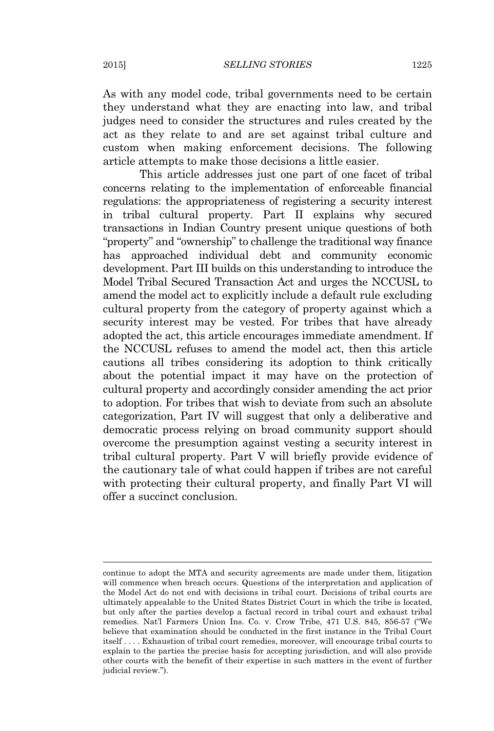As with any model code, tribal governments need to be certain they understand what they are enacting into law, and tribal judges need to consider the structures and rules created by the act as they relate to and are set against tribal culture and custom when making enforcement decisions. The following article attempts to make those decisions a little easier.

This article addresses just one part of one facet of tribal concerns relating to the implementation of enforceable financial regulations: the appropriateness of registering a security interest in tribal cultural property. Part II explains why secured transactions in Indian Country present unique questions of both "property" and "ownership" to challenge the traditional way finance has approached individual debt and community economic development. Part III builds on this understanding to introduce the Model Tribal Secured Transaction Act and urges the NCCUSL to amend the model act to explicitly include a default rule excluding cultural property from the category of property against which a security interest may be vested. For tribes that have already adopted the act, this article encourages immediate amendment. If the NCCUSL refuses to amend the model act, then this article cautions all tribes considering its adoption to think critically about the potential impact it may have on the protection of cultural property and accordingly consider amending the act prior to adoption. For tribes that wish to deviate from such an absolute categorization, Part IV will suggest that only a deliberative and democratic process relying on broad community support should overcome the presumption against vesting a security interest in tribal cultural property. Part V will briefly provide evidence of the cautionary tale of what could happen if tribes are not careful with protecting their cultural property, and finally Part VI will offer a succinct conclusion.

---

continue to adopt the MTA and security agreements are made under them, litigation will commence when breach occurs. Questions of the interpretation and application of the Model Act do not end with decisions in tribal court. Decisions of tribal courts are ultimately appealable to the United States District Court in which the tribe is located, but only after the parties develop a factual record in tribal court and exhaust tribal remedies. Nat'l Farmers Union Ins. Co. v. Crow Tribe, 471 U.S. 845, 856-57 ("We believe that examination should be conducted in the first instance in the Tribal Court itself . . . . Exhaustion of tribal court remedies, moreover, will encourage tribal courts to explain to the parties the precise basis for accepting jurisdiction, and will also provide other courts with the benefit of their expertise in such matters in the event of further judicial review.").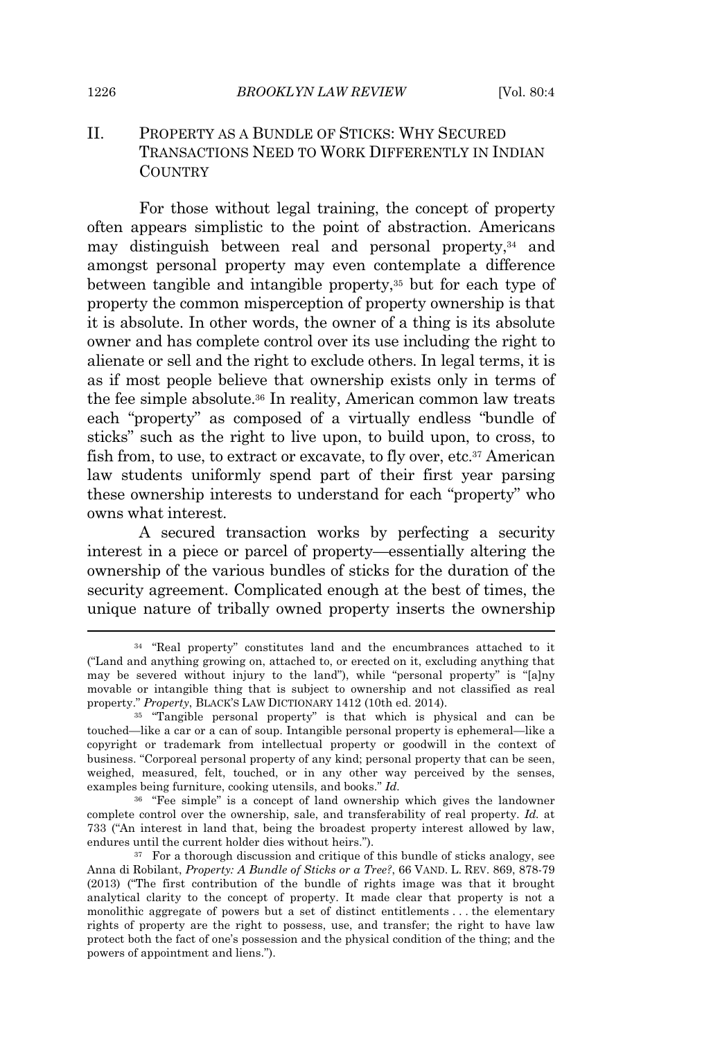## II. PROPERTY AS A BUNDLE OF STICKS: WHY SECURED TRANSACTIONS NEED TO WORK DIFFERENTLY IN INDIAN COUNTRY

For those without legal training, the concept of property often appears simplistic to the point of abstraction. Americans may distinguish between real and personal property,[34] and amongst personal property may even contemplate a difference between tangible and intangible property,[35] but for each type of property the common misperception of property ownership is that it is absolute. In other words, the owner of a thing is its absolute owner and has complete control over its use including the right to alienate or sell and the right to exclude others. In legal terms, it is as if most people believe that ownership exists only in terms of the fee simple absolute.[36] In reality, American common law treats each "property" as composed of a virtually endless "bundle of sticks" such as the right to live upon, to build upon, to cross, to fish from, to use, to extract or excavate, to fly over, etc.[37] American law students uniformly spend part of their first year parsing these ownership interests to understand for each "property" who owns what interest.

A secured transaction works by perfecting a security interest in a piece or parcel of property—essentially altering the ownership of the various bundles of sticks for the duration of the security agreement. Complicated enough at the best of times, the unique nature of tribally owned property inserts the ownership

---

[34] "Real property" constitutes land and the encumbrances attached to it ("Land and anything growing on, attached to, or erected on it, excluding anything that may be severed without injury to the land"), while "personal property" is "[a]ny movable or intangible thing that is subject to ownership and not classified as real property." *Property*, BLACK'S LAW DICTIONARY 1412 (10th ed. 2014).

[35] "Tangible personal property" is that which is physical and can be touched—like a car or a can of soup. Intangible personal property is ephemeral—like a copyright or trademark from intellectual property or goodwill in the context of business. "Corporeal personal property of any kind; personal property that can be seen, weighed, measured, felt, touched, or in any other way perceived by the senses, examples being furniture, cooking utensils, and books." *Id.*

[36] "Fee simple" is a concept of land ownership which gives the landowner complete control over the ownership, sale, and transferability of real property. *Id.* at 733 ("An interest in land that, being the broadest property interest allowed by law, endures until the current holder dies without heirs.").

[37] For a thorough discussion and critique of this bundle of sticks analogy, see Anna di Robilant, *Property: A Bundle of Sticks or a Tree?*, 66 VAND. L. REV. 869, 878-79 (2013) ("The first contribution of the bundle of rights image was that it brought analytical clarity to the concept of property. It made clear that property is not a monolithic aggregate of powers but a set of distinct entitlements . . . the elementary rights of property are the right to possess, use, and transfer; the right to have law protect both the fact of one's possession and the physical condition of the thing; and the powers of appointment and liens.").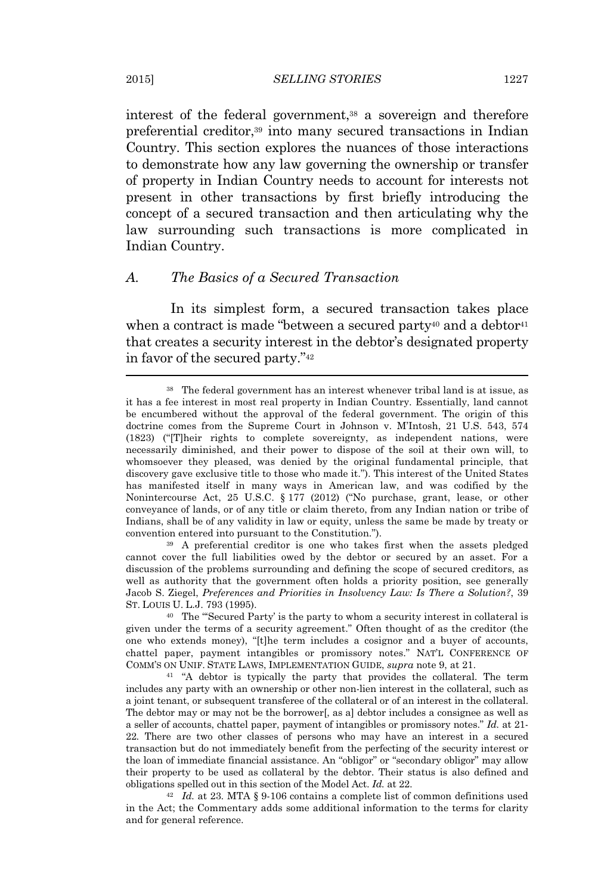interest of the federal government,[38] a sovereign and therefore preferential creditor,[39] into many secured transactions in Indian Country. This section explores the nuances of those interactions to demonstrate how any law governing the ownership or transfer of property in Indian Country needs to account for interests not present in other transactions by first briefly introducing the concept of a secured transaction and then articulating why the law surrounding such transactions is more complicated in Indian Country.

### *A. The Basics of a Secured Transaction*

In its simplest form, a secured transaction takes place when a contract is made "between a secured party[40] and a debtor[41] that creates a security interest in the debtor's designated property in favor of the secured party."[42]

---

[38] The federal government has an interest whenever tribal land is at issue, as it has a fee interest in most real property in Indian Country. Essentially, land cannot be encumbered without the approval of the federal government. The origin of this doctrine comes from the Supreme Court in Johnson v. M'Intosh, 21 U.S. 543, 574 (1823) ("[T]heir rights to complete sovereignty, as independent nations, were necessarily diminished, and their power to dispose of the soil at their own will, to whomsoever they pleased, was denied by the original fundamental principle, that discovery gave exclusive title to those who made it."). This interest of the United States has manifested itself in many ways in American law, and was codified by the Nonintercourse Act, 25 U.S.C. § 177 (2012) ("No purchase, grant, lease, or other conveyance of lands, or of any title or claim thereto, from any Indian nation or tribe of Indians, shall be of any validity in law or equity, unless the same be made by treaty or convention entered into pursuant to the Constitution.").

[39] A preferential creditor is one who takes first when the assets pledged cannot cover the full liabilities owed by the debtor or secured by an asset. For a discussion of the problems surrounding and defining the scope of secured creditors, as well as authority that the government often holds a priority position, see generally Jacob S. Ziegel, *Preferences and Priorities in Insolvency Law: Is There a Solution?*, 39 ST. LOUIS U. L.J. 793 (1995).

[40] The "'Secured Party' is the party to whom a security interest in collateral is given under the terms of a security agreement." Often thought of as the creditor (the one who extends money), "[t]he term includes a cosignor and a buyer of accounts, chattel paper, payment intangibles or promissory notes." NAT'L CONFERENCE OF COMM'S ON UNIF. STATE LAWS, IMPLEMENTATION GUIDE, *supra* note 9, at 21.

[41] "A debtor is typically the party that provides the collateral. The term includes any party with an ownership or other non-lien interest in the collateral, such as a joint tenant, or subsequent transferee of the collateral or of an interest in the collateral. The debtor may or may not be the borrower[, as a] debtor includes a consignee as well as a seller of accounts, chattel paper, payment of intangibles or promissory notes." *Id.* at 21-22. There are two other classes of persons who may have an interest in a secured transaction but do not immediately benefit from the perfecting of the security interest or the loan of immediate financial assistance. An "obligor" or "secondary obligor" may allow their property to be used as collateral by the debtor. Their status is also defined and obligations spelled out in this section of the Model Act. *Id.* at 22.

[42] *Id.* at 23. MTA § 9-106 contains a complete list of common definitions used in the Act; the Commentary adds some additional information to the terms for clarity and for general reference.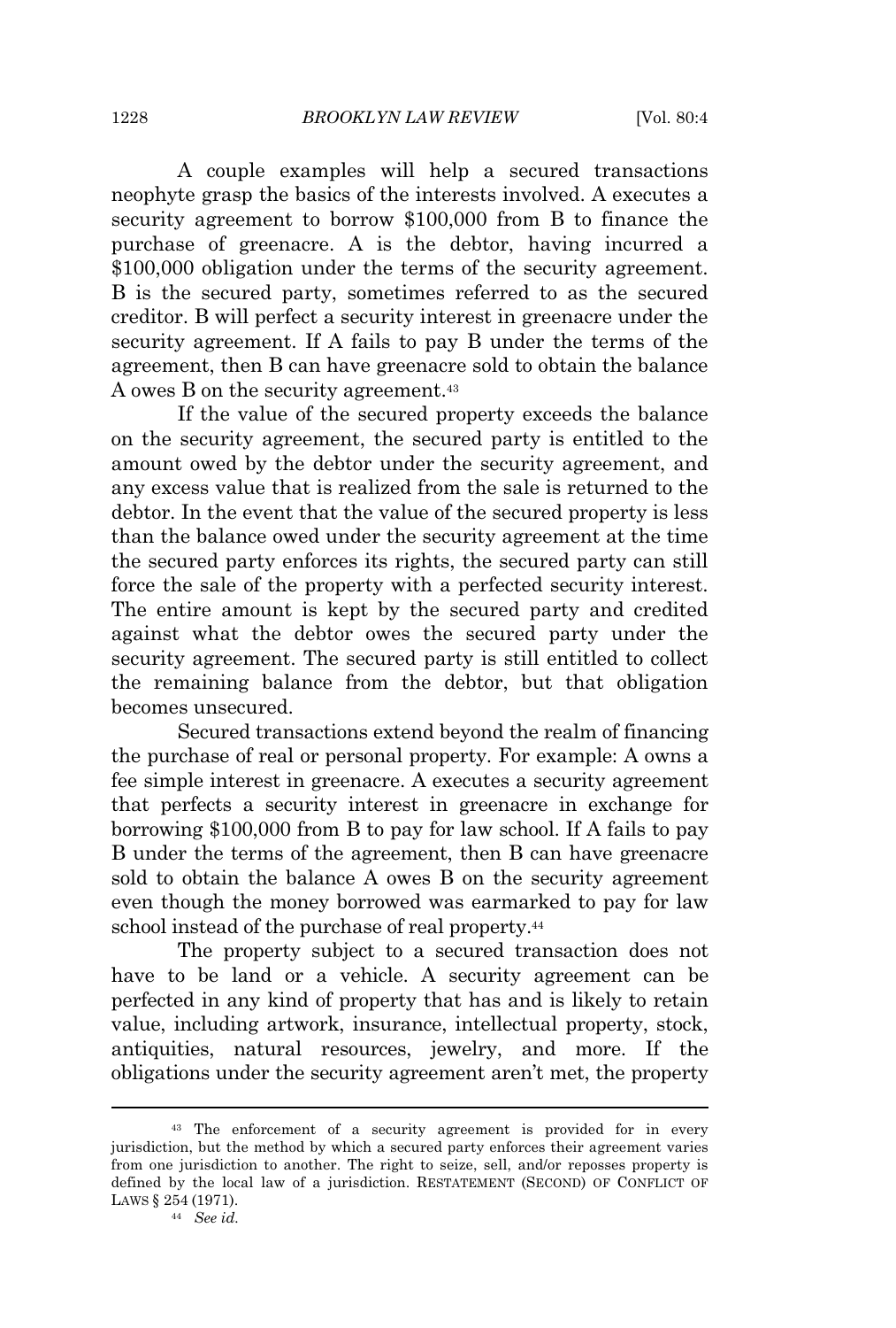A couple examples will help a secured transactions neophyte grasp the basics of the interests involved. A executes a security agreement to borrow $100,000 from B to finance the purchase of greenacre. A is the debtor, having incurred a $100,000 obligation under the terms of the security agreement. B is the secured party, sometimes referred to as the secured creditor. B will perfect a security interest in greenacre under the security agreement. If A fails to pay B under the terms of the agreement, then B can have greenacre sold to obtain the balance A owes B on the security agreement.[43]

If the value of the secured property exceeds the balance on the security agreement, the secured party is entitled to the amount owed by the debtor under the security agreement, and any excess value that is realized from the sale is returned to the debtor. In the event that the value of the secured property is less than the balance owed under the security agreement at the time the secured party enforces its rights, the secured party can still force the sale of the property with a perfected security interest. The entire amount is kept by the secured party and credited against what the debtor owes the secured party under the security agreement. The secured party is still entitled to collect the remaining balance from the debtor, but that obligation becomes unsecured.

Secured transactions extend beyond the realm of financing the purchase of real or personal property. For example: A owns a fee simple interest in greenacre. A executes a security agreement that perfects a security interest in greenacre in exchange for borrowing $100,000 from B to pay for law school. If A fails to pay B under the terms of the agreement, then B can have greenacre sold to obtain the balance A owes B on the security agreement even though the money borrowed was earmarked to pay for law school instead of the purchase of real property.[44]

The property subject to a secured transaction does not have to be land or a vehicle. A security agreement can be perfected in any kind of property that has and is likely to retain value, including artwork, insurance, intellectual property, stock, antiquities, natural resources, jewelry, and more. If the obligations under the security agreement aren't met, the property

---

[43] The enforcement of a security agreement is provided for in every jurisdiction, but the method by which a secured party enforces their agreement varies from one jurisdiction to another. The right to seize, sell, and/or reposses property is defined by the local law of a jurisdiction. RESTATEMENT (SECOND) OF CONFLICT OF LAWS § 254 (1971).

[44] *See id.*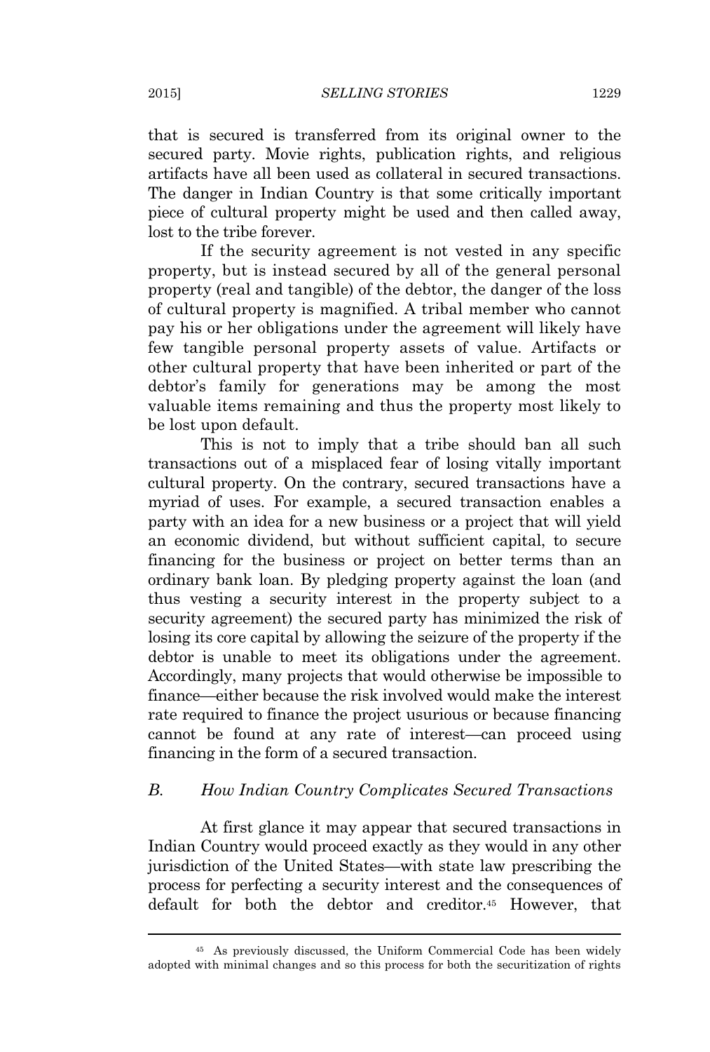that is secured is transferred from its original owner to the secured party. Movie rights, publication rights, and religious artifacts have all been used as collateral in secured transactions. The danger in Indian Country is that some critically important piece of cultural property might be used and then called away, lost to the tribe forever.

If the security agreement is not vested in any specific property, but is instead secured by all of the general personal property (real and tangible) of the debtor, the danger of the loss of cultural property is magnified. A tribal member who cannot pay his or her obligations under the agreement will likely have few tangible personal property assets of value. Artifacts or other cultural property that have been inherited or part of the debtor's family for generations may be among the most valuable items remaining and thus the property most likely to be lost upon default.

This is not to imply that a tribe should ban all such transactions out of a misplaced fear of losing vitally important cultural property. On the contrary, secured transactions have a myriad of uses. For example, a secured transaction enables a party with an idea for a new business or a project that will yield an economic dividend, but without sufficient capital, to secure financing for the business or project on better terms than an ordinary bank loan. By pledging property against the loan (and thus vesting a security interest in the property subject to a security agreement) the secured party has minimized the risk of losing its core capital by allowing the seizure of the property if the debtor is unable to meet its obligations under the agreement. Accordingly, many projects that would otherwise be impossible to finance—either because the risk involved would make the interest rate required to finance the project usurious or because financing cannot be found at any rate of interest—can proceed using financing in the form of a secured transaction.

### *B. How Indian Country Complicates Secured Transactions*

At first glance it may appear that secured transactions in Indian Country would proceed exactly as they would in any other jurisdiction of the United States—with state law prescribing the process for perfecting a security interest and the consequences of default for both the debtor and creditor.[45] However, that

[45] As previously discussed, the Uniform Commercial Code has been widely adopted with minimal changes and so this process for both the securitization of rights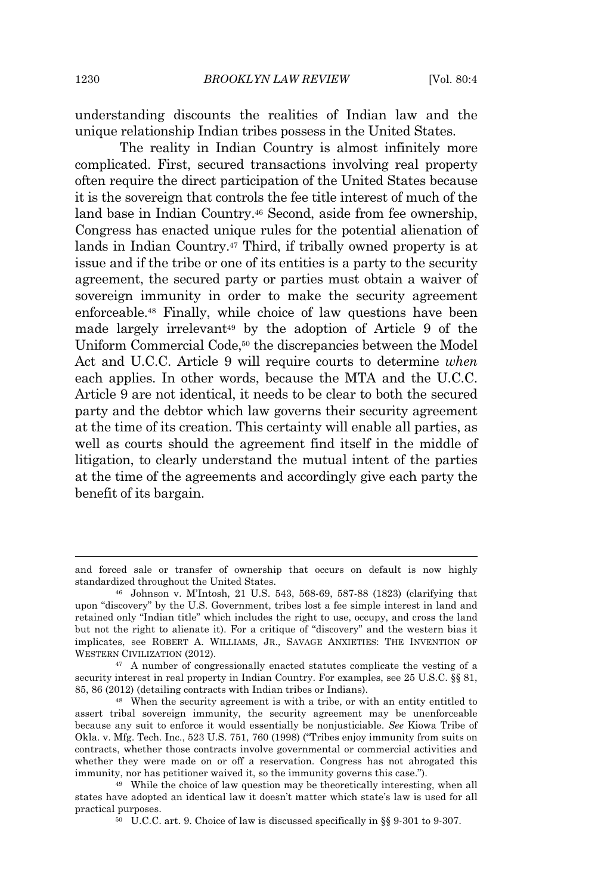understanding discounts the realities of Indian law and the unique relationship Indian tribes possess in the United States.

The reality in Indian Country is almost infinitely more complicated. First, secured transactions involving real property often require the direct participation of the United States because it is the sovereign that controls the fee title interest of much of the land base in Indian Country.[46] Second, aside from fee ownership, Congress has enacted unique rules for the potential alienation of lands in Indian Country.[47] Third, if tribally owned property is at issue and if the tribe or one of its entities is a party to the security agreement, the secured party or parties must obtain a waiver of sovereign immunity in order to make the security agreement enforceable.[48] Finally, while choice of law questions have been made largely irrelevant[49] by the adoption of Article 9 of the Uniform Commercial Code,[50] the discrepancies between the Model Act and U.C.C. Article 9 will require courts to determine *when* each applies. In other words, because the MTA and the U.C.C. Article 9 are not identical, it needs to be clear to both the secured party and the debtor which law governs their security agreement at the time of its creation. This certainty will enable all parties, as well as courts should the agreement find itself in the middle of litigation, to clearly understand the mutual intent of the parties at the time of the agreements and accordingly give each party the benefit of its bargain.

---

and forced sale or transfer of ownership that occurs on default is now highly standardized throughout the United States.

[46] Johnson v. M'Intosh, 21 U.S. 543, 568-69, 587-88 (1823) (clarifying that upon "discovery" by the U.S. Government, tribes lost a fee simple interest in land and retained only "Indian title" which includes the right to use, occupy, and cross the land but not the right to alienate it). For a critique of "discovery" and the western bias it implicates, see ROBERT A. WILLIAMS, JR., SAVAGE ANXIETIES: THE INVENTION OF WESTERN CIVILIZATION (2012).

[47] A number of congressionally enacted statutes complicate the vesting of a security interest in real property in Indian Country. For examples, see 25 U.S.C. §§ 81, 85, 86 (2012) (detailing contracts with Indian tribes or Indians).

[48] When the security agreement is with a tribe, or with an entity entitled to assert tribal sovereign immunity, the security agreement may be unenforceable because any suit to enforce it would essentially be nonjusticiable. *See* Kiowa Tribe of Okla. v. Mfg. Tech. Inc., 523 U.S. 751, 760 (1998) ("Tribes enjoy immunity from suits on contracts, whether those contracts involve governmental or commercial activities and whether they were made on or off a reservation. Congress has not abrogated this immunity, nor has petitioner waived it, so the immunity governs this case.").

[49] While the choice of law question may be theoretically interesting, when all states have adopted an identical law it doesn't matter which state's law is used for all practical purposes.

[50] U.C.C. art. 9. Choice of law is discussed specifically in §§ 9-301 to 9-307.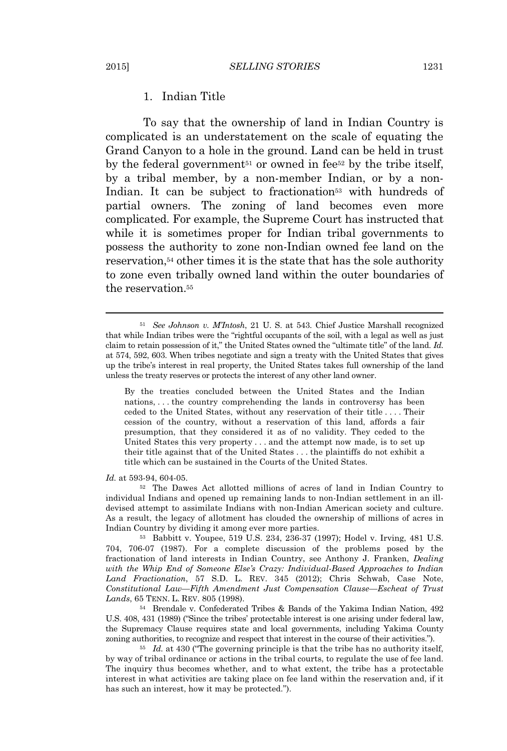### 1. Indian Title

To say that the ownership of land in Indian Country is complicated is an understatement on the scale of equating the Grand Canyon to a hole in the ground. Land can be held in trust by the federal government[51] or owned in fee[52] by the tribe itself, by a tribal member, by a non-member Indian, or by a non-Indian. It can be subject to fractionation[53] with hundreds of partial owners. The zoning of land becomes even more complicated. For example, the Supreme Court has instructed that while it is sometimes proper for Indian tribal governments to possess the authority to zone non-Indian owned fee land on the reservation,[54] other times it is the state that has the sole authority to zone even tribally owned land within the outer boundaries of the reservation.[55]

---

[51] *See Johnson v. M'Intosh*, 21 U. S. at 543. Chief Justice Marshall recognized that while Indian tribes were the "rightful occupants of the soil, with a legal as well as just claim to retain possession of it," the United States owned the "ultimate title" of the land. *Id.* at 574, 592, 603. When tribes negotiate and sign a treaty with the United States that gives up the tribe's interest in real property, the United States takes full ownership of the land unless the treaty reserves or protects the interest of any other land owner.

> By the treaties concluded between the United States and the Indian nations, . . . the country comprehending the lands in controversy has been ceded to the United States, without any reservation of their title . . . . Their cession of the country, without a reservation of this land, affords a fair presumption, that they considered it as of no validity. They ceded to the United States this very property . . . and the attempt now made, is to set up their title against that of the United States . . . the plaintiffs do not exhibit a title which can be sustained in the Courts of the United States.

*Id.* at 593-94, 604-05.

[52] The Dawes Act allotted millions of acres of land in Indian Country to individual Indians and opened up remaining lands to non-Indian settlement in an ill-devised attempt to assimilate Indians with non-Indian American society and culture. As a result, the legacy of allotment has clouded the ownership of millions of acres in Indian Country by dividing it among ever more parties.

[53] Babbitt v. Youpee, 519 U.S. 234, 236-37 (1997); Hodel v. Irving, 481 U.S. 704, 706-07 (1987). For a complete discussion of the problems posed by the fractionation of land interests in Indian Country, see Anthony J. Franken, *Dealing with the Whip End of Someone Else's Crazy: Individual-Based Approaches to Indian Land Fractionation*, 57 S.D. L. REV. 345 (2012); Chris Schwab, Case Note, *Constitutional Law—Fifth Amendment Just Compensation Clause—Escheat of Trust Lands*, 65 TENN. L. REV. 805 (1998).

[54] Brendale v. Confederated Tribes & Bands of the Yakima Indian Nation, 492 U.S. 408, 431 (1989) ("Since the tribes' protectable interest is one arising under federal law, the Supremacy Clause requires state and local governments, including Yakima County zoning authorities, to recognize and respect that interest in the course of their activities.").

[55] *Id.* at 430 ("The governing principle is that the tribe has no authority itself, by way of tribal ordinance or actions in the tribal courts, to regulate the use of fee land. The inquiry thus becomes whether, and to what extent, the tribe has a protectable interest in what activities are taking place on fee land within the reservation and, if it has such an interest, how it may be protected.").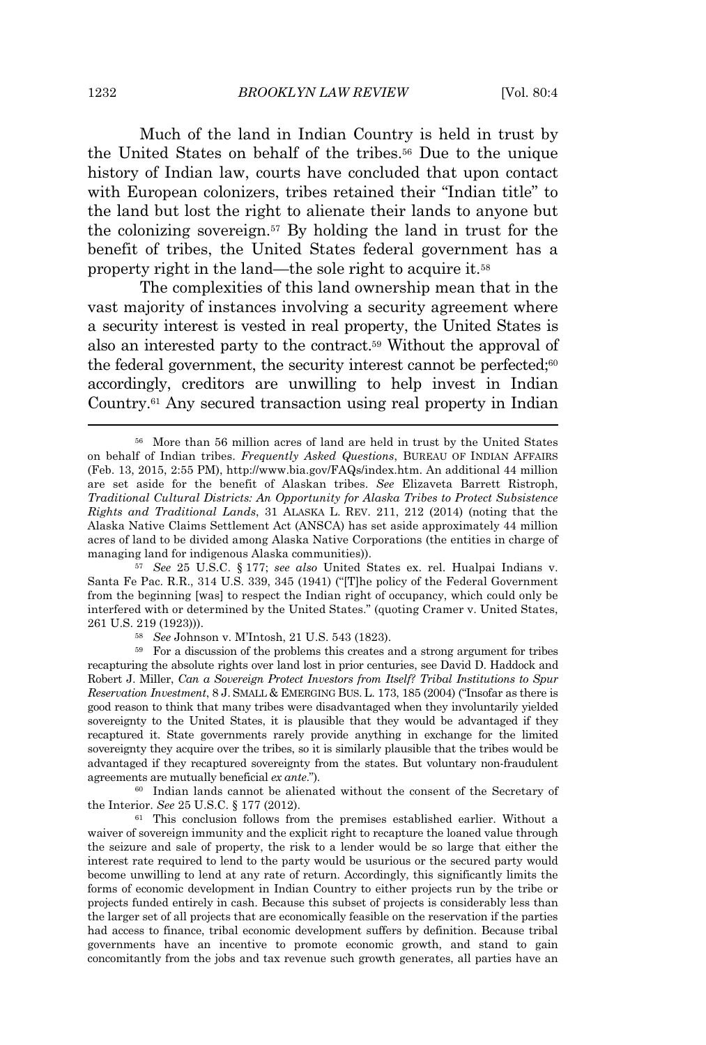Much of the land in Indian Country is held in trust by the United States on behalf of the tribes.[56] Due to the unique history of Indian law, courts have concluded that upon contact with European colonizers, tribes retained their "Indian title" to the land but lost the right to alienate their lands to anyone but the colonizing sovereign.[57] By holding the land in trust for the benefit of tribes, the United States federal government has a property right in the land—the sole right to acquire it.[58]

The complexities of this land ownership mean that in the vast majority of instances involving a security agreement where a security interest is vested in real property, the United States is also an interested party to the contract.[59] Without the approval of the federal government, the security interest cannot be perfected;[60] accordingly, creditors are unwilling to help invest in Indian Country.[61] Any secured transaction using real property in Indian

---

[56] More than 56 million acres of land are held in trust by the United States on behalf of Indian tribes. *Frequently Asked Questions*, BUREAU OF INDIAN AFFAIRS (Feb. 13, 2015, 2:55 PM), http://www.bia.gov/FAQs/index.htm. An additional 44 million are set aside for the benefit of Alaskan tribes. *See* Elizaveta Barrett Ristroph, *Traditional Cultural Districts: An Opportunity for Alaska Tribes to Protect Subsistence Rights and Traditional Lands*, 31 ALASKA L. REV. 211, 212 (2014) (noting that the Alaska Native Claims Settlement Act (ANSCA) has set aside approximately 44 million acres of land to be divided among Alaska Native Corporations (the entities in charge of managing land for indigenous Alaska communities)).

[57] *See* 25 U.S.C. § 177; *see also* United States ex. rel. Hualpai Indians v. Santa Fe Pac. R.R., 314 U.S. 339, 345 (1941) ("[T]he policy of the Federal Government from the beginning [was] to respect the Indian right of occupancy, which could only be interfered with or determined by the United States." (quoting Cramer v. United States, 261 U.S. 219 (1923))).

[58] *See* Johnson v. M'Intosh, 21 U.S. 543 (1823).

[59] For a discussion of the problems this creates and a strong argument for tribes recapturing the absolute rights over land lost in prior centuries, see David D. Haddock and Robert J. Miller, *Can a Sovereign Protect Investors from Itself? Tribal Institutions to Spur Reservation Investment*, 8 J. SMALL & EMERGING BUS. L. 173, 185 (2004) ("Insofar as there is good reason to think that many tribes were disadvantaged when they involuntarily yielded sovereignty to the United States, it is plausible that they would be advantaged if they recaptured it. State governments rarely provide anything in exchange for the limited sovereignty they acquire over the tribes, so it is similarly plausible that the tribes would be advantaged if they recaptured sovereignty from the states. But voluntary non-fraudulent agreements are mutually beneficial *ex ante*.").

[60] Indian lands cannot be alienated without the consent of the Secretary of the Interior. *See* 25 U.S.C. § 177 (2012).

[61] This conclusion follows from the premises established earlier. Without a waiver of sovereign immunity and the explicit right to recapture the loaned value through the seizure and sale of property, the risk to a lender would be so large that either the interest rate required to lend to the party would be usurious or the secured party would become unwilling to lend at any rate of return. Accordingly, this significantly limits the forms of economic development in Indian Country to either projects run by the tribe or projects funded entirely in cash. Because this subset of projects is considerably less than the larger set of all projects that are economically feasible on the reservation if the parties had access to finance, tribal economic development suffers by definition. Because tribal governments have an incentive to promote economic growth, and stand to gain concomitantly from the jobs and tax revenue such growth generates, all parties have an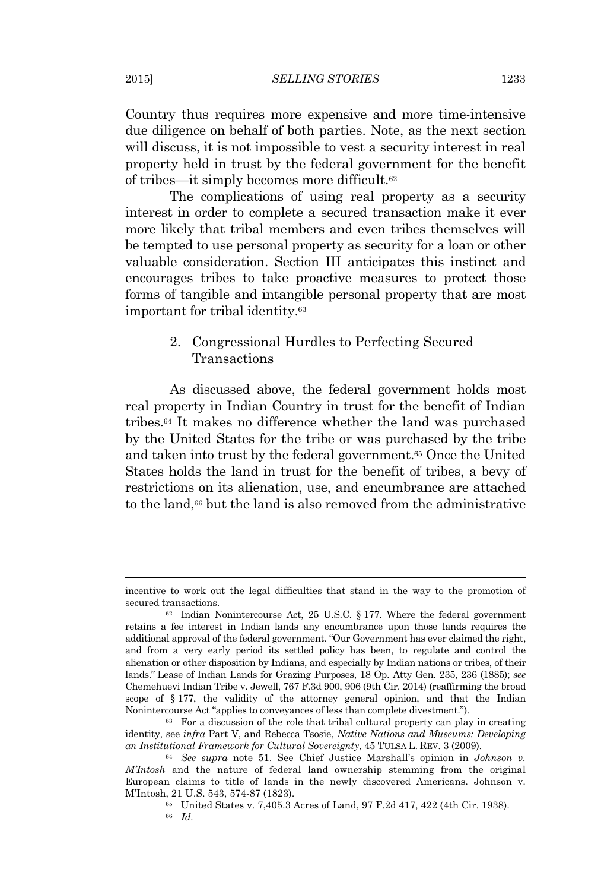Country thus requires more expensive and more time-intensive due diligence on behalf of both parties. Note, as the next section will discuss, it is not impossible to vest a security interest in real property held in trust by the federal government for the benefit of tribes—it simply becomes more difficult.[62]

The complications of using real property as a security interest in order to complete a secured transaction make it ever more likely that tribal members and even tribes themselves will be tempted to use personal property as security for a loan or other valuable consideration. Section III anticipates this instinct and encourages tribes to take proactive measures to protect those forms of tangible and intangible personal property that are most important for tribal identity.[63]

### 2. Congressional Hurdles to Perfecting Secured Transactions

As discussed above, the federal government holds most real property in Indian Country in trust for the benefit of Indian tribes.[64] It makes no difference whether the land was purchased by the United States for the tribe or was purchased by the tribe and taken into trust by the federal government.[65] Once the United States holds the land in trust for the benefit of tribes, a bevy of restrictions on its alienation, use, and encumbrance are attached to the land,[66] but the land is also removed from the administrative

---

incentive to work out the legal difficulties that stand in the way to the promotion of secured transactions.

[62] Indian Nonintercourse Act, 25 U.S.C. § 177. Where the federal government retains a fee interest in Indian lands any encumbrance upon those lands requires the additional approval of the federal government. "Our Government has ever claimed the right, and from a very early period its settled policy has been, to regulate and control the alienation or other disposition by Indians, and especially by Indian nations or tribes, of their lands." Lease of Indian Lands for Grazing Purposes, 18 Op. Atty Gen. 235, 236 (1885); *see* Chemehuevi Indian Tribe v. Jewell, 767 F.3d 900, 906 (9th Cir. 2014) (reaffirming the broad scope of § 177, the validity of the attorney general opinion, and that the Indian Nonintercourse Act "applies to conveyances of less than complete divestment.").

[63] For a discussion of the role that tribal cultural property can play in creating identity, see *infra* Part V, and Rebecca Tsosie, *Native Nations and Museums: Developing an Institutional Framework for Cultural Sovereignty*, 45 TULSA L. REV. 3 (2009).

[64] *See supra* note 51. See Chief Justice Marshall's opinion in *Johnson v. M'Intosh* and the nature of federal land ownership stemming from the original European claims to title of lands in the newly discovered Americans. Johnson v. M'Intosh, 21 U.S. 543, 574-87 (1823).

[65] United States v. 7,405.3 Acres of Land, 97 F.2d 417, 422 (4th Cir. 1938).

[66] *Id.*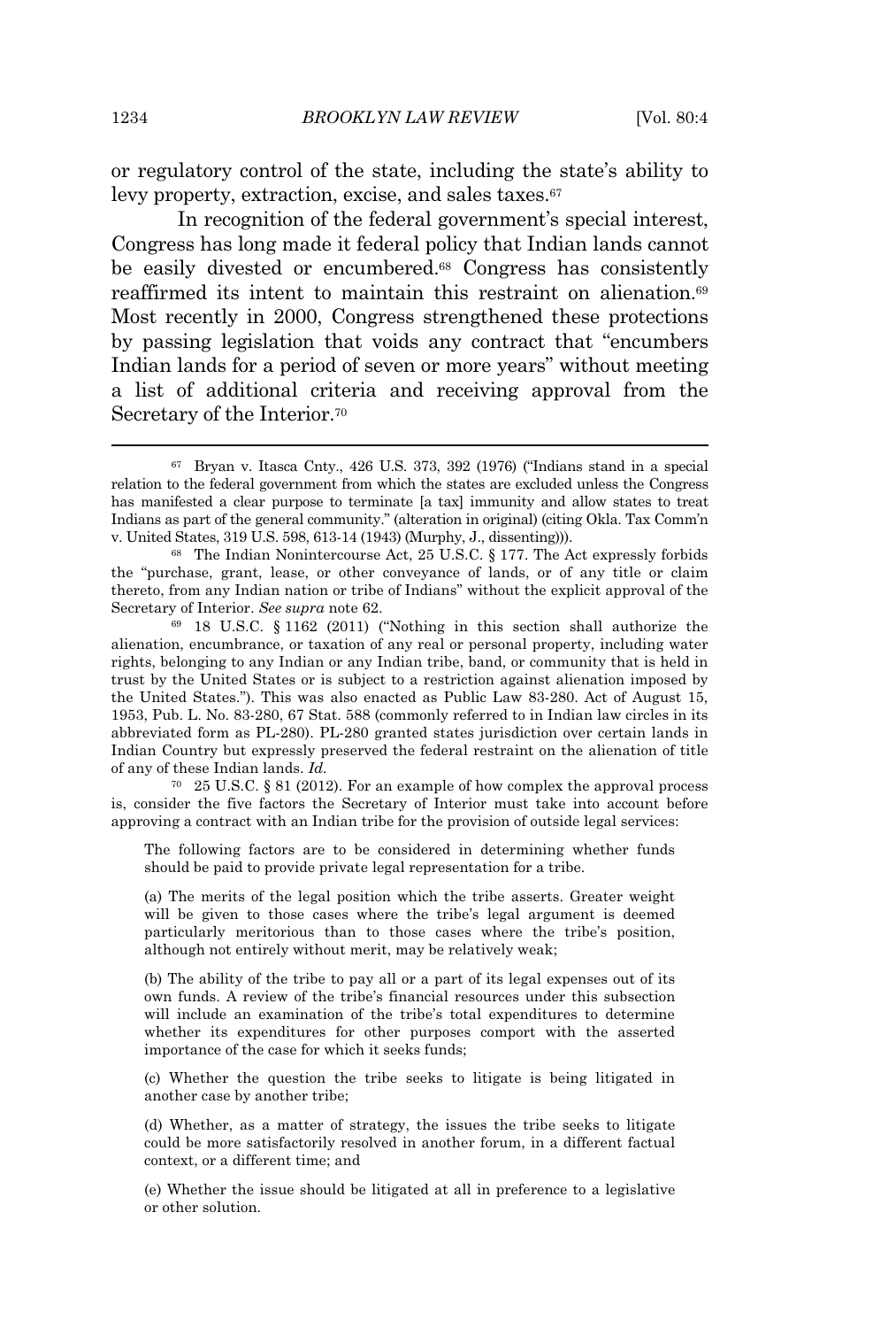or regulatory control of the state, including the state's ability to levy property, extraction, excise, and sales taxes.[67]

In recognition of the federal government's special interest, Congress has long made it federal policy that Indian lands cannot be easily divested or encumbered.[68] Congress has consistently reaffirmed its intent to maintain this restraint on alienation.[69] Most recently in 2000, Congress strengthened these protections by passing legislation that voids any contract that "encumbers Indian lands for a period of seven or more years" without meeting a list of additional criteria and receiving approval from the Secretary of the Interior.[70]

---

[67] Bryan v. Itasca Cnty., 426 U.S. 373, 392 (1976) ("Indians stand in a special relation to the federal government from which the states are excluded unless the Congress has manifested a clear purpose to terminate [a tax] immunity and allow states to treat Indians as part of the general community." (alteration in original) (citing Okla. Tax Comm'n v. United States, 319 U.S. 598, 613-14 (1943) (Murphy, J., dissenting))).

[68] The Indian Nonintercourse Act, 25 U.S.C. § 177. The Act expressly forbids the "purchase, grant, lease, or other conveyance of lands, or of any title or claim thereto, from any Indian nation or tribe of Indians" without the explicit approval of the Secretary of Interior. *See supra* note 62.

[69] 18 U.S.C. § 1162 (2011) ("Nothing in this section shall authorize the alienation, encumbrance, or taxation of any real or personal property, including water rights, belonging to any Indian or any Indian tribe, band, or community that is held in trust by the United States or is subject to a restriction against alienation imposed by the United States."). This was also enacted as Public Law 83-280. Act of August 15, 1953, Pub. L. No. 83-280, 67 Stat. 588 (commonly referred to in Indian law circles in its abbreviated form as PL-280). PL-280 granted states jurisdiction over certain lands in Indian Country but expressly preserved the federal restraint on the alienation of title of any of these Indian lands. *Id.*

[70] 25 U.S.C. § 81 (2012). For an example of how complex the approval process is, consider the five factors the Secretary of Interior must take into account before approving a contract with an Indian tribe for the provision of outside legal services:

> The following factors are to be considered in determining whether funds should be paid to provide private legal representation for a tribe.
>
> (a) The merits of the legal position which the tribe asserts. Greater weight will be given to those cases where the tribe's legal argument is deemed particularly meritorious than to those cases where the tribe's position, although not entirely without merit, may be relatively weak;
>
> (b) The ability of the tribe to pay all or a part of its legal expenses out of its own funds. A review of the tribe's financial resources under this subsection will include an examination of the tribe's total expenditures to determine whether its expenditures for other purposes comport with the asserted importance of the case for which it seeks funds;
>
> (c) Whether the question the tribe seeks to litigate is being litigated in another case by another tribe;
>
> (d) Whether, as a matter of strategy, the issues the tribe seeks to litigate could be more satisfactorily resolved in another forum, in a different factual context, or a different time; and
>
> (e) Whether the issue should be litigated at all in preference to a legislative or other solution.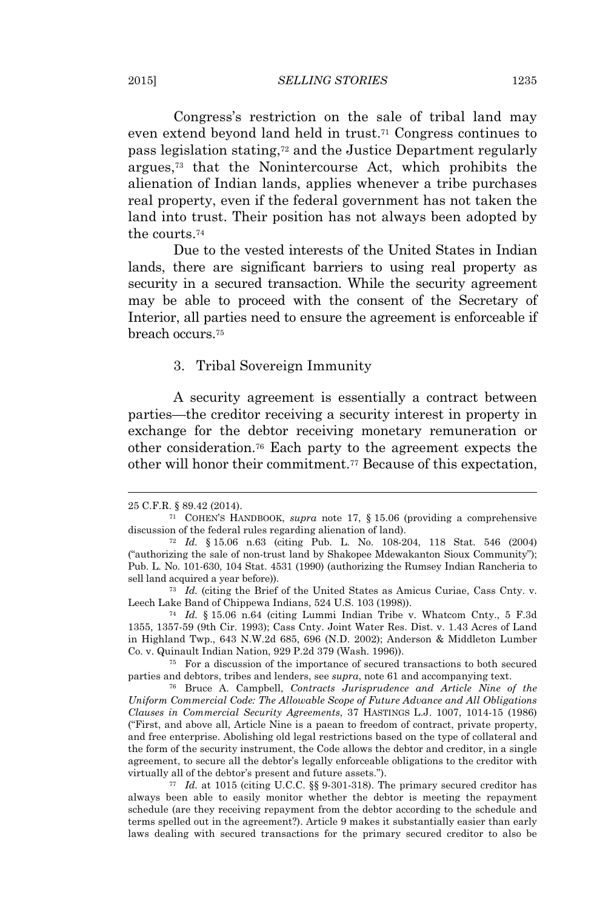Congress's restriction on the sale of tribal land may even extend beyond land held in trust.[71] Congress continues to pass legislation stating,[72] and the Justice Department regularly argues,[73] that the Nonintercourse Act, which prohibits the alienation of Indian lands, applies whenever a tribe purchases real property, even if the federal government has not taken the land into trust. Their position has not always been adopted by the courts.[74]

Due to the vested interests of the United States in Indian lands, there are significant barriers to using real property as security in a secured transaction. While the security agreement may be able to proceed with the consent of the Secretary of Interior, all parties need to ensure the agreement is enforceable if breach occurs.[75]

### 3. Tribal Sovereign Immunity

A security agreement is essentially a contract between parties—the creditor receiving a security interest in property in exchange for the debtor receiving monetary remuneration or other consideration.[76] Each party to the agreement expects the other will honor their commitment.[77] Because of this expectation,

---

25 C.F.R. § 89.42 (2014).

[71] COHEN'S HANDBOOK, *supra* note 17, § 15.06 (providing a comprehensive discussion of the federal rules regarding alienation of land).

[72] *Id.* § 15.06 n.63 (citing Pub. L. No. 108-204, 118 Stat. 546 (2004) ("authorizing the sale of non-trust land by Shakopee Mdewakanton Sioux Community"); Pub. L. No. 101-630, 104 Stat. 4531 (1990) (authorizing the Rumsey Indian Rancheria to sell land acquired a year before)).

[73] *Id.* (citing the Brief of the United States as Amicus Curiae, Cass Cnty. v. Leech Lake Band of Chippewa Indians, 524 U.S. 103 (1998)).

[74] *Id.* § 15.06 n.64 (citing Lummi Indian Tribe v. Whatcom Cnty., 5 F.3d 1355, 1357-59 (9th Cir. 1993); Cass Cnty. Joint Water Res. Dist. v. 1.43 Acres of Land in Highland Twp., 643 N.W.2d 685, 696 (N.D. 2002); Anderson & Middleton Lumber Co. v. Quinault Indian Nation, 929 P.2d 379 (Wash. 1996)).

[75] For a discussion of the importance of secured transactions to both secured parties and debtors, tribes and lenders, see *supra*, note 61 and accompanying text.

[76] Bruce A. Campbell, *Contracts Jurisprudence and Article Nine of the Uniform Commercial Code: The Allowable Scope of Future Advance and All Obligations Clauses in Commercial Security Agreements*, 37 HASTINGS L.J. 1007, 1014-15 (1986) ("First, and above all, Article Nine is a paean to freedom of contract, private property, and free enterprise. Abolishing old legal restrictions based on the type of collateral and the form of the security instrument, the Code allows the debtor and creditor, in a single agreement, to secure all the debtor's legally enforceable obligations to the creditor with virtually all of the debtor's present and future assets.").

[77] *Id.* at 1015 (citing U.C.C. §§ 9-301-318). The primary secured creditor has always been able to easily monitor whether the debtor is meeting the repayment schedule (are they receiving repayment from the debtor according to the schedule and terms spelled out in the agreement?). Article 9 makes it substantially easier than early laws dealing with secured transactions for the primary secured creditor to also be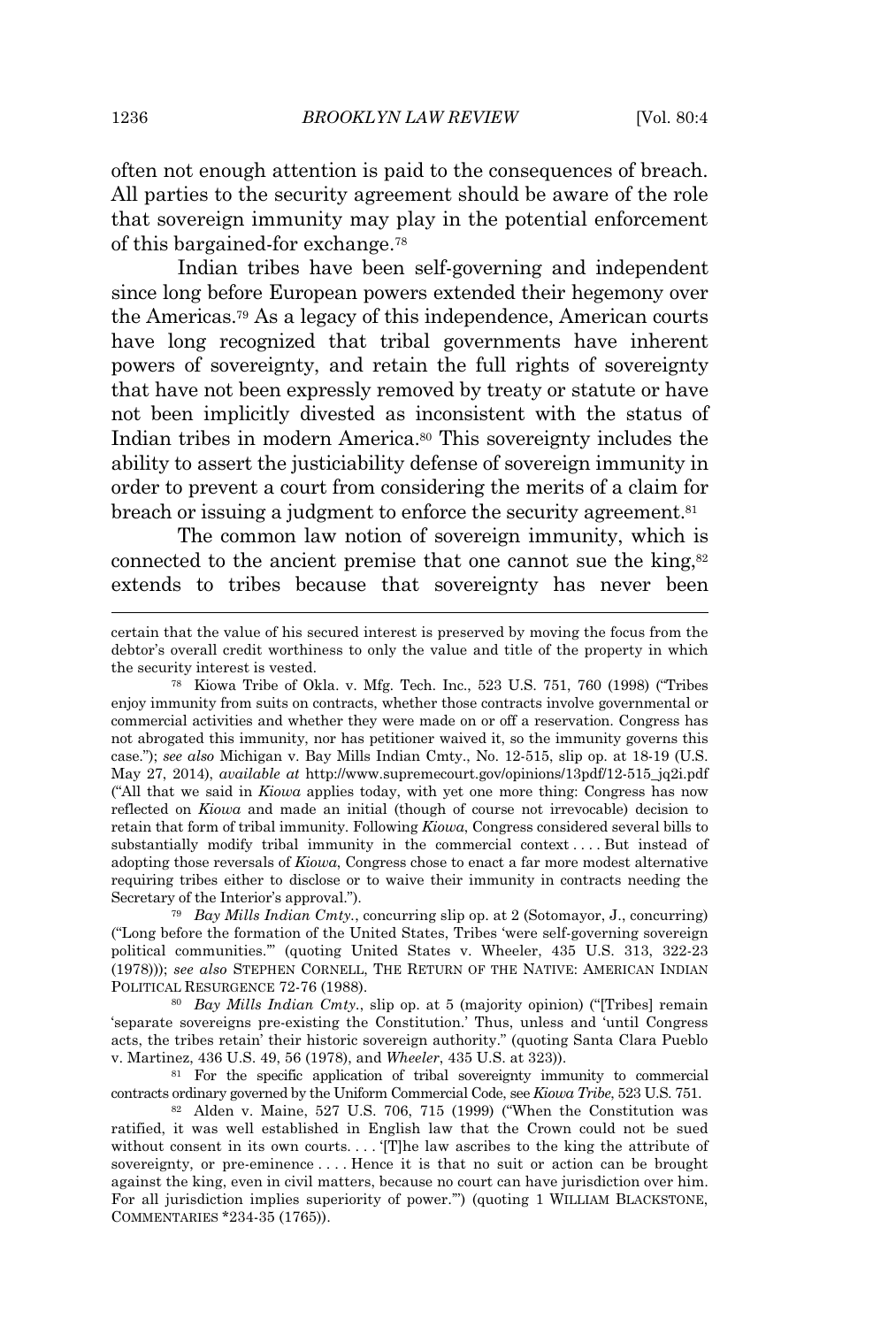often not enough attention is paid to the consequences of breach. All parties to the security agreement should be aware of the role that sovereign immunity may play in the potential enforcement of this bargained-for exchange.[78]

Indian tribes have been self-governing and independent since long before European powers extended their hegemony over the Americas.[79] As a legacy of this independence, American courts have long recognized that tribal governments have inherent powers of sovereignty, and retain the full rights of sovereignty that have not been expressly removed by treaty or statute or have not been implicitly divested as inconsistent with the status of Indian tribes in modern America.[80] This sovereignty includes the ability to assert the justiciability defense of sovereign immunity in order to prevent a court from considering the merits of a claim for breach or issuing a judgment to enforce the security agreement.[81]

The common law notion of sovereign immunity, which is connected to the ancient premise that one cannot sue the king,[82] extends to tribes because that sovereignty has never been

---

certain that the value of his secured interest is preserved by moving the focus from the debtor's overall credit worthiness to only the value and title of the property in which the security interest is vested.

[78] Kiowa Tribe of Okla. v. Mfg. Tech. Inc., 523 U.S. 751, 760 (1998) ("Tribes enjoy immunity from suits on contracts, whether those contracts involve governmental or commercial activities and whether they were made on or off a reservation. Congress has not abrogated this immunity, nor has petitioner waived it, so the immunity governs this case."); *see also* Michigan v. Bay Mills Indian Cmty., No. 12-515, slip op. at 18-19 (U.S. May 27, 2014), *available at* http://www.supremecourt.gov/opinions/13pdf/12-515_jq2i.pdf ("All that we said in *Kiowa* applies today, with yet one more thing: Congress has now reflected on *Kiowa* and made an initial (though of course not irrevocable) decision to retain that form of tribal immunity. Following *Kiowa*, Congress considered several bills to substantially modify tribal immunity in the commercial context . . . . But instead of adopting those reversals of *Kiowa*, Congress chose to enact a far more modest alternative requiring tribes either to disclose or to waive their immunity in contracts needing the Secretary of the Interior's approval.").

[79] *Bay Mills Indian Cmty.*, concurring slip op. at 2 (Sotomayor, J., concurring) ("Long before the formation of the United States, Tribes 'were self-governing sovereign political communities.'" (quoting United States v. Wheeler, 435 U.S. 313, 322-23 (1978))); *see also* STEPHEN CORNELL, THE RETURN OF THE NATIVE: AMERICAN INDIAN POLITICAL RESURGENCE 72-76 (1988).

[80] *Bay Mills Indian Cmty.*, slip op. at 5 (majority opinion) ("[Tribes] remain 'separate sovereigns pre-existing the Constitution.' Thus, unless and 'until Congress acts, the tribes retain' their historic sovereign authority." (quoting Santa Clara Pueblo v. Martinez, 436 U.S. 49, 56 (1978), and *Wheeler*, 435 U.S. at 323)).

[81] For the specific application of tribal sovereignty immunity to commercial contracts ordinary governed by the Uniform Commercial Code, see *Kiowa Tribe*, 523 U.S. 751.

[82] Alden v. Maine, 527 U.S. 706, 715 (1999) ("When the Constitution was ratified, it was well established in English law that the Crown could not be sued without consent in its own courts. . . . '[T]he law ascribes to the king the attribute of sovereignty, or pre-eminence . . . . Hence it is that no suit or action can be brought against the king, even in civil matters, because no court can have jurisdiction over him. For all jurisdiction implies superiority of power.'") (quoting 1 WILLIAM BLACKSTONE, COMMENTARIES *234-35 (1765)).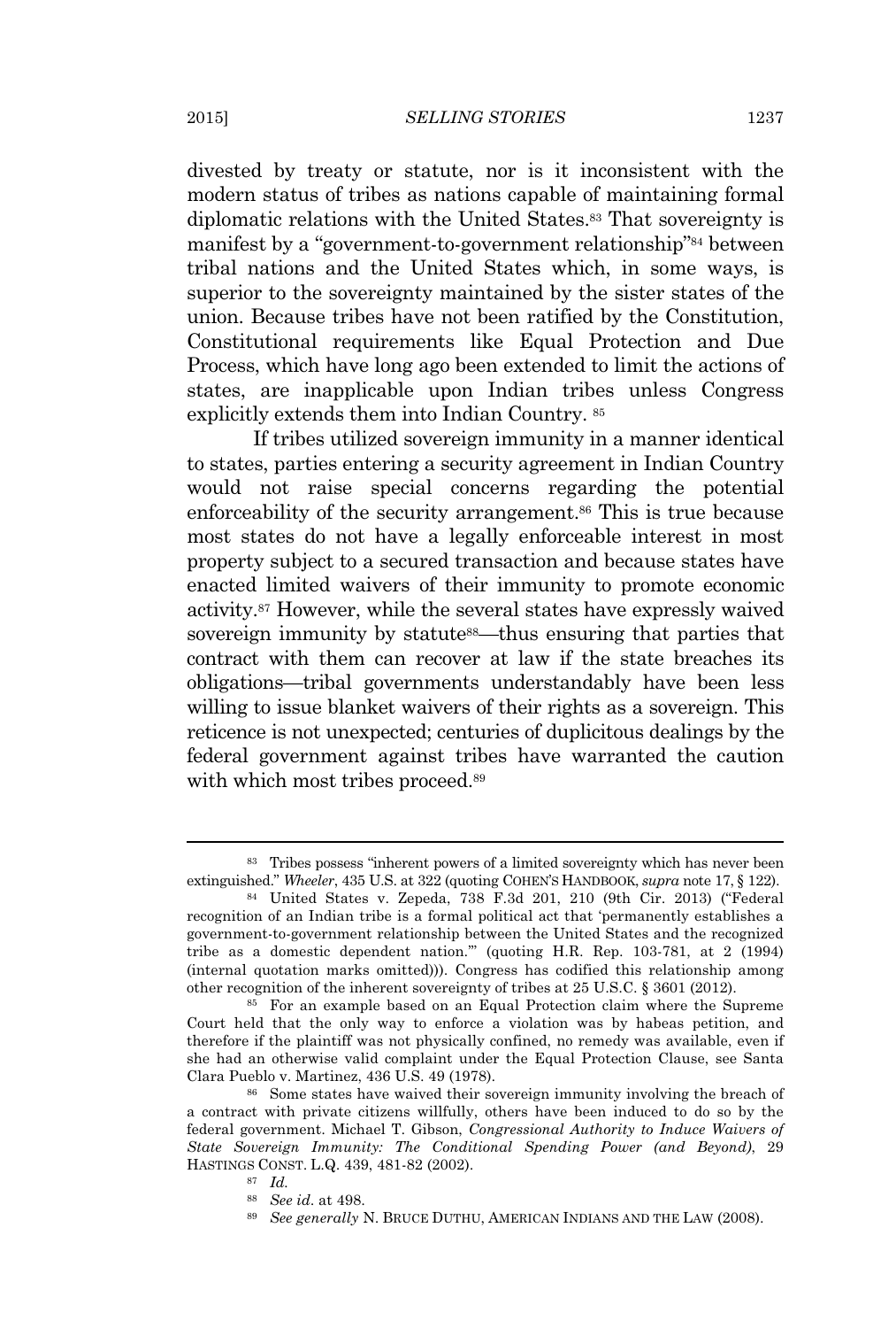divested by treaty or statute, nor is it inconsistent with the modern status of tribes as nations capable of maintaining formal diplomatic relations with the United States.[83] That sovereignty is manifest by a "government-to-government relationship"[84] between tribal nations and the United States which, in some ways, is superior to the sovereignty maintained by the sister states of the union. Because tribes have not been ratified by the Constitution, Constitutional requirements like Equal Protection and Due Process, which have long ago been extended to limit the actions of states, are inapplicable upon Indian tribes unless Congress explicitly extends them into Indian Country. [85]

If tribes utilized sovereign immunity in a manner identical to states, parties entering a security agreement in Indian Country would not raise special concerns regarding the potential enforceability of the security arrangement.[86] This is true because most states do not have a legally enforceable interest in most property subject to a secured transaction and because states have enacted limited waivers of their immunity to promote economic activity.[87] However, while the several states have expressly waived sovereign immunity by statute[88]—thus ensuring that parties that contract with them can recover at law if the state breaches its obligations—tribal governments understandably have been less willing to issue blanket waivers of their rights as a sovereign. This reticence is not unexpected; centuries of duplicitous dealings by the federal government against tribes have warranted the caution with which most tribes proceed.[89]

---

[83] Tribes possess "inherent powers of a limited sovereignty which has never been extinguished." *Wheeler*, 435 U.S. at 322 (quoting COHEN'S HANDBOOK, *supra* note 17, § 122).

[84] United States v. Zepeda, 738 F.3d 201, 210 (9th Cir. 2013) ("Federal recognition of an Indian tribe is a formal political act that 'permanently establishes a government-to-government relationship between the United States and the recognized tribe as a domestic dependent nation.'" (quoting H.R. Rep. 103-781, at 2 (1994) (internal quotation marks omitted))). Congress has codified this relationship among other recognition of the inherent sovereignty of tribes at 25 U.S.C. § 3601 (2012).

[85] For an example based on an Equal Protection claim where the Supreme Court held that the only way to enforce a violation was by habeas petition, and therefore if the plaintiff was not physically confined, no remedy was available, even if she had an otherwise valid complaint under the Equal Protection Clause, see Santa Clara Pueblo v. Martinez, 436 U.S. 49 (1978).

[86] Some states have waived their sovereign immunity involving the breach of a contract with private citizens willfully, others have been induced to do so by the federal government. Michael T. Gibson, *Congressional Authority to Induce Waivers of State Sovereign Immunity: The Conditional Spending Power (and Beyond)*, 29 HASTINGS CONST. L.Q. 439, 481-82 (2002).

[87] *Id.*

[88] *See id.* at 498.

[89] *See generally* N. BRUCE DUTHU, AMERICAN INDIANS AND THE LAW (2008).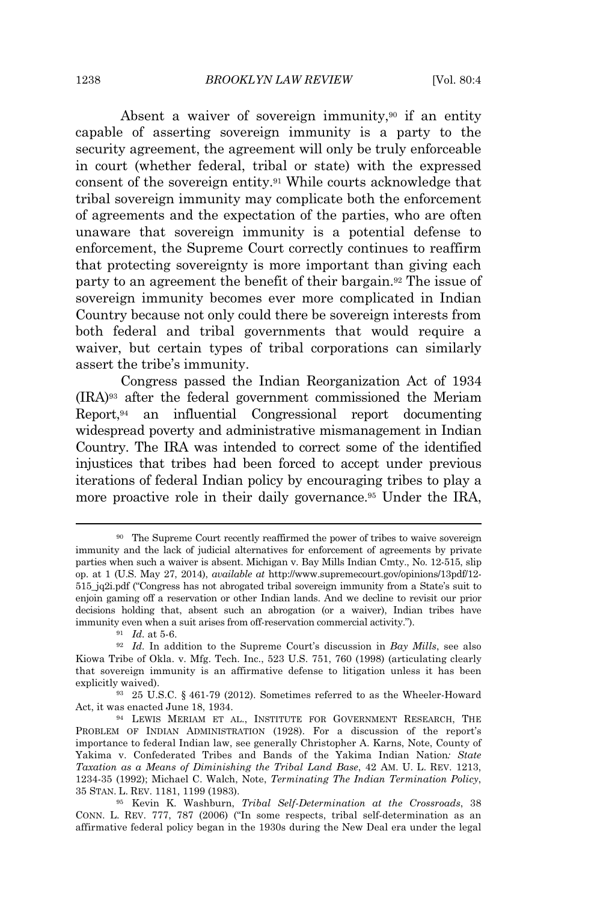Absent a waiver of sovereign immunity,[90] if an entity capable of asserting sovereign immunity is a party to the security agreement, the agreement will only be truly enforceable in court (whether federal, tribal or state) with the expressed consent of the sovereign entity.[91] While courts acknowledge that tribal sovereign immunity may complicate both the enforcement of agreements and the expectation of the parties, who are often unaware that sovereign immunity is a potential defense to enforcement, the Supreme Court correctly continues to reaffirm that protecting sovereignty is more important than giving each party to an agreement the benefit of their bargain.[92] The issue of sovereign immunity becomes ever more complicated in Indian Country because not only could there be sovereign interests from both federal and tribal governments that would require a waiver, but certain types of tribal corporations can similarly assert the tribe's immunity.

Congress passed the Indian Reorganization Act of 1934 (IRA)[93] after the federal government commissioned the Meriam Report,[94] an influential Congressional report documenting widespread poverty and administrative mismanagement in Indian Country. The IRA was intended to correct some of the identified injustices that tribes had been forced to accept under previous iterations of federal Indian policy by encouraging tribes to play a more proactive role in their daily governance.[95] Under the IRA,

---

[90] The Supreme Court recently reaffirmed the power of tribes to waive sovereign immunity and the lack of judicial alternatives for enforcement of agreements by private parties when such a waiver is absent. Michigan v. Bay Mills Indian Cmty., No. 12-515, slip op. at 1 (U.S. May 27, 2014), *available at* http://www.supremecourt.gov/opinions/13pdf/12-515_jq2i.pdf ("Congress has not abrogated tribal sovereign immunity from a State's suit to enjoin gaming off a reservation or other Indian lands. And we decline to revisit our prior decisions holding that, absent such an abrogation (or a waiver), Indian tribes have immunity even when a suit arises from off-reservation commercial activity.").

[91] *Id.* at 5-6.

[92] *Id.* In addition to the Supreme Court's discussion in *Bay Mills*, see also Kiowa Tribe of Okla. v. Mfg. Tech. Inc., 523 U.S. 751, 760 (1998) (articulating clearly that sovereign immunity is an affirmative defense to litigation unless it has been explicitly waived).

[93] 25 U.S.C. § 461-79 (2012). Sometimes referred to as the Wheeler-Howard Act, it was enacted June 18, 1934.

[94] LEWIS MERIAM ET AL., INSTITUTE FOR GOVERNMENT RESEARCH, THE PROBLEM OF INDIAN ADMINISTRATION (1928). For a discussion of the report's importance to federal Indian law, see generally Christopher A. Karns, Note, County of Yakima v. Confederated Tribes and Bands of the Yakima Indian Nation*: State Taxation as a Means of Diminishing the Tribal Land Base*, 42 AM. U. L. REV. 1213, 1234-35 (1992); Michael C. Walch, Note, *Terminating The Indian Termination Policy*, 35 STAN. L. REV. 1181, 1199 (1983).

[95] Kevin K. Washburn, *Tribal Self-Determination at the Crossroads*, 38 CONN. L. REV. 777, 787 (2006) ("In some respects, tribal self-determination as an affirmative federal policy began in the 1930s during the New Deal era under the legal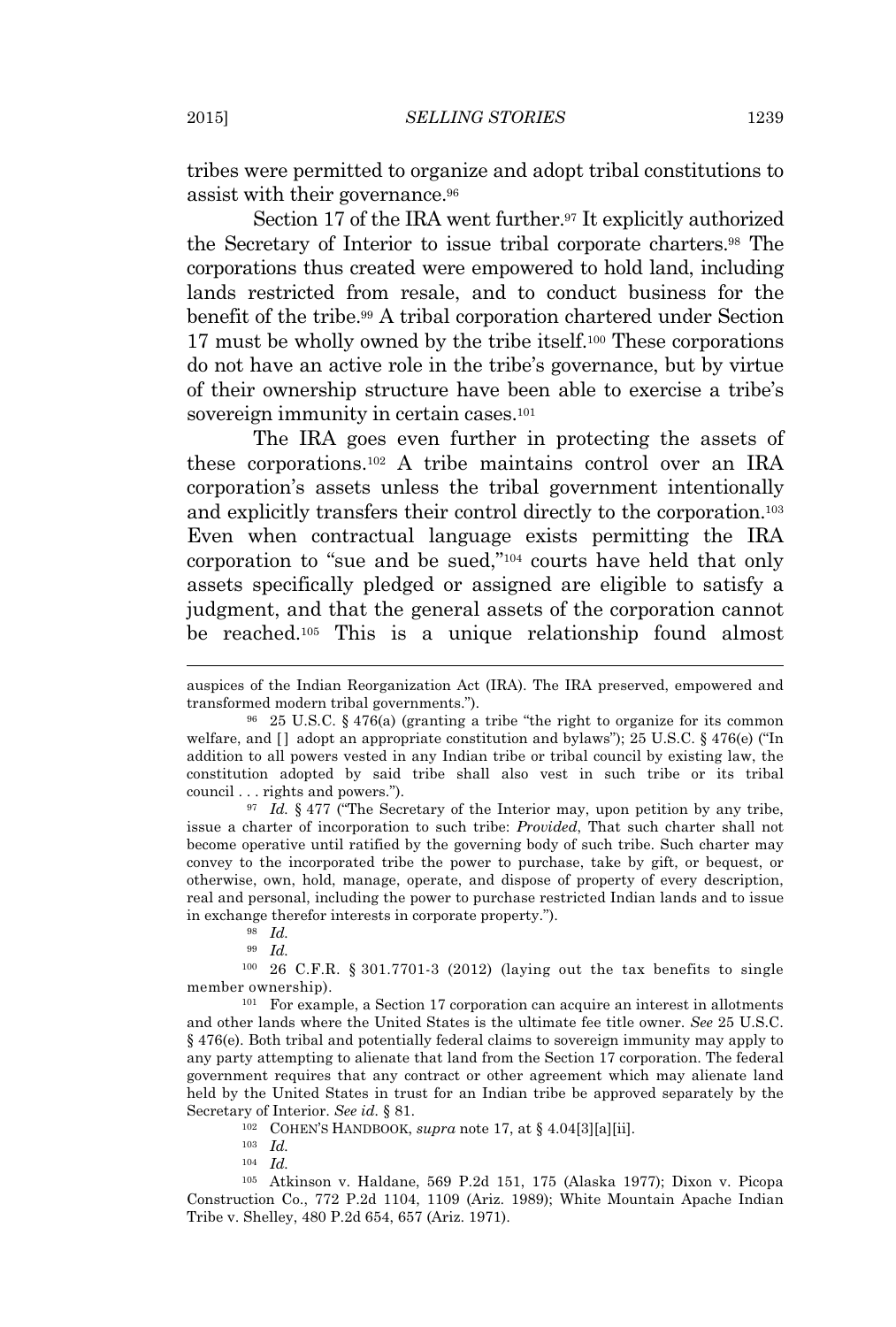tribes were permitted to organize and adopt tribal constitutions to assist with their governance.[96]

Section 17 of the IRA went further.[97] It explicitly authorized the Secretary of Interior to issue tribal corporate charters.[98] The corporations thus created were empowered to hold land, including lands restricted from resale, and to conduct business for the benefit of the tribe.[99] A tribal corporation chartered under Section 17 must be wholly owned by the tribe itself.[100] These corporations do not have an active role in the tribe's governance, but by virtue of their ownership structure have been able to exercise a tribe's sovereign immunity in certain cases.[101]

The IRA goes even further in protecting the assets of these corporations.[102] A tribe maintains control over an IRA corporation's assets unless the tribal government intentionally and explicitly transfers their control directly to the corporation.[103] Even when contractual language exists permitting the IRA corporation to "sue and be sued,"[104] courts have held that only assets specifically pledged or assigned are eligible to satisfy a judgment, and that the general assets of the corporation cannot be reached.[105] This is a unique relationship found almost

---

auspices of the Indian Reorganization Act (IRA). The IRA preserved, empowered and transformed modern tribal governments.").

[96] 25 U.S.C. § 476(a) (granting a tribe "the right to organize for its common welfare, and [] adopt an appropriate constitution and bylaws"); 25 U.S.C. § 476(e) ("In addition to all powers vested in any Indian tribe or tribal council by existing law, the constitution adopted by said tribe shall also vest in such tribe or its tribal council . . . rights and powers.").

[97] *Id.* § 477 ("The Secretary of the Interior may, upon petition by any tribe, issue a charter of incorporation to such tribe: *Provided*, That such charter shall not become operative until ratified by the governing body of such tribe. Such charter may convey to the incorporated tribe the power to purchase, take by gift, or bequest, or otherwise, own, hold, manage, operate, and dispose of property of every description, real and personal, including the power to purchase restricted Indian lands and to issue in exchange therefor interests in corporate property.").

[98] *Id.*

[99] *Id.*

[100] 26 C.F.R. § 301.7701-3 (2012) (laying out the tax benefits to single member ownership).

[101] For example, a Section 17 corporation can acquire an interest in allotments and other lands where the United States is the ultimate fee title owner. *See* 25 U.S.C. § 476(e). Both tribal and potentially federal claims to sovereign immunity may apply to any party attempting to alienate that land from the Section 17 corporation. The federal government requires that any contract or other agreement which may alienate land held by the United States in trust for an Indian tribe be approved separately by the Secretary of Interior. *See id.* § 81.

[102] COHEN'S HANDBOOK, *supra* note 17, at § 4.04[3][a][ii].

[103] *Id.*

[104] *Id.*

[105] Atkinson v. Haldane, 569 P.2d 151, 175 (Alaska 1977); Dixon v. Picopa Construction Co., 772 P.2d 1104, 1109 (Ariz. 1989); White Mountain Apache Indian Tribe v. Shelley, 480 P.2d 654, 657 (Ariz. 1971).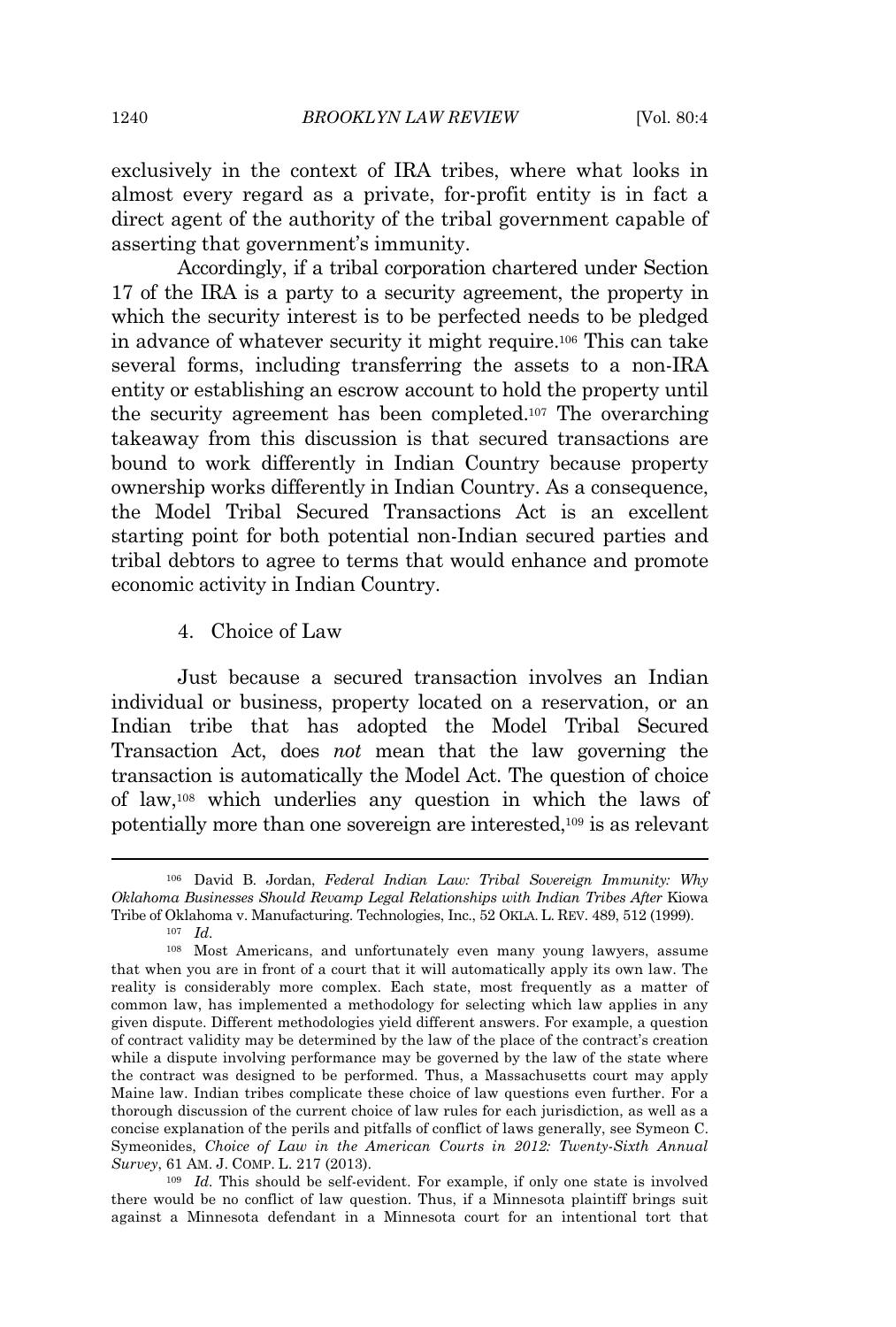exclusively in the context of IRA tribes, where what looks in almost every regard as a private, for-profit entity is in fact a direct agent of the authority of the tribal government capable of asserting that government's immunity.

Accordingly, if a tribal corporation chartered under Section 17 of the IRA is a party to a security agreement, the property in which the security interest is to be perfected needs to be pledged in advance of whatever security it might require.[106] This can take several forms, including transferring the assets to a non-IRA entity or establishing an escrow account to hold the property until the security agreement has been completed.[107] The overarching takeaway from this discussion is that secured transactions are bound to work differently in Indian Country because property ownership works differently in Indian Country. As a consequence, the Model Tribal Secured Transactions Act is an excellent starting point for both potential non-Indian secured parties and tribal debtors to agree to terms that would enhance and promote economic activity in Indian Country.

#### 4. Choice of Law

Just because a secured transaction involves an Indian individual or business, property located on a reservation, or an Indian tribe that has adopted the Model Tribal Secured Transaction Act, does *not* mean that the law governing the transaction is automatically the Model Act. The question of choice of law,[108] which underlies any question in which the laws of potentially more than one sovereign are interested,[109] is as relevant

---

[106] David B. Jordan, *Federal Indian Law: Tribal Sovereign Immunity: Why Oklahoma Businesses Should Revamp Legal Relationships with Indian Tribes After* Kiowa Tribe of Oklahoma v. Manufacturing. Technologies, Inc., 52 OKLA. L. REV. 489, 512 (1999).

[107] *Id.*

[108] Most Americans, and unfortunately even many young lawyers, assume that when you are in front of a court that it will automatically apply its own law. The reality is considerably more complex. Each state, most frequently as a matter of common law, has implemented a methodology for selecting which law applies in any given dispute. Different methodologies yield different answers. For example, a question of contract validity may be determined by the law of the place of the contract's creation while a dispute involving performance may be governed by the law of the state where the contract was designed to be performed. Thus, a Massachusetts court may apply Maine law. Indian tribes complicate these choice of law questions even further. For a thorough discussion of the current choice of law rules for each jurisdiction, as well as a concise explanation of the perils and pitfalls of conflict of laws generally, see Symeon C. Symeonides, *Choice of Law in the American Courts in 2012: Twenty-Sixth Annual Survey*, 61 AM. J. COMP. L. 217 (2013).

[109] *Id.* This should be self-evident. For example, if only one state is involved there would be no conflict of law question. Thus, if a Minnesota plaintiff brings suit against a Minnesota defendant in a Minnesota court for an intentional tort that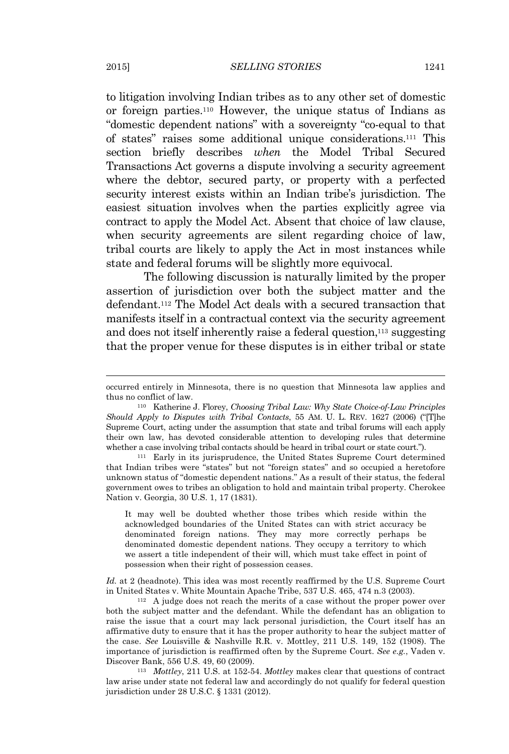to litigation involving Indian tribes as to any other set of domestic or foreign parties.[110] However, the unique status of Indians as "domestic dependent nations" with a sovereignty "co-equal to that of states" raises some additional unique considerations.[111] This section briefly describes *when* the Model Tribal Secured Transactions Act governs a dispute involving a security agreement where the debtor, secured party, or property with a perfected security interest exists within an Indian tribe's jurisdiction. The easiest situation involves when the parties explicitly agree via contract to apply the Model Act. Absent that choice of law clause, when security agreements are silent regarding choice of law, tribal courts are likely to apply the Act in most instances while state and federal forums will be slightly more equivocal.

The following discussion is naturally limited by the proper assertion of jurisdiction over both the subject matter and the defendant.[112] The Model Act deals with a secured transaction that manifests itself in a contractual context via the security agreement and does not itself inherently raise a federal question,[113] suggesting that the proper venue for these disputes is in either tribal or state

---

occurred entirely in Minnesota, there is no question that Minnesota law applies and thus no conflict of law.

[110] Katherine J. Florey, *Choosing Tribal Law: Why State Choice-of-Law Principles Should Apply to Disputes with Tribal Contacts*, 55 AM. U. L. REV. 1627 (2006) ("[T]he Supreme Court, acting under the assumption that state and tribal forums will each apply their own law, has devoted considerable attention to developing rules that determine whether a case involving tribal contacts should be heard in tribal court or state court.").

[111] Early in its jurisprudence, the United States Supreme Court determined that Indian tribes were "states" but not "foreign states" and so occupied a heretofore unknown status of "domestic dependent nations." As a result of their status, the federal government owes to tribes an obligation to hold and maintain tribal property. Cherokee Nation v. Georgia, 30 U.S. 1, 17 (1831).

> It may well be doubted whether those tribes which reside within the acknowledged boundaries of the United States can with strict accuracy be denominated foreign nations. They may more correctly perhaps be denominated domestic dependent nations. They occupy a territory to which we assert a title independent of their will, which must take effect in point of possession when their right of possession ceases.

*Id.* at 2 (headnote). This idea was most recently reaffirmed by the U.S. Supreme Court in United States v. White Mountain Apache Tribe, 537 U.S. 465, 474 n.3 (2003).

[112] A judge does not reach the merits of a case without the proper power over both the subject matter and the defendant. While the defendant has an obligation to raise the issue that a court may lack personal jurisdiction, the Court itself has an affirmative duty to ensure that it has the proper authority to hear the subject matter of the case. *See* Louisville & Nashville R.R. v. Mottley, 211 U.S. 149, 152 (1908). The importance of jurisdiction is reaffirmed often by the Supreme Court. *See e.g.*, Vaden v. Discover Bank, 556 U.S. 49, 60 (2009).

[113] *Mottley*, 211 U.S. at 152-54. *Mottley* makes clear that questions of contract law arise under state not federal law and accordingly do not qualify for federal question jurisdiction under 28 U.S.C. § 1331 (2012).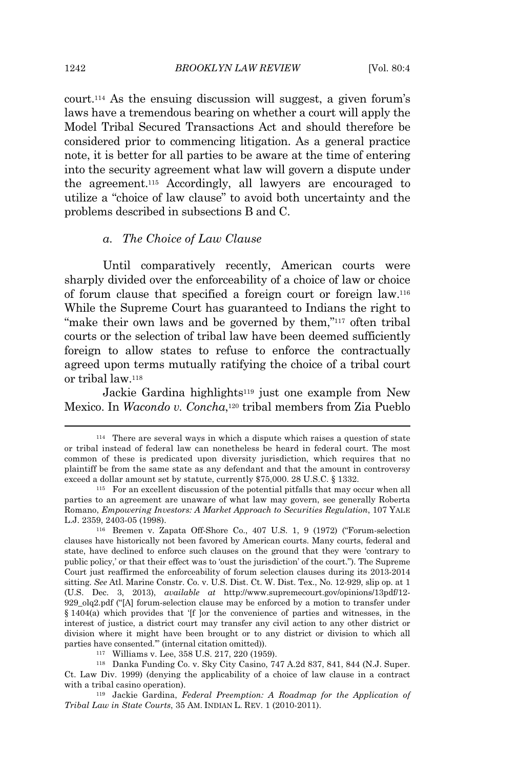court.[114] As the ensuing discussion will suggest, a given forum's laws have a tremendous bearing on whether a court will apply the Model Tribal Secured Transactions Act and should therefore be considered prior to commencing litigation. As a general practice note, it is better for all parties to be aware at the time of entering into the security agreement what law will govern a dispute under the agreement.[115] Accordingly, all lawyers are encouraged to utilize a "choice of law clause" to avoid both uncertainty and the problems described in subsections B and C.

### *a. The Choice of Law Clause*

Until comparatively recently, American courts were sharply divided over the enforceability of a choice of law or choice of forum clause that specified a foreign court or foreign law.[116] While the Supreme Court has guaranteed to Indians the right to "make their own laws and be governed by them,"[117] often tribal courts or the selection of tribal law have been deemed sufficiently foreign to allow states to refuse to enforce the contractually agreed upon terms mutually ratifying the choice of a tribal court or tribal law.[118]

Jackie Gardina highlights[119] just one example from New Mexico. In *Wacondo v. Concha*,[120] tribal members from Zia Pueblo

---

[114] There are several ways in which a dispute which raises a question of state or tribal instead of federal law can nonetheless be heard in federal court. The most common of these is predicated upon diversity jurisdiction, which requires that no plaintiff be from the same state as any defendant and that the amount in controversy exceed a dollar amount set by statute, currently $75,000. 28 U.S.C. § 1332.

[115] For an excellent discussion of the potential pitfalls that may occur when all parties to an agreement are unaware of what law may govern, see generally Roberta Romano, *Empowering Investors: A Market Approach to Securities Regulation*, 107 YALE L.J. 2359, 2403-05 (1998).

[116] Bremen v. Zapata Off-Shore Co., 407 U.S. 1, 9 (1972) ("Forum-selection clauses have historically not been favored by American courts. Many courts, federal and state, have declined to enforce such clauses on the ground that they were 'contrary to public policy,' or that their effect was to 'oust the jurisdiction' of the court."). The Supreme Court just reaffirmed the enforceability of forum selection clauses during its 2013-2014 sitting. *See* Atl. Marine Constr. Co. v. U.S. Dist. Ct. W. Dist. Tex., No. 12-929, slip op. at 1 (U.S. Dec. 3, 2013), *available at* http://www.supremecourt.gov/opinions/13pdf/12-929_olq2.pdf ("[A] forum-selection clause may be enforced by a motion to transfer under § 1404(a) which provides that '[f ]or the convenience of parties and witnesses, in the interest of justice, a district court may transfer any civil action to any other district or division where it might have been brought or to any district or division to which all parties have consented.'" (internal citation omitted)).

[117] Williams v. Lee, 358 U.S. 217, 220 (1959).

[118] Danka Funding Co. v. Sky City Casino, 747 A.2d 837, 841, 844 (N.J. Super. Ct. Law Div. 1999) (denying the applicability of a choice of law clause in a contract with a tribal casino operation).

[119] Jackie Gardina, *Federal Preemption: A Roadmap for the Application of Tribal Law in State Courts*, 35 AM. INDIAN L. REV. 1 (2010-2011).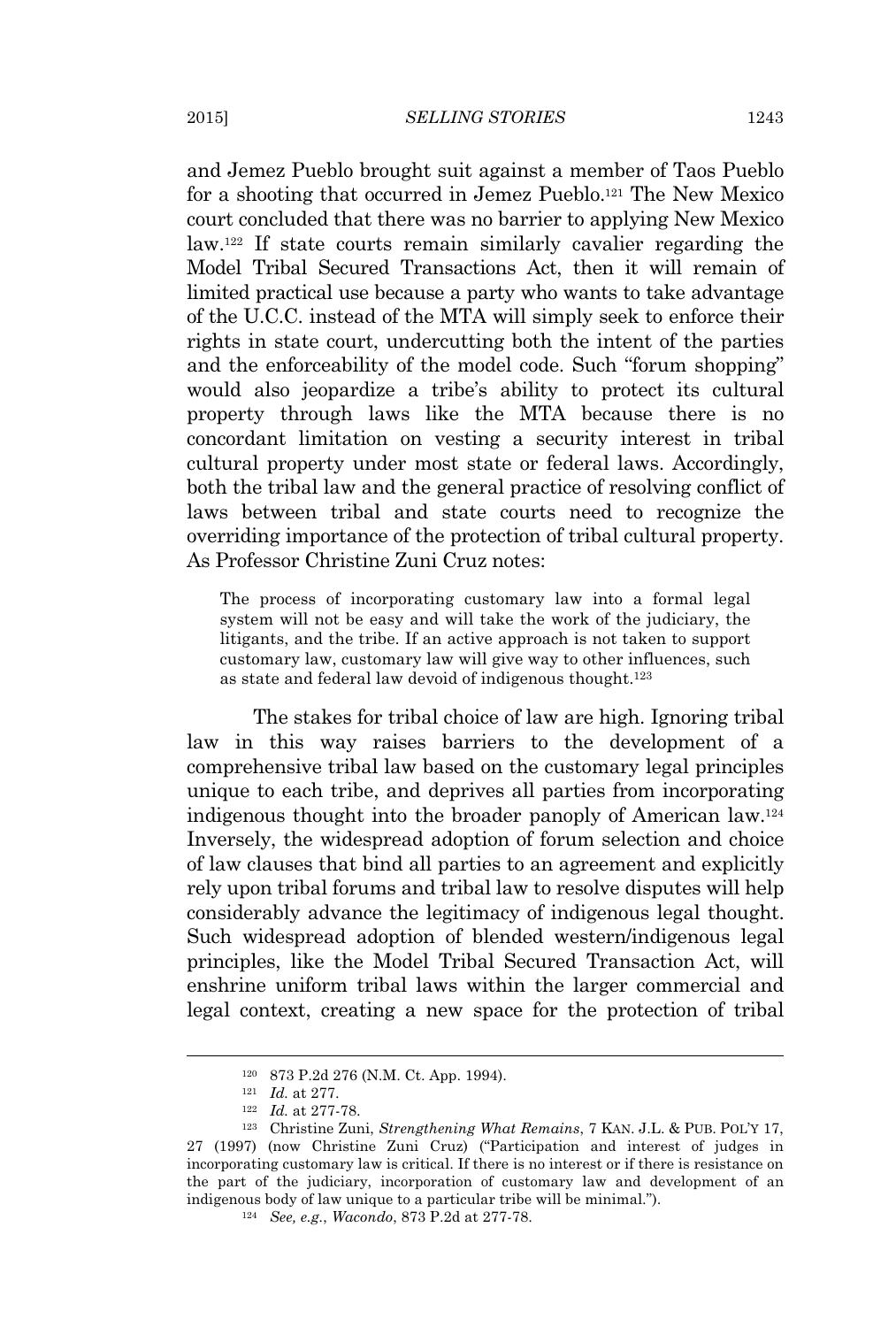and Jemez Pueblo brought suit against a member of Taos Pueblo for a shooting that occurred in Jemez Pueblo.[121] The New Mexico court concluded that there was no barrier to applying New Mexico law.[122] If state courts remain similarly cavalier regarding the Model Tribal Secured Transactions Act, then it will remain of limited practical use because a party who wants to take advantage of the U.C.C. instead of the MTA will simply seek to enforce their rights in state court, undercutting both the intent of the parties and the enforceability of the model code. Such "forum shopping" would also jeopardize a tribe's ability to protect its cultural property through laws like the MTA because there is no concordant limitation on vesting a security interest in tribal cultural property under most state or federal laws. Accordingly, both the tribal law and the general practice of resolving conflict of laws between tribal and state courts need to recognize the overriding importance of the protection of tribal cultural property. As Professor Christine Zuni Cruz notes:

> The process of incorporating customary law into a formal legal system will not be easy and will take the work of the judiciary, the litigants, and the tribe. If an active approach is not taken to support customary law, customary law will give way to other influences, such as state and federal law devoid of indigenous thought.[123]

The stakes for tribal choice of law are high. Ignoring tribal law in this way raises barriers to the development of a comprehensive tribal law based on the customary legal principles unique to each tribe, and deprives all parties from incorporating indigenous thought into the broader panoply of American law.[124] Inversely, the widespread adoption of forum selection and choice of law clauses that bind all parties to an agreement and explicitly rely upon tribal forums and tribal law to resolve disputes will help considerably advance the legitimacy of indigenous legal thought. Such widespread adoption of blended western/indigenous legal principles, like the Model Tribal Secured Transaction Act, will enshrine uniform tribal laws within the larger commercial and legal context, creating a new space for the protection of tribal

---

[120] 873 P.2d 276 (N.M. Ct. App. 1994).

[121] *Id.* at 277.

[122] *Id.* at 277-78.

[123] Christine Zuni, *Strengthening What Remains*, 7 KAN. J.L. & PUB. POL'Y 17, 27 (1997) (now Christine Zuni Cruz) ("Participation and interest of judges in incorporating customary law is critical. If there is no interest or if there is resistance on the part of the judiciary, incorporation of customary law and development of an indigenous body of law unique to a particular tribe will be minimal.").

[124] *See, e.g.*, *Wacondo*, 873 P.2d at 277-78.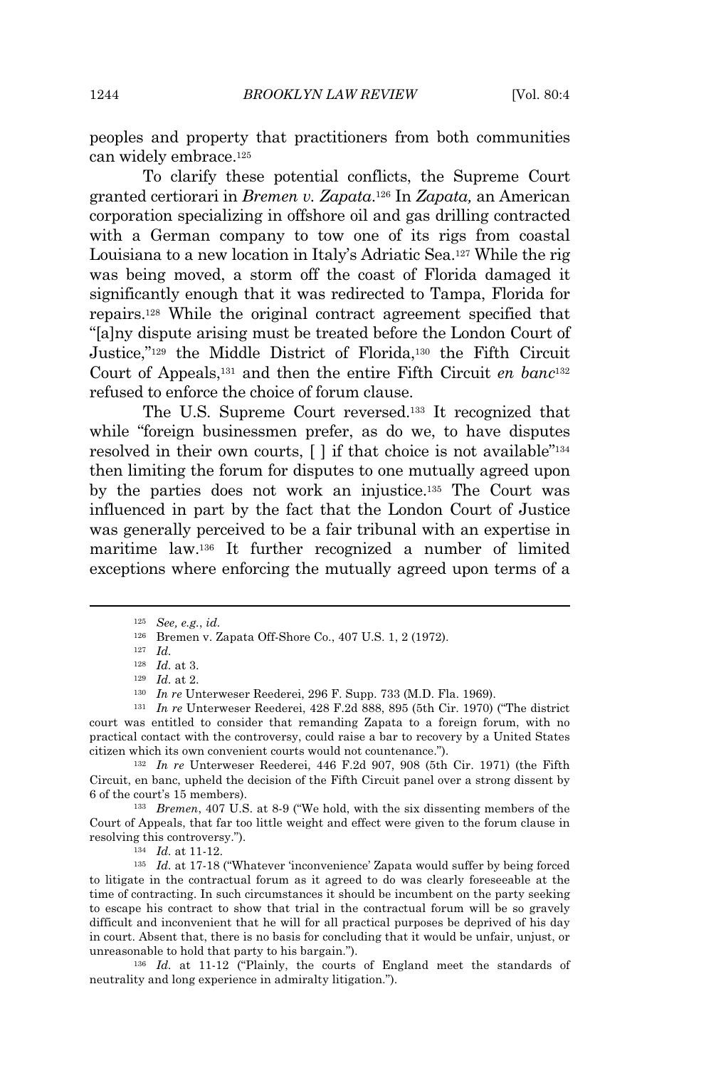peoples and property that practitioners from both communities can widely embrace.[125]

To clarify these potential conflicts, the Supreme Court granted certiorari in *Bremen v. Zapata*.[126] In *Zapata,* an American corporation specializing in offshore oil and gas drilling contracted with a German company to tow one of its rigs from coastal Louisiana to a new location in Italy's Adriatic Sea.[127] While the rig was being moved, a storm off the coast of Florida damaged it significantly enough that it was redirected to Tampa, Florida for repairs.[128] While the original contract agreement specified that "[a]ny dispute arising must be treated before the London Court of Justice,"[129] the Middle District of Florida,[130] the Fifth Circuit Court of Appeals,[131] and then the entire Fifth Circuit *en banc*[132] refused to enforce the choice of forum clause.

The U.S. Supreme Court reversed.[133] It recognized that while "foreign businessmen prefer, as do we, to have disputes resolved in their own courts, [ ] if that choice is not available"[134] then limiting the forum for disputes to one mutually agreed upon by the parties does not work an injustice.[135] The Court was influenced in part by the fact that the London Court of Justice was generally perceived to be a fair tribunal with an expertise in maritime law.[136] It further recognized a number of limited exceptions where enforcing the mutually agreed upon terms of a

---

[125] *See, e.g.*, *id.*

[126] Bremen v. Zapata Off-Shore Co., 407 U.S. 1, 2 (1972).

[127] *Id.*

[128] *Id.* at 3.

[129] *Id.* at 2.

[130] *In re* Unterweser Reederei, 296 F. Supp. 733 (M.D. Fla. 1969).

[131] *In re* Unterweser Reederei, 428 F.2d 888, 895 (5th Cir. 1970) ("The district court was entitled to consider that remanding Zapata to a foreign forum, with no practical contact with the controversy, could raise a bar to recovery by a United States citizen which its own convenient courts would not countenance.").

[132] *In re* Unterweser Reederei, 446 F.2d 907, 908 (5th Cir. 1971) (the Fifth Circuit, en banc, upheld the decision of the Fifth Circuit panel over a strong dissent by 6 of the court's 15 members).

[133] *Bremen*, 407 U.S. at 8-9 ("We hold, with the six dissenting members of the Court of Appeals, that far too little weight and effect were given to the forum clause in resolving this controversy.").

[134] *Id.* at 11-12.

[135] *Id.* at 17-18 ("Whatever 'inconvenience' Zapata would suffer by being forced to litigate in the contractual forum as it agreed to do was clearly foreseeable at the time of contracting. In such circumstances it should be incumbent on the party seeking to escape his contract to show that trial in the contractual forum will be so gravely difficult and inconvenient that he will for all practical purposes be deprived of his day in court. Absent that, there is no basis for concluding that it would be unfair, unjust, or unreasonable to hold that party to his bargain.").

[136] *Id.* at 11-12 ("Plainly, the courts of England meet the standards of neutrality and long experience in admiralty litigation.").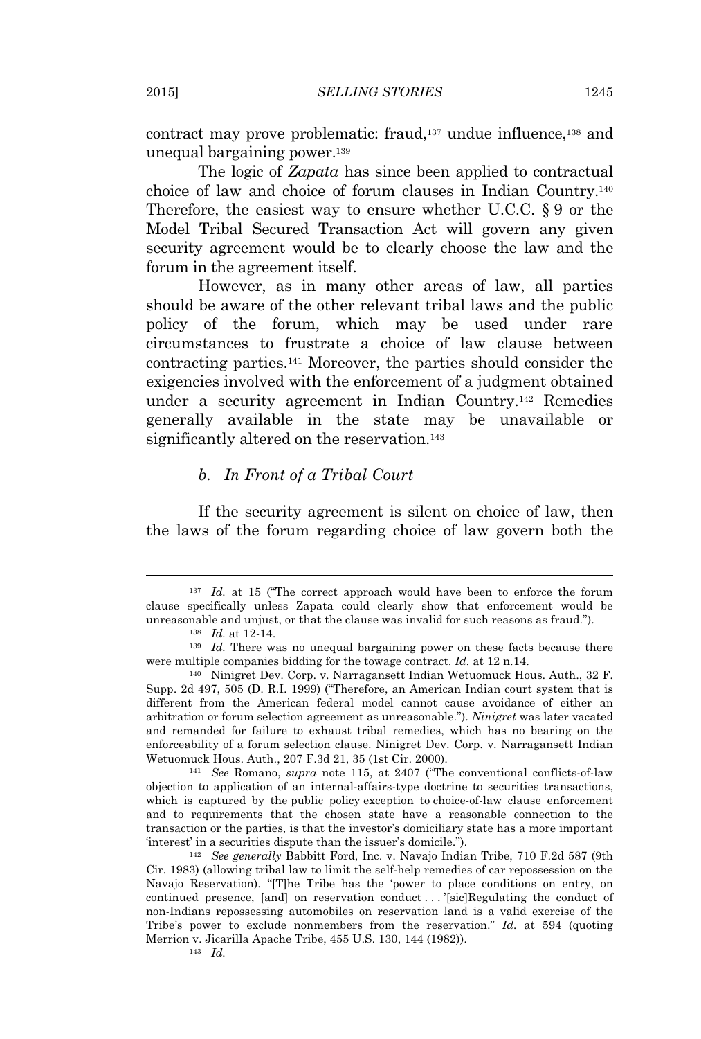contract may prove problematic: fraud,[137] undue influence,[138] and unequal bargaining power.[139]

The logic of *Zapata* has since been applied to contractual choice of law and choice of forum clauses in Indian Country.[140] Therefore, the easiest way to ensure whether U.C.C. § 9 or the Model Tribal Secured Transaction Act will govern any given security agreement would be to clearly choose the law and the forum in the agreement itself.

However, as in many other areas of law, all parties should be aware of the other relevant tribal laws and the public policy of the forum, which may be used under rare circumstances to frustrate a choice of law clause between contracting parties.[141] Moreover, the parties should consider the exigencies involved with the enforcement of a judgment obtained under a security agreement in Indian Country.[142] Remedies generally available in the state may be unavailable or significantly altered on the reservation.[143]

#### b. *In Front of a Tribal Court*

If the security agreement is silent on choice of law, then the laws of the forum regarding choice of law govern both the

---

[137] *Id.* at 15 ("The correct approach would have been to enforce the forum clause specifically unless Zapata could clearly show that enforcement would be unreasonable and unjust, or that the clause was invalid for such reasons as fraud.").

[138] *Id.* at 12-14.

[139] *Id.* There was no unequal bargaining power on these facts because there were multiple companies bidding for the towage contract. *Id.* at 12 n.14.

[140] Ninigret Dev. Corp. v. Narragansett Indian Wetuomuck Hous. Auth., 32 F. Supp. 2d 497, 505 (D. R.I. 1999) ("Therefore, an American Indian court system that is different from the American federal model cannot cause avoidance of either an arbitration or forum selection agreement as unreasonable."). *Ninigret* was later vacated and remanded for failure to exhaust tribal remedies, which has no bearing on the enforceability of a forum selection clause. Ninigret Dev. Corp. v. Narragansett Indian Wetuomuck Hous. Auth., 207 F.3d 21, 35 (1st Cir. 2000).

[141] *See* Romano, *supra* note 115, at 2407 ("The conventional conflicts-of-law objection to application of an internal-affairs-type doctrine to securities transactions, which is captured by the public policy exception to choice-of-law clause enforcement and to requirements that the chosen state have a reasonable connection to the transaction or the parties, is that the investor's domiciliary state has a more important 'interest' in a securities dispute than the issuer's domicile.").

[142] *See generally* Babbitt Ford, Inc. v. Navajo Indian Tribe, 710 F.2d 587 (9th Cir. 1983) (allowing tribal law to limit the self-help remedies of car repossession on the Navajo Reservation). "[T]he Tribe has the 'power to place conditions on entry, on continued presence, [and] on reservation conduct . . . '[sic]Regulating the conduct of non-Indians repossessing automobiles on reservation land is a valid exercise of the Tribe's power to exclude nonmembers from the reservation." *Id.* at 594 (quoting Merrion v. Jicarilla Apache Tribe, 455 U.S. 130, 144 (1982)).

[143] *Id.*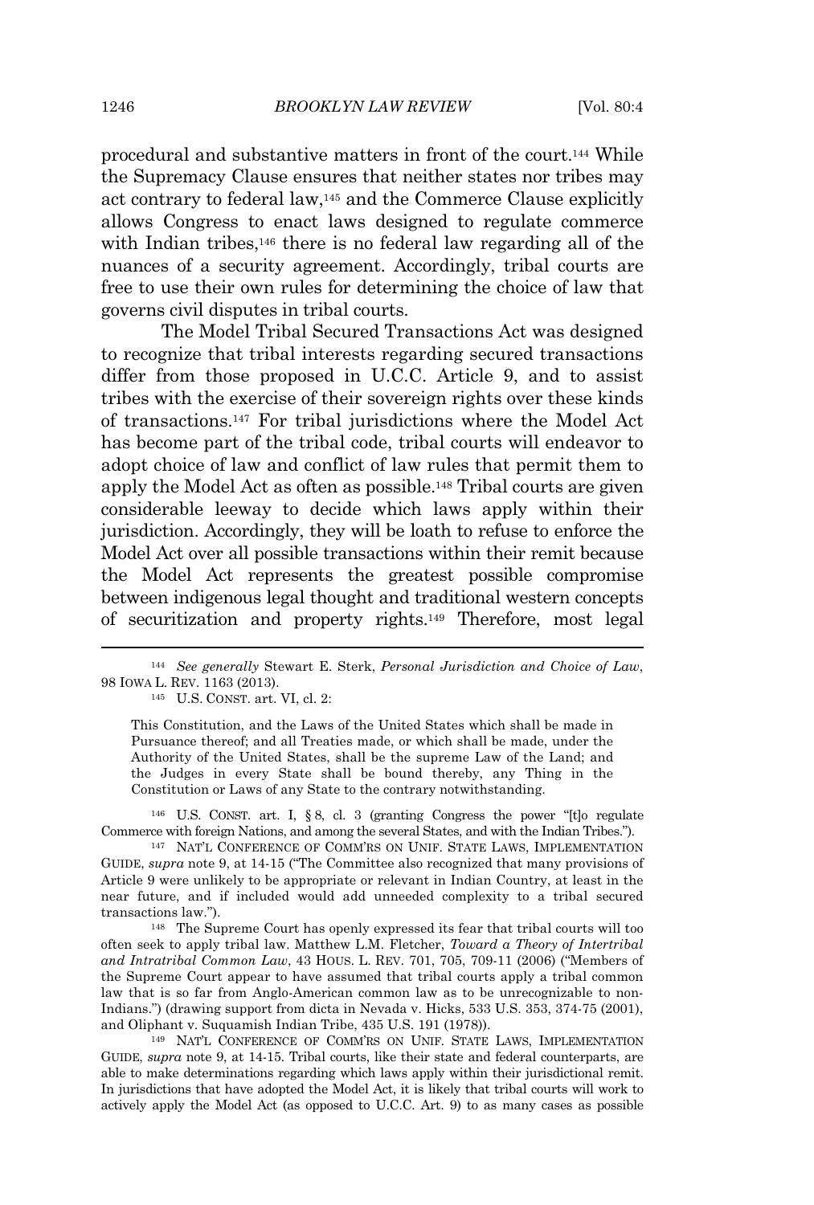procedural and substantive matters in front of the court.[144] While the Supremacy Clause ensures that neither states nor tribes may act contrary to federal law,[145] and the Commerce Clause explicitly allows Congress to enact laws designed to regulate commerce with Indian tribes,[146] there is no federal law regarding all of the nuances of a security agreement. Accordingly, tribal courts are free to use their own rules for determining the choice of law that governs civil disputes in tribal courts.

The Model Tribal Secured Transactions Act was designed to recognize that tribal interests regarding secured transactions differ from those proposed in U.C.C. Article 9, and to assist tribes with the exercise of their sovereign rights over these kinds of transactions.[147] For tribal jurisdictions where the Model Act has become part of the tribal code, tribal courts will endeavor to adopt choice of law and conflict of law rules that permit them to apply the Model Act as often as possible.[148] Tribal courts are given considerable leeway to decide which laws apply within their jurisdiction. Accordingly, they will be loath to refuse to enforce the Model Act over all possible transactions within their remit because the Model Act represents the greatest possible compromise between indigenous legal thought and traditional western concepts of securitization and property rights.[149] Therefore, most legal

---

[144] *See generally* Stewart E. Sterk, *Personal Jurisdiction and Choice of Law*, 98 IOWA L. REV. 1163 (2013).

[145] U.S. CONST. art. VI, cl. 2:

> This Constitution, and the Laws of the United States which shall be made in Pursuance thereof; and all Treaties made, or which shall be made, under the Authority of the United States, shall be the supreme Law of the Land; and the Judges in every State shall be bound thereby, any Thing in the Constitution or Laws of any State to the contrary notwithstanding.

[146] U.S. CONST. art. I, § 8, cl. 3 (granting Congress the power "[t]o regulate Commerce with foreign Nations, and among the several States, and with the Indian Tribes.").

[147] NAT'L CONFERENCE OF COMM'RS ON UNIF. STATE LAWS, IMPLEMENTATION GUIDE, *supra* note 9, at 14-15 ("The Committee also recognized that many provisions of Article 9 were unlikely to be appropriate or relevant in Indian Country, at least in the near future, and if included would add unneeded complexity to a tribal secured transactions law.").

[148] The Supreme Court has openly expressed its fear that tribal courts will too often seek to apply tribal law. Matthew L.M. Fletcher, *Toward a Theory of Intertribal and Intratribal Common Law*, 43 HOUS. L. REV. 701, 705, 709-11 (2006) ("Members of the Supreme Court appear to have assumed that tribal courts apply a tribal common law that is so far from Anglo-American common law as to be unrecognizable to non-Indians.") (drawing support from dicta in Nevada v. Hicks, 533 U.S. 353, 374-75 (2001), and Oliphant v. Suquamish Indian Tribe, 435 U.S. 191 (1978)).

[149] NAT'L CONFERENCE OF COMM'RS ON UNIF. STATE LAWS, IMPLEMENTATION GUIDE, *supra* note 9, at 14-15. Tribal courts, like their state and federal counterparts, are able to make determinations regarding which laws apply within their jurisdictional remit. In jurisdictions that have adopted the Model Act, it is likely that tribal courts will work to actively apply the Model Act (as opposed to U.C.C. Art. 9) to as many cases as possible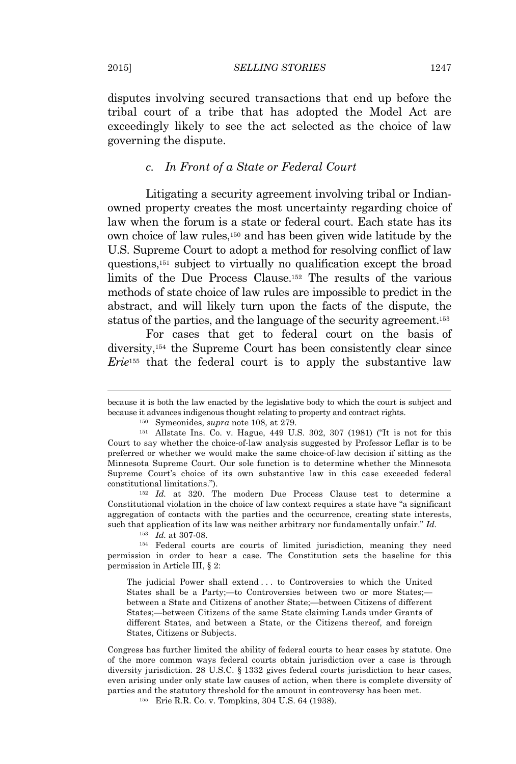disputes involving secured transactions that end up before the tribal court of a tribe that has adopted the Model Act are exceedingly likely to see the act selected as the choice of law governing the dispute.

### c. *In Front of a State or Federal Court*

Litigating a security agreement involving tribal or Indian-owned property creates the most uncertainty regarding choice of law when the forum is a state or federal court. Each state has its own choice of law rules,[150] and has been given wide latitude by the U.S. Supreme Court to adopt a method for resolving conflict of law questions,[151] subject to virtually no qualification except the broad limits of the Due Process Clause.[152] The results of the various methods of state choice of law rules are impossible to predict in the abstract, and will likely turn upon the facts of the dispute, the status of the parties, and the language of the security agreement.[153]

For cases that get to federal court on the basis of diversity,[154] the Supreme Court has been consistently clear since ***Erie***[155] that the federal court is to apply the substantive law

---

because it is both the law enacted by the legislative body to which the court is subject and because it advances indigenous thought relating to property and contract rights.

[150] Symeonides, *supra* note 108, at 279.

[151] Allstate Ins. Co. v. Hague, 449 U.S. 302, 307 (1981) ("It is not for this Court to say whether the choice-of-law analysis suggested by Professor Leflar is to be preferred or whether we would make the same choice-of-law decision if sitting as the Minnesota Supreme Court. Our sole function is to determine whether the Minnesota Supreme Court's choice of its own substantive law in this case exceeded federal constitutional limitations.").

[152] *Id.* at 320. The modern Due Process Clause test to determine a Constitutional violation in the choice of law context requires a state have "a significant aggregation of contacts with the parties and the occurrence, creating state interests, such that application of its law was neither arbitrary nor fundamentally unfair." *Id.*

[153] *Id.* at 307-08.

[154] Federal courts are courts of limited jurisdiction, meaning they need permission in order to hear a case. The Constitution sets the baseline for this permission in Article III, § 2:

> The judicial Power shall extend . . . to Controversies to which the United States shall be a Party;—to Controversies between two or more States;—between a State and Citizens of another State;—between Citizens of different States;—between Citizens of the same State claiming Lands under Grants of different States, and between a State, or the Citizens thereof, and foreign States, Citizens or Subjects.

Congress has further limited the ability of federal courts to hear cases by statute. One of the more common ways federal courts obtain jurisdiction over a case is through diversity jurisdiction. 28 U.S.C. § 1332 gives federal courts jurisdiction to hear cases, even arising under only state law causes of action, when there is complete diversity of parties and the statutory threshold for the amount in controversy has been met.

[155] Erie R.R. Co. v. Tompkins, 304 U.S. 64 (1938).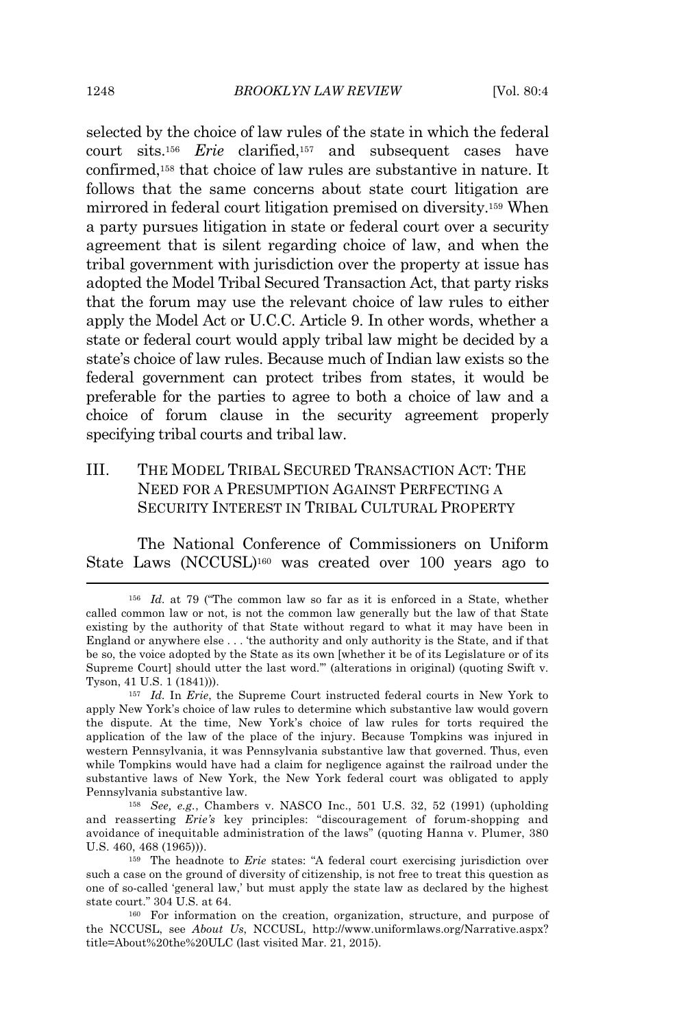selected by the choice of law rules of the state in which the federal court sits.[156] *Erie* clarified,[157] and subsequent cases have confirmed,[158] that choice of law rules are substantive in nature. It follows that the same concerns about state court litigation are mirrored in federal court litigation premised on diversity.[159] When a party pursues litigation in state or federal court over a security agreement that is silent regarding choice of law, and when the tribal government with jurisdiction over the property at issue has adopted the Model Tribal Secured Transaction Act, that party risks that the forum may use the relevant choice of law rules to either apply the Model Act or U.C.C. Article 9. In other words, whether a state or federal court would apply tribal law might be decided by a state's choice of law rules. Because much of Indian law exists so the federal government can protect tribes from states, it would be preferable for the parties to agree to both a choice of law and a choice of forum clause in the security agreement properly specifying tribal courts and tribal law.

## III. THE MODEL TRIBAL SECURED TRANSACTION ACT: THE NEED FOR A PRESUMPTION AGAINST PERFECTING A SECURITY INTEREST IN TRIBAL CULTURAL PROPERTY

The National Conference of Commissioners on Uniform State Laws (NCCUSL)[160] was created over 100 years ago to

---

[156] *Id.* at 79 ("The common law so far as it is enforced in a State, whether called common law or not, is not the common law generally but the law of that State existing by the authority of that State without regard to what it may have been in England or anywhere else . . . 'the authority and only authority is the State, and if that be so, the voice adopted by the State as its own [whether it be of its Legislature or of its Supreme Court] should utter the last word.'" (alterations in original) (quoting Swift v. Tyson, 41 U.S. 1 (1841))).

[157] *Id.* In *Erie*, the Supreme Court instructed federal courts in New York to apply New York's choice of law rules to determine which substantive law would govern the dispute. At the time, New York's choice of law rules for torts required the application of the law of the place of the injury. Because Tompkins was injured in western Pennsylvania, it was Pennsylvania substantive law that governed. Thus, even while Tompkins would have had a claim for negligence against the railroad under the substantive laws of New York, the New York federal court was obligated to apply Pennsylvania substantive law.

[158] *See, e.g.*, Chambers v. NASCO Inc., 501 U.S. 32, 52 (1991) (upholding and reasserting *Erie's* key principles: "discouragement of forum-shopping and avoidance of inequitable administration of the laws" (quoting Hanna v. Plumer, 380 U.S. 460, 468 (1965))).

[159] The headnote to *Erie* states: "A federal court exercising jurisdiction over such a case on the ground of diversity of citizenship, is not free to treat this question as one of so-called 'general law,' but must apply the state law as declared by the highest state court." 304 U.S. at 64.

[160] For information on the creation, organization, structure, and purpose of the NCCUSL, see *About Us*, NCCUSL, http://www.uniformlaws.org/Narrative.aspx?title=About%20the%20ULC (last visited Mar. 21, 2015).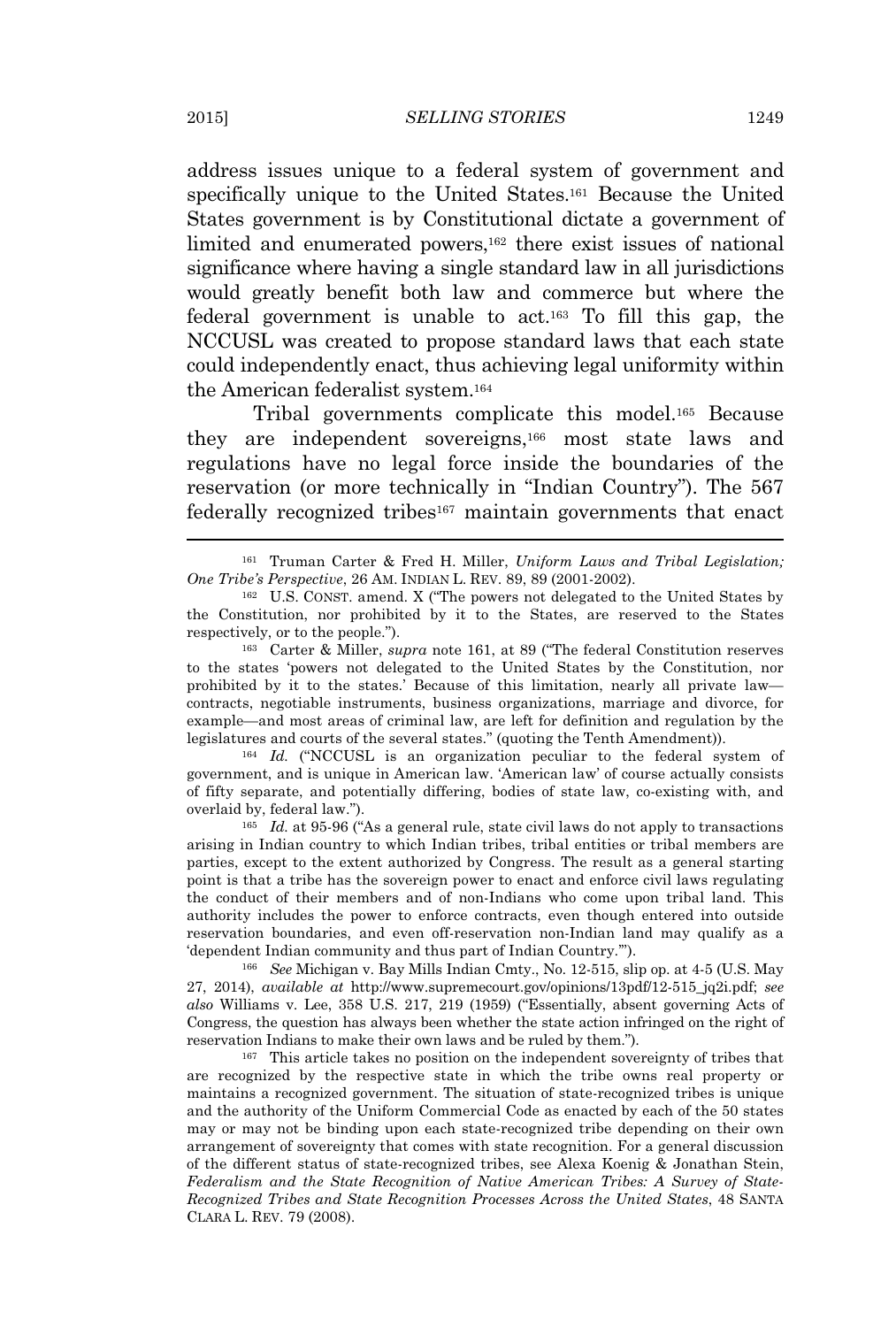address issues unique to a federal system of government and specifically unique to the United States.[161] Because the United States government is by Constitutional dictate a government of limited and enumerated powers,[162] there exist issues of national significance where having a single standard law in all jurisdictions would greatly benefit both law and commerce but where the federal government is unable to act.[163] To fill this gap, the NCCUSL was created to propose standard laws that each state could independently enact, thus achieving legal uniformity within the American federalist system.[164]

Tribal governments complicate this model.[165] Because they are independent sovereigns,[166] most state laws and regulations have no legal force inside the boundaries of the reservation (or more technically in "Indian Country"). The 567 federally recognized tribes[167] maintain governments that enact

---

[161] Truman Carter & Fred H. Miller, *Uniform Laws and Tribal Legislation; One Tribe's Perspective*, 26 AM. INDIAN L. REV. 89, 89 (2001-2002).

[162] U.S. CONST. amend. X ("The powers not delegated to the United States by the Constitution, nor prohibited by it to the States, are reserved to the States respectively, or to the people.").

[163] Carter & Miller, *supra* note 161, at 89 ("The federal Constitution reserves to the states 'powers not delegated to the United States by the Constitution, nor prohibited by it to the states.' Because of this limitation, nearly all private law—contracts, negotiable instruments, business organizations, marriage and divorce, for example—and most areas of criminal law, are left for definition and regulation by the legislatures and courts of the several states." (quoting the Tenth Amendment)).

[164] *Id.* ("NCCUSL is an organization peculiar to the federal system of government, and is unique in American law. 'American law' of course actually consists of fifty separate, and potentially differing, bodies of state law, co-existing with, and overlaid by, federal law.").

[165] *Id.* at 95-96 ("As a general rule, state civil laws do not apply to transactions arising in Indian country to which Indian tribes, tribal entities or tribal members are parties, except to the extent authorized by Congress. The result as a general starting point is that a tribe has the sovereign power to enact and enforce civil laws regulating the conduct of their members and of non-Indians who come upon tribal land. This authority includes the power to enforce contracts, even though entered into outside reservation boundaries, and even off-reservation non-Indian land may qualify as a 'dependent Indian community and thus part of Indian Country.'").

[166] *See* Michigan v. Bay Mills Indian Cmty., No. 12-515, slip op. at 4-5 (U.S. May 27, 2014), *available at* http://www.supremecourt.gov/opinions/13pdf/12-515_jq2i.pdf; *see also* Williams v. Lee, 358 U.S. 217, 219 (1959) ("Essentially, absent governing Acts of Congress, the question has always been whether the state action infringed on the right of reservation Indians to make their own laws and be ruled by them.").

[167] This article takes no position on the independent sovereignty of tribes that are recognized by the respective state in which the tribe owns real property or maintains a recognized government. The situation of state-recognized tribes is unique and the authority of the Uniform Commercial Code as enacted by each of the 50 states may or may not be binding upon each state-recognized tribe depending on their own arrangement of sovereignty that comes with state recognition. For a general discussion of the different status of state-recognized tribes, see Alexa Koenig & Jonathan Stein, *Federalism and the State Recognition of Native American Tribes: A Survey of State-Recognized Tribes and State Recognition Processes Across the United States*, 48 SANTA CLARA L. REV. 79 (2008).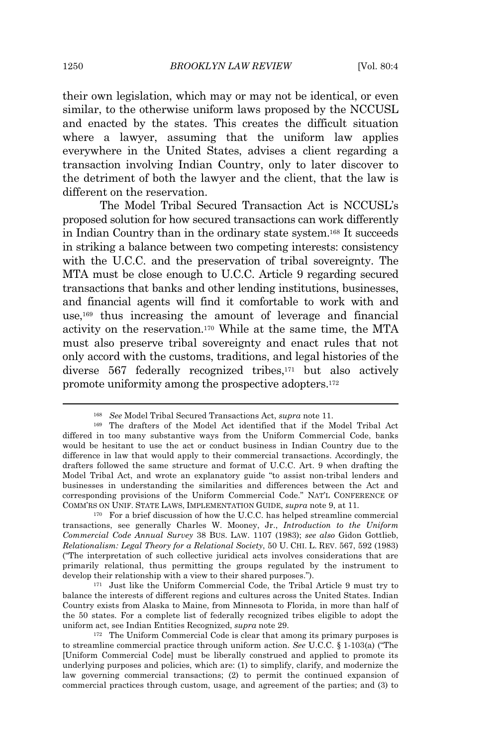their own legislation, which may or may not be identical, or even similar, to the otherwise uniform laws proposed by the NCCUSL and enacted by the states. This creates the difficult situation where a lawyer, assuming that the uniform law applies everywhere in the United States, advises a client regarding a transaction involving Indian Country, only to later discover to the detriment of both the lawyer and the client, that the law is different on the reservation.

The Model Tribal Secured Transaction Act is NCCUSL's proposed solution for how secured transactions can work differently in Indian Country than in the ordinary state system.[168] It succeeds in striking a balance between two competing interests: consistency with the U.C.C. and the preservation of tribal sovereignty. The MTA must be close enough to U.C.C. Article 9 regarding secured transactions that banks and other lending institutions, businesses, and financial agents will find it comfortable to work with and use,[169] thus increasing the amount of leverage and financial activity on the reservation.[170] While at the same time, the MTA must also preserve tribal sovereignty and enact rules that not only accord with the customs, traditions, and legal histories of the diverse 567 federally recognized tribes,[171] but also actively promote uniformity among the prospective adopters.[172]

---

[168] *See* Model Tribal Secured Transactions Act, *supra* note 11.

[169] The drafters of the Model Act identified that if the Model Tribal Act differed in too many substantive ways from the Uniform Commercial Code, banks would be hesitant to use the act or conduct business in Indian Country due to the difference in law that would apply to their commercial transactions. Accordingly, the drafters followed the same structure and format of U.C.C. Art. 9 when drafting the Model Tribal Act, and wrote an explanatory guide "to assist non-tribal lenders and businesses in understanding the similarities and differences between the Act and corresponding provisions of the Uniform Commercial Code." NAT'L CONFERENCE OF COMM'RS ON UNIF. STATE LAWS, IMPLEMENTATION GUIDE, *supra* note 9, at 11.

[170] For a brief discussion of how the U.C.C. has helped streamline commercial transactions, see generally Charles W. Mooney, Jr., *Introduction to the Uniform Commercial Code Annual Survey* 38 BUS. LAW. 1107 (1983); *see also* Gidon Gottlieb, *Relationalism: Legal Theory for a Relational Society*, 50 U. CHI. L. REV. 567, 592 (1983) ("The interpretation of such collective juridical acts involves considerations that are primarily relational, thus permitting the groups regulated by the instrument to develop their relationship with a view to their shared purposes.").

[171] Just like the Uniform Commercial Code, the Tribal Article 9 must try to balance the interests of different regions and cultures across the United States. Indian Country exists from Alaska to Maine, from Minnesota to Florida, in more than half of the 50 states. For a complete list of federally recognized tribes eligible to adopt the uniform act, see Indian Entities Recognized, *supra* note 29.

[172] The Uniform Commercial Code is clear that among its primary purposes is to streamline commercial practice through uniform action. *See* U.C.C. § 1-103(a) ("The [Uniform Commercial Code] must be liberally construed and applied to promote its underlying purposes and policies, which are: (1) to simplify, clarify, and modernize the law governing commercial transactions; (2) to permit the continued expansion of commercial practices through custom, usage, and agreement of the parties; and (3) to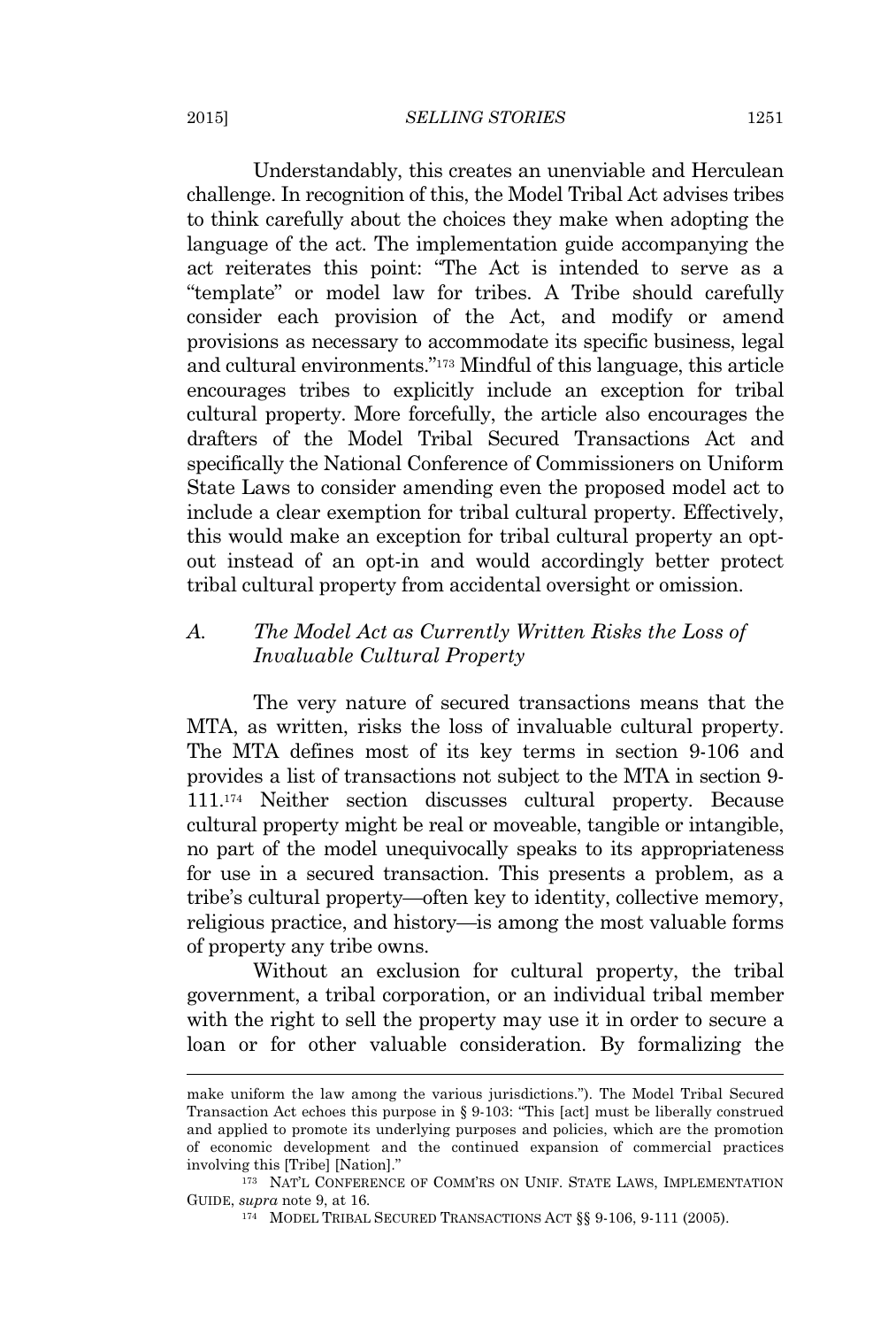Understandably, this creates an unenviable and Herculean challenge. In recognition of this, the Model Tribal Act advises tribes to think carefully about the choices they make when adopting the language of the act. The implementation guide accompanying the act reiterates this point: "The Act is intended to serve as a "template" or model law for tribes. A Tribe should carefully consider each provision of the Act, and modify or amend provisions as necessary to accommodate its specific business, legal and cultural environments."[173] Mindful of this language, this article encourages tribes to explicitly include an exception for tribal cultural property. More forcefully, the article also encourages the drafters of the Model Tribal Secured Transactions Act and specifically the National Conference of Commissioners on Uniform State Laws to consider amending even the proposed model act to include a clear exemption for tribal cultural property. Effectively, this would make an exception for tribal cultural property an opt-out instead of an opt-in and would accordingly better protect tribal cultural property from accidental oversight or omission.

## A. *The Model Act as Currently Written Risks the Loss of Invaluable Cultural Property*

The very nature of secured transactions means that the MTA, as written, risks the loss of invaluable cultural property. The MTA defines most of its key terms in section 9-106 and provides a list of transactions not subject to the MTA in section 9-111.[174] Neither section discusses cultural property. Because cultural property might be real or moveable, tangible or intangible, no part of the model unequivocally speaks to its appropriateness for use in a secured transaction. This presents a problem, as a tribe's cultural property—often key to identity, collective memory, religious practice, and history—is among the most valuable forms of property any tribe owns.

Without an exclusion for cultural property, the tribal government, a tribal corporation, or an individual tribal member with the right to sell the property may use it in order to secure a loan or for other valuable consideration. By formalizing the

---

make uniform the law among the various jurisdictions."). The Model Tribal Secured Transaction Act echoes this purpose in § 9-103: "This [act] must be liberally construed and applied to promote its underlying purposes and policies, which are the promotion of economic development and the continued expansion of commercial practices involving this [Tribe] [Nation]."

[173] NAT'L CONFERENCE OF COMM'RS ON UNIF. STATE LAWS, IMPLEMENTATION GUIDE, *supra* note 9, at 16.

[174] MODEL TRIBAL SECURED TRANSACTIONS ACT §§ 9-106, 9-111 (2005).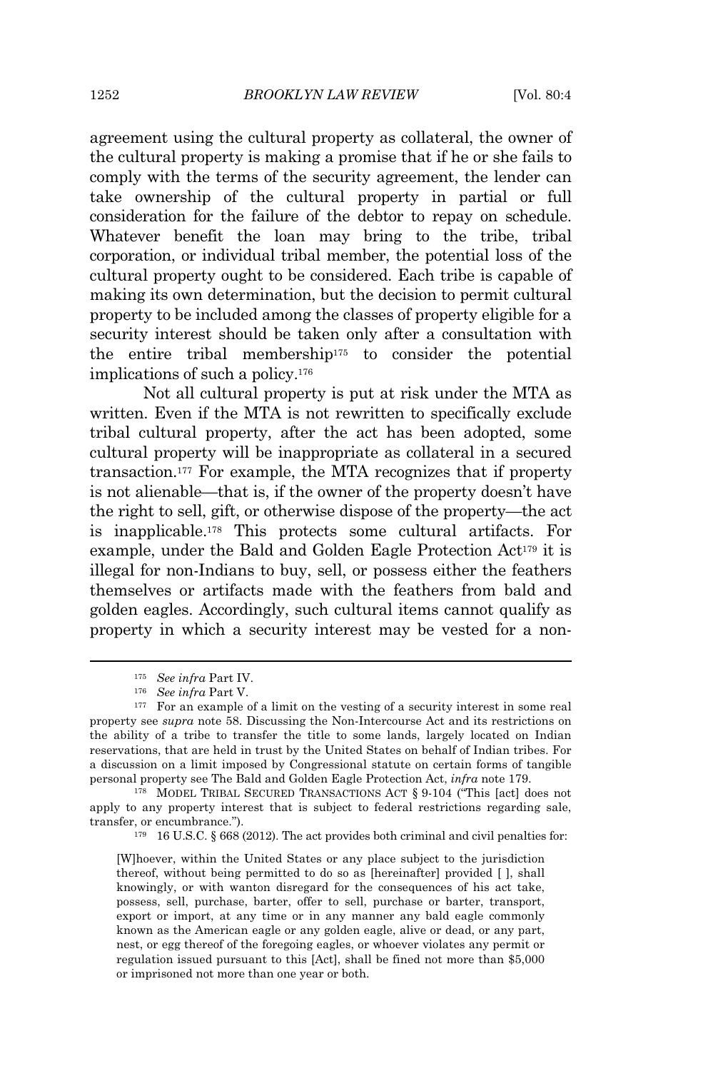agreement using the cultural property as collateral, the owner of the cultural property is making a promise that if he or she fails to comply with the terms of the security agreement, the lender can take ownership of the cultural property in partial or full consideration for the failure of the debtor to repay on schedule. Whatever benefit the loan may bring to the tribe, tribal corporation, or individual tribal member, the potential loss of the cultural property ought to be considered. Each tribe is capable of making its own determination, but the decision to permit cultural property to be included among the classes of property eligible for a security interest should be taken only after a consultation with the entire tribal membership[175] to consider the potential implications of such a policy.[176]

Not all cultural property is put at risk under the MTA as written. Even if the MTA is not rewritten to specifically exclude tribal cultural property, after the act has been adopted, some cultural property will be inappropriate as collateral in a secured transaction.[177] For example, the MTA recognizes that if property is not alienable—that is, if the owner of the property doesn't have the right to sell, gift, or otherwise dispose of the property—the act is inapplicable.[178] This protects some cultural artifacts. For example, under the Bald and Golden Eagle Protection Act[179] it is illegal for non-Indians to buy, sell, or possess either the feathers themselves or artifacts made with the feathers from bald and golden eagles. Accordingly, such cultural items cannot qualify as property in which a security interest may be vested for a non-

---

[175] *See infra* Part IV.

[176] *See infra* Part V.

[177] For an example of a limit on the vesting of a security interest in some real property see *supra* note 58. Discussing the Non-Intercourse Act and its restrictions on the ability of a tribe to transfer the title to some lands, largely located on Indian reservations, that are held in trust by the United States on behalf of Indian tribes. For a discussion on a limit imposed by Congressional statute on certain forms of tangible personal property see The Bald and Golden Eagle Protection Act, *infra* note 179.

[178] MODEL TRIBAL SECURED TRANSACTIONS ACT § 9-104 ("This [act] does not apply to any property interest that is subject to federal restrictions regarding sale, transfer, or encumbrance.").

[179] 16 U.S.C. § 668 (2012). The act provides both criminal and civil penalties for:

> [W]hoever, within the United States or any place subject to the jurisdiction thereof, without being permitted to do so as [hereinafter] provided [ ], shall knowingly, or with wanton disregard for the consequences of his act take, possess, sell, purchase, barter, offer to sell, purchase or barter, transport, export or import, at any time or in any manner any bald eagle commonly known as the American eagle or any golden eagle, alive or dead, or any part, nest, or egg thereof of the foregoing eagles, or whoever violates any permit or regulation issued pursuant to this [Act], shall be fined not more than $5,000 or imprisoned not more than one year or both.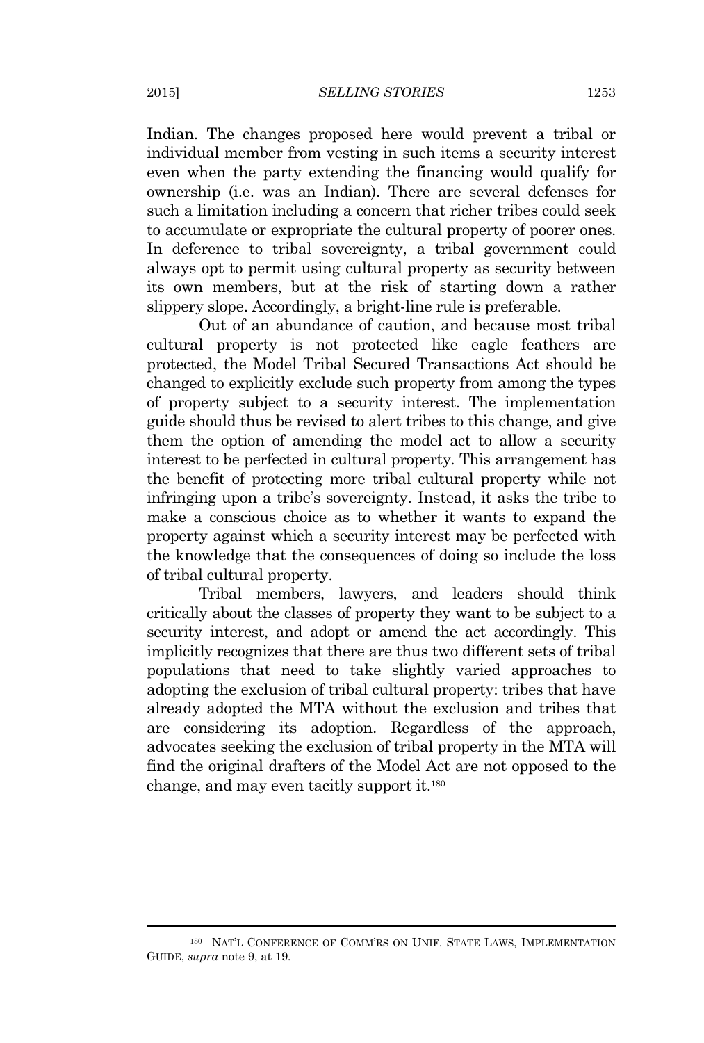Indian. The changes proposed here would prevent a tribal or individual member from vesting in such items a security interest even when the party extending the financing would qualify for ownership (i.e. was an Indian). There are several defenses for such a limitation including a concern that richer tribes could seek to accumulate or expropriate the cultural property of poorer ones. In deference to tribal sovereignty, a tribal government could always opt to permit using cultural property as security between its own members, but at the risk of starting down a rather slippery slope. Accordingly, a bright-line rule is preferable.

Out of an abundance of caution, and because most tribal cultural property is not protected like eagle feathers are protected, the Model Tribal Secured Transactions Act should be changed to explicitly exclude such property from among the types of property subject to a security interest. The implementation guide should thus be revised to alert tribes to this change, and give them the option of amending the model act to allow a security interest to be perfected in cultural property. This arrangement has the benefit of protecting more tribal cultural property while not infringing upon a tribe's sovereignty. Instead, it asks the tribe to make a conscious choice as to whether it wants to expand the property against which a security interest may be perfected with the knowledge that the consequences of doing so include the loss of tribal cultural property.

Tribal members, lawyers, and leaders should think critically about the classes of property they want to be subject to a security interest, and adopt or amend the act accordingly. This implicitly recognizes that there are thus two different sets of tribal populations that need to take slightly varied approaches to adopting the exclusion of tribal cultural property: tribes that have already adopted the MTA without the exclusion and tribes that are considering its adoption. Regardless of the approach, advocates seeking the exclusion of tribal property in the MTA will find the original drafters of the Model Act are not opposed to the change, and may even tacitly support it.[180]

---

[180] NAT'L CONFERENCE OF COMM'RS ON UNIF. STATE LAWS, IMPLEMENTATION GUIDE, *supra* note 9, at 19.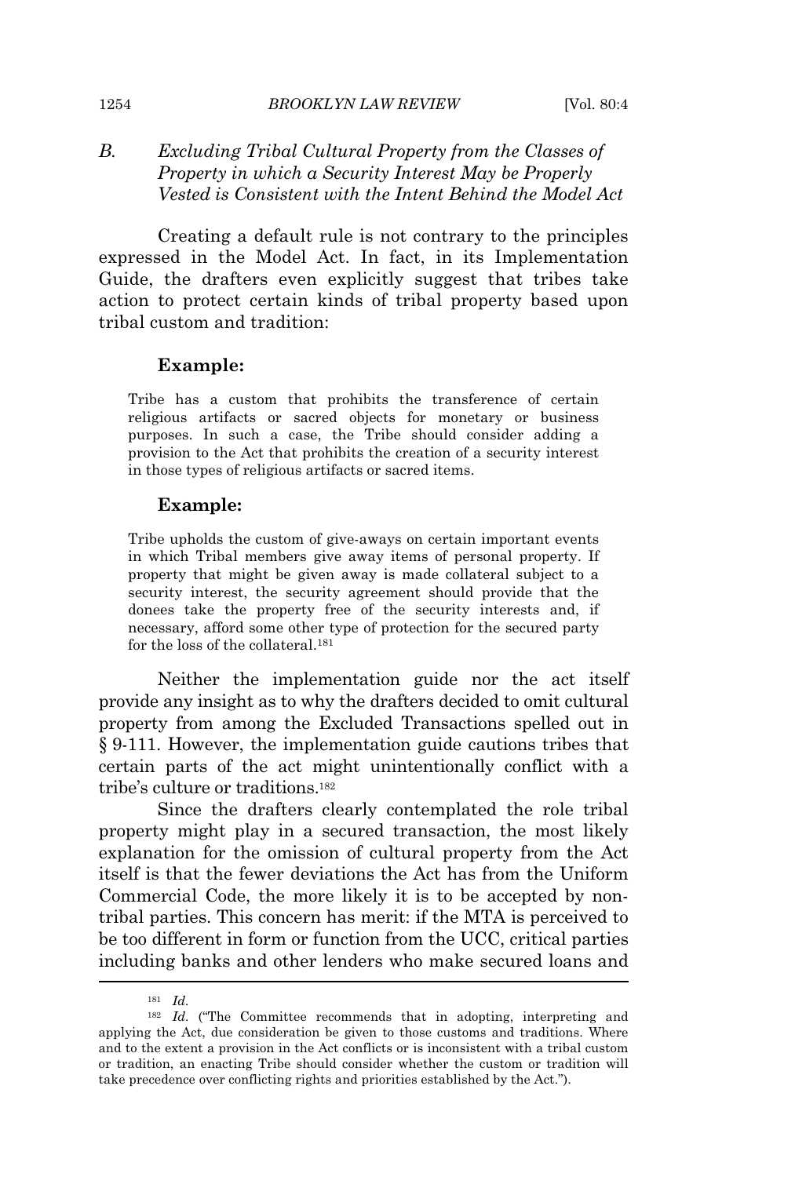### B. *Excluding Tribal Cultural Property from the Classes of Property in which a Security Interest May be Properly Vested is Consistent with the Intent Behind the Model Act*

Creating a default rule is not contrary to the principles expressed in the Model Act. In fact, in its Implementation Guide, the drafters even explicitly suggest that tribes take action to protect certain kinds of tribal property based upon tribal custom and tradition:

> **Example:**
>
> Tribe has a custom that prohibits the transference of certain religious artifacts or sacred objects for monetary or business purposes. In such a case, the Tribe should consider adding a provision to the Act that prohibits the creation of a security interest in those types of religious artifacts or sacred items.
>
> **Example:**
>
> Tribe upholds the custom of give-aways on certain important events in which Tribal members give away items of personal property. If property that might be given away is made collateral subject to a security interest, the security agreement should provide that the donees take the property free of the security interests and, if necessary, afford some other type of protection for the secured party for the loss of the collateral.[181]

Neither the implementation guide nor the act itself provide any insight as to why the drafters decided to omit cultural property from among the Excluded Transactions spelled out in § 9-111. However, the implementation guide cautions tribes that certain parts of the act might unintentionally conflict with a tribe's culture or traditions.[182]

Since the drafters clearly contemplated the role tribal property might play in a secured transaction, the most likely explanation for the omission of cultural property from the Act itself is that the fewer deviations the Act has from the Uniform Commercial Code, the more likely it is to be accepted by non-tribal parties. This concern has merit: if the MTA is perceived to be too different in form or function from the UCC, critical parties including banks and other lenders who make secured loans and

---

[181] *Id.*

[182] *Id.* ("The Committee recommends that in adopting, interpreting and applying the Act, due consideration be given to those customs and traditions. Where and to the extent a provision in the Act conflicts or is inconsistent with a tribal custom or tradition, an enacting Tribe should consider whether the custom or tradition will take precedence over conflicting rights and priorities established by the Act.").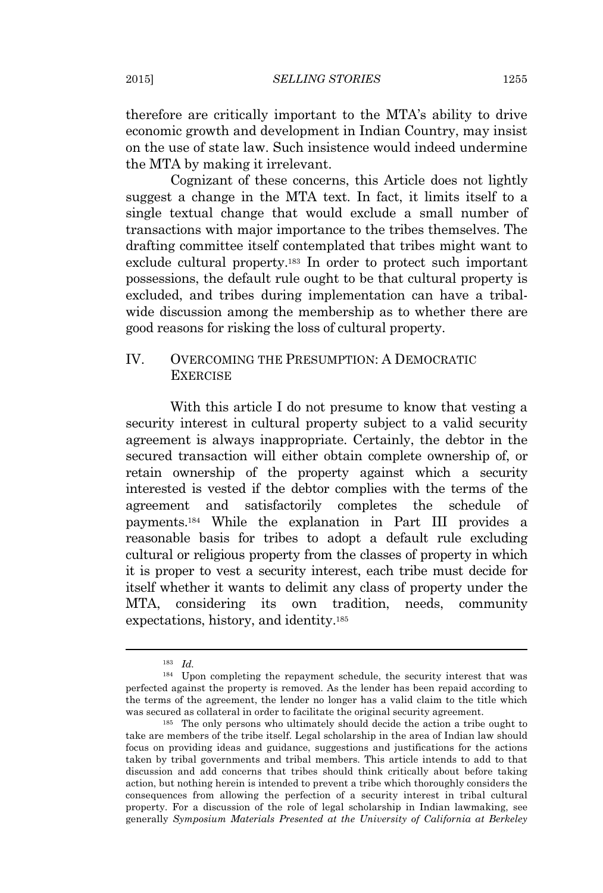therefore are critically important to the MTA's ability to drive economic growth and development in Indian Country, may insist on the use of state law. Such insistence would indeed undermine the MTA by making it irrelevant.

Cognizant of these concerns, this Article does not lightly suggest a change in the MTA text. In fact, it limits itself to a single textual change that would exclude a small number of transactions with major importance to the tribes themselves. The drafting committee itself contemplated that tribes might want to exclude cultural property.[183] In order to protect such important possessions, the default rule ought to be that cultural property is excluded, and tribes during implementation can have a tribal-wide discussion among the membership as to whether there are good reasons for risking the loss of cultural property.

## IV. OVERCOMING THE PRESUMPTION: A DEMOCRATIC EXERCISE

With this article I do not presume to know that vesting a security interest in cultural property subject to a valid security agreement is always inappropriate. Certainly, the debtor in the secured transaction will either obtain complete ownership of, or retain ownership of the property against which a security interested is vested if the debtor complies with the terms of the agreement and satisfactorily completes the schedule of payments.[184] While the explanation in Part III provides a reasonable basis for tribes to adopt a default rule excluding cultural or religious property from the classes of property in which it is proper to vest a security interest, each tribe must decide for itself whether it wants to delimit any class of property under the MTA, considering its own tradition, needs, community expectations, history, and identity.[185]

---

[183] *Id.*

[184] Upon completing the repayment schedule, the security interest that was perfected against the property is removed. As the lender has been repaid according to the terms of the agreement, the lender no longer has a valid claim to the title which was secured as collateral in order to facilitate the original security agreement.

[185] The only persons who ultimately should decide the action a tribe ought to take are members of the tribe itself. Legal scholarship in the area of Indian law should focus on providing ideas and guidance, suggestions and justifications for the actions taken by tribal governments and tribal members. This article intends to add to that discussion and add concerns that tribes should think critically about before taking action, but nothing herein is intended to prevent a tribe which thoroughly considers the consequences from allowing the perfection of a security interest in tribal cultural property. For a discussion of the role of legal scholarship in Indian lawmaking, see generally *Symposium Materials Presented at the University of California at Berkeley*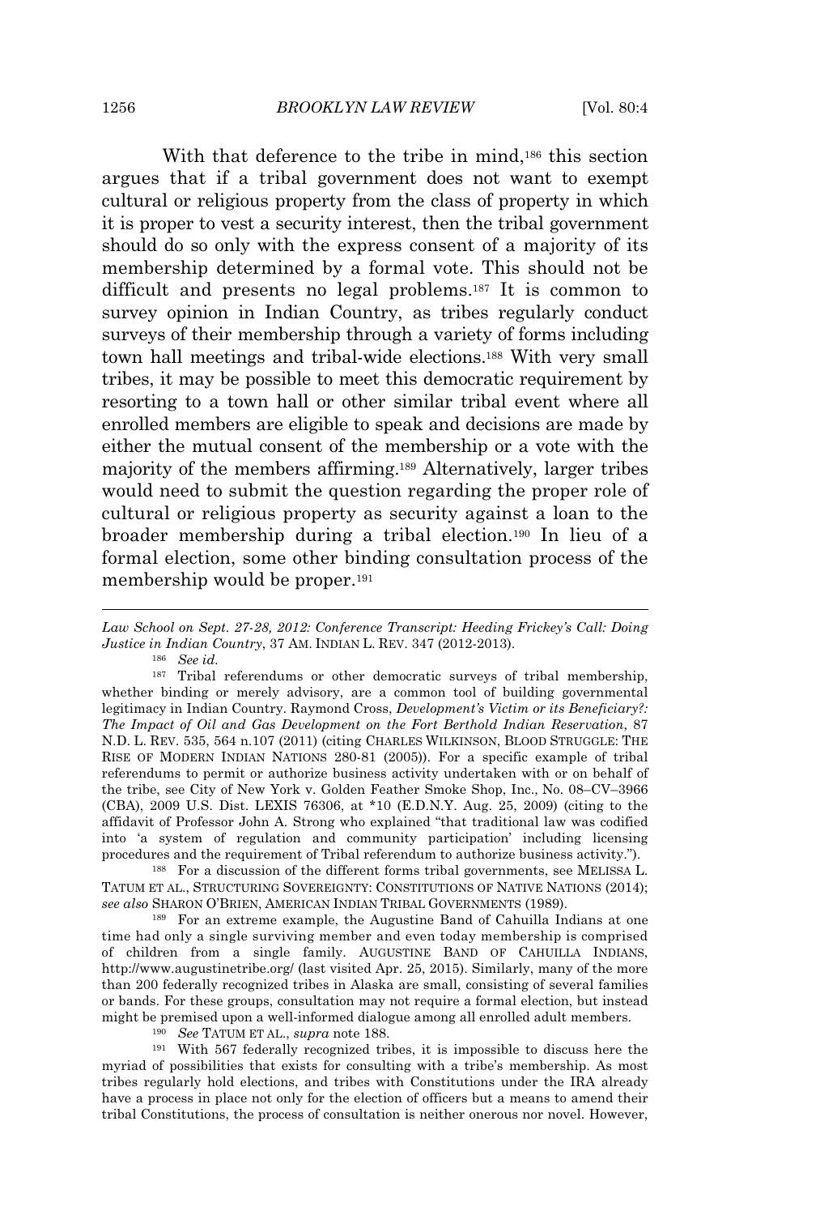With that deference to the tribe in mind,[186] this section argues that if a tribal government does not want to exempt cultural or religious property from the class of property in which it is proper to vest a security interest, then the tribal government should do so only with the express consent of a majority of its membership determined by a formal vote. This should not be difficult and presents no legal problems.[187] It is common to survey opinion in Indian Country, as tribes regularly conduct surveys of their membership through a variety of forms including town hall meetings and tribal-wide elections.[188] With very small tribes, it may be possible to meet this democratic requirement by resorting to a town hall or other similar tribal event where all enrolled members are eligible to speak and decisions are made by either the mutual consent of the membership or a vote with the majority of the members affirming.[189] Alternatively, larger tribes would need to submit the question regarding the proper role of cultural or religious property as security against a loan to the broader membership during a tribal election.[190] In lieu of a formal election, some other binding consultation process of the membership would be proper.[191]

---

*Law School on Sept. 27-28, 2012: Conference Transcript: Heeding Frickey's Call: Doing Justice in Indian Country*, 37 AM. INDIAN L. REV. 347 (2012-2013).

[186] *See id.*

[187] Tribal referendums or other democratic surveys of tribal membership, whether binding or merely advisory, are a common tool of building governmental legitimacy in Indian Country. Raymond Cross, *Development's Victim or its Beneficiary?: The Impact of Oil and Gas Development on the Fort Berthold Indian Reservation*, 87 N.D. L. REV. 535, 564 n.107 (2011) (citing CHARLES WILKINSON, BLOOD STRUGGLE: THE RISE OF MODERN INDIAN NATIONS 280-81 (2005)). For a specific example of tribal referendums to permit or authorize business activity undertaken with or on behalf of the tribe, see City of New York v. Golden Feather Smoke Shop, Inc., No. 08–CV–3966 (CBA), 2009 U.S. Dist. LEXIS 76306, at *10 (E.D.N.Y. Aug. 25, 2009) (citing to the affidavit of Professor John A. Strong who explained "that traditional law was codified into 'a system of regulation and community participation' including licensing procedures and the requirement of Tribal referendum to authorize business activity.").

[188] For a discussion of the different forms tribal governments, see MELISSA L. TATUM ET AL., STRUCTURING SOVEREIGNTY: CONSTITUTIONS OF NATIVE NATIONS (2014); *see also* SHARON O'BRIEN, AMERICAN INDIAN TRIBAL GOVERNMENTS (1989).

[189] For an extreme example, the Augustine Band of Cahuilla Indians at one time had only a single surviving member and even today membership is comprised of children from a single family. AUGUSTINE BAND OF CAHUILLA INDIANS, http://www.augustinetribe.org/ (last visited Apr. 25, 2015). Similarly, many of the more than 200 federally recognized tribes in Alaska are small, consisting of several families or bands. For these groups, consultation may not require a formal election, but instead might be premised upon a well-informed dialogue among all enrolled adult members.

[190] *See* TATUM ET AL., *supra* note 188.

[191] With 567 federally recognized tribes, it is impossible to discuss here the myriad of possibilities that exists for consulting with a tribe's membership. As most tribes regularly hold elections, and tribes with Constitutions under the IRA already have a process in place not only for the election of officers but a means to amend their tribal Constitutions, the process of consultation is neither onerous nor novel. However,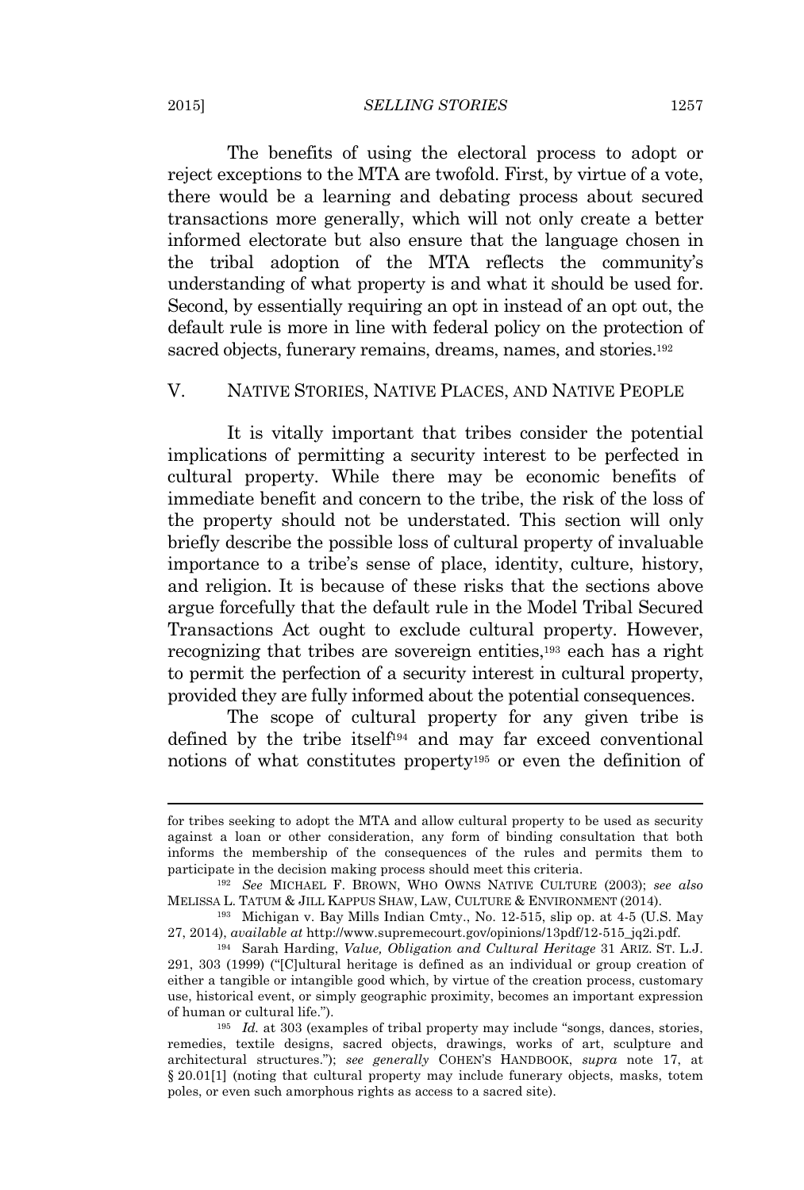The benefits of using the electoral process to adopt or reject exceptions to the MTA are twofold. First, by virtue of a vote, there would be a learning and debating process about secured transactions more generally, which will not only create a better informed electorate but also ensure that the language chosen in the tribal adoption of the MTA reflects the community's understanding of what property is and what it should be used for. Second, by essentially requiring an opt in instead of an opt out, the default rule is more in line with federal policy on the protection of sacred objects, funerary remains, dreams, names, and stories.[192]

## V. NATIVE STORIES, NATIVE PLACES, AND NATIVE PEOPLE

It is vitally important that tribes consider the potential implications of permitting a security interest to be perfected in cultural property. While there may be economic benefits of immediate benefit and concern to the tribe, the risk of the loss of the property should not be understated. This section will only briefly describe the possible loss of cultural property of invaluable importance to a tribe's sense of place, identity, culture, history, and religion. It is because of these risks that the sections above argue forcefully that the default rule in the Model Tribal Secured Transactions Act ought to exclude cultural property. However, recognizing that tribes are sovereign entities,[193] each has a right to permit the perfection of a security interest in cultural property, provided they are fully informed about the potential consequences.

The scope of cultural property for any given tribe is defined by the tribe itself[194] and may far exceed conventional notions of what constitutes property[195] or even the definition of

---

for tribes seeking to adopt the MTA and allow cultural property to be used as security against a loan or other consideration, any form of binding consultation that both informs the membership of the consequences of the rules and permits them to participate in the decision making process should meet this criteria.

[192] *See* MICHAEL F. BROWN, WHO OWNS NATIVE CULTURE (2003); *see also* MELISSA L. TATUM & JILL KAPPUS SHAW, LAW, CULTURE & ENVIRONMENT (2014).

[193] Michigan v. Bay Mills Indian Cmty., No. 12-515, slip op. at 4-5 (U.S. May 27, 2014), *available at* http://www.supremecourt.gov/opinions/13pdf/12-515_jq2i.pdf.

[194] Sarah Harding, *Value, Obligation and Cultural Heritage* 31 ARIZ. ST. L.J. 291, 303 (1999) ("[C]ultural heritage is defined as an individual or group creation of either a tangible or intangible good which, by virtue of the creation process, customary use, historical event, or simply geographic proximity, becomes an important expression of human or cultural life.").

[195] *Id.* at 303 (examples of tribal property may include "songs, dances, stories, remedies, textile designs, sacred objects, drawings, works of art, sculpture and architectural structures."); *see generally* COHEN'S HANDBOOK, *supra* note 17, at § 20.01[1] (noting that cultural property may include funerary objects, masks, totem poles, or even such amorphous rights as access to a sacred site).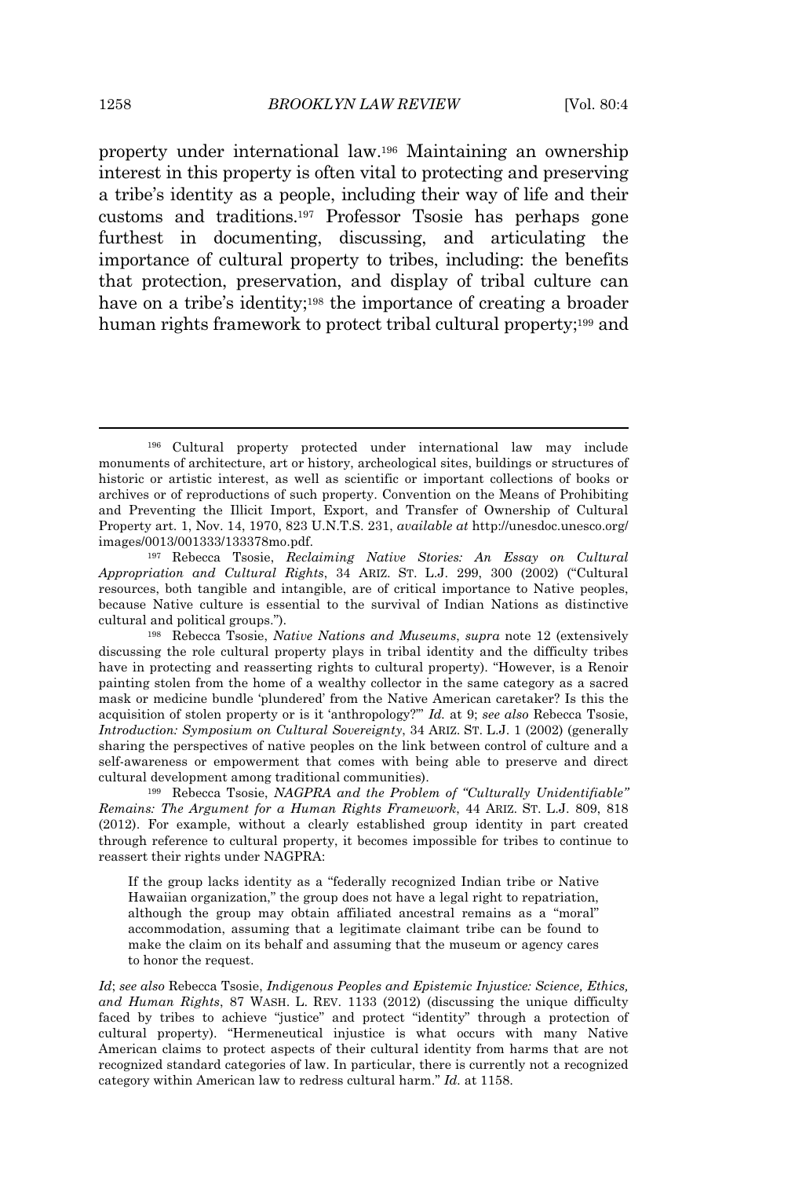property under international law.[196] Maintaining an ownership interest in this property is often vital to protecting and preserving a tribe's identity as a people, including their way of life and their customs and traditions.[197] Professor Tsosie has perhaps gone furthest in documenting, discussing, and articulating the importance of cultural property to tribes, including: the benefits that protection, preservation, and display of tribal culture can have on a tribe's identity;[198] the importance of creating a broader human rights framework to protect tribal cultural property;[199] and

---

[196] Cultural property protected under international law may include monuments of architecture, art or history, archeological sites, buildings or structures of historic or artistic interest, as well as scientific or important collections of books or archives or of reproductions of such property. Convention on the Means of Prohibiting and Preventing the Illicit Import, Export, and Transfer of Ownership of Cultural Property art. 1, Nov. 14, 1970, 823 U.N.T.S. 231, *available at* http://unesdoc.unesco.org/images/0013/001333/133378mo.pdf.

[197] Rebecca Tsosie, *Reclaiming Native Stories: An Essay on Cultural Appropriation and Cultural Rights*, 34 ARIZ. ST. L.J. 299, 300 (2002) ("Cultural resources, both tangible and intangible, are of critical importance to Native peoples, because Native culture is essential to the survival of Indian Nations as distinctive cultural and political groups.").

[198] Rebecca Tsosie, *Native Nations and Museums*, *supra* note 12 (extensively discussing the role cultural property plays in tribal identity and the difficulty tribes have in protecting and reasserting rights to cultural property). "However, is a Renoir painting stolen from the home of a wealthy collector in the same category as a sacred mask or medicine bundle 'plundered' from the Native American caretaker? Is this the acquisition of stolen property or is it 'anthropology?'" *Id.* at 9; *see also* Rebecca Tsosie, *Introduction: Symposium on Cultural Sovereignty*, 34 ARIZ. ST. L.J. 1 (2002) (generally sharing the perspectives of native peoples on the link between control of culture and a self-awareness or empowerment that comes with being able to preserve and direct cultural development among traditional communities).

[199] Rebecca Tsosie, *NAGPRA and the Problem of "Culturally Unidentifiable" Remains: The Argument for a Human Rights Framework*, 44 ARIZ. ST. L.J. 809, 818 (2012). For example, without a clearly established group identity in part created through reference to cultural property, it becomes impossible for tribes to continue to reassert their rights under NAGPRA:

> If the group lacks identity as a "federally recognized Indian tribe or Native Hawaiian organization," the group does not have a legal right to repatriation, although the group may obtain affiliated ancestral remains as a "moral" accommodation, assuming that a legitimate claimant tribe can be found to make the claim on its behalf and assuming that the museum or agency cares to honor the request.

*Id*; *see also* Rebecca Tsosie, *Indigenous Peoples and Epistemic Injustice: Science, Ethics, and Human Rights*, 87 WASH. L. REV. 1133 (2012) (discussing the unique difficulty faced by tribes to achieve "justice" and protect "identity" through a protection of cultural property). "Hermeneutical injustice is what occurs with many Native American claims to protect aspects of their cultural identity from harms that are not recognized standard categories of law. In particular, there is currently not a recognized category within American law to redress cultural harm." *Id.* at 1158.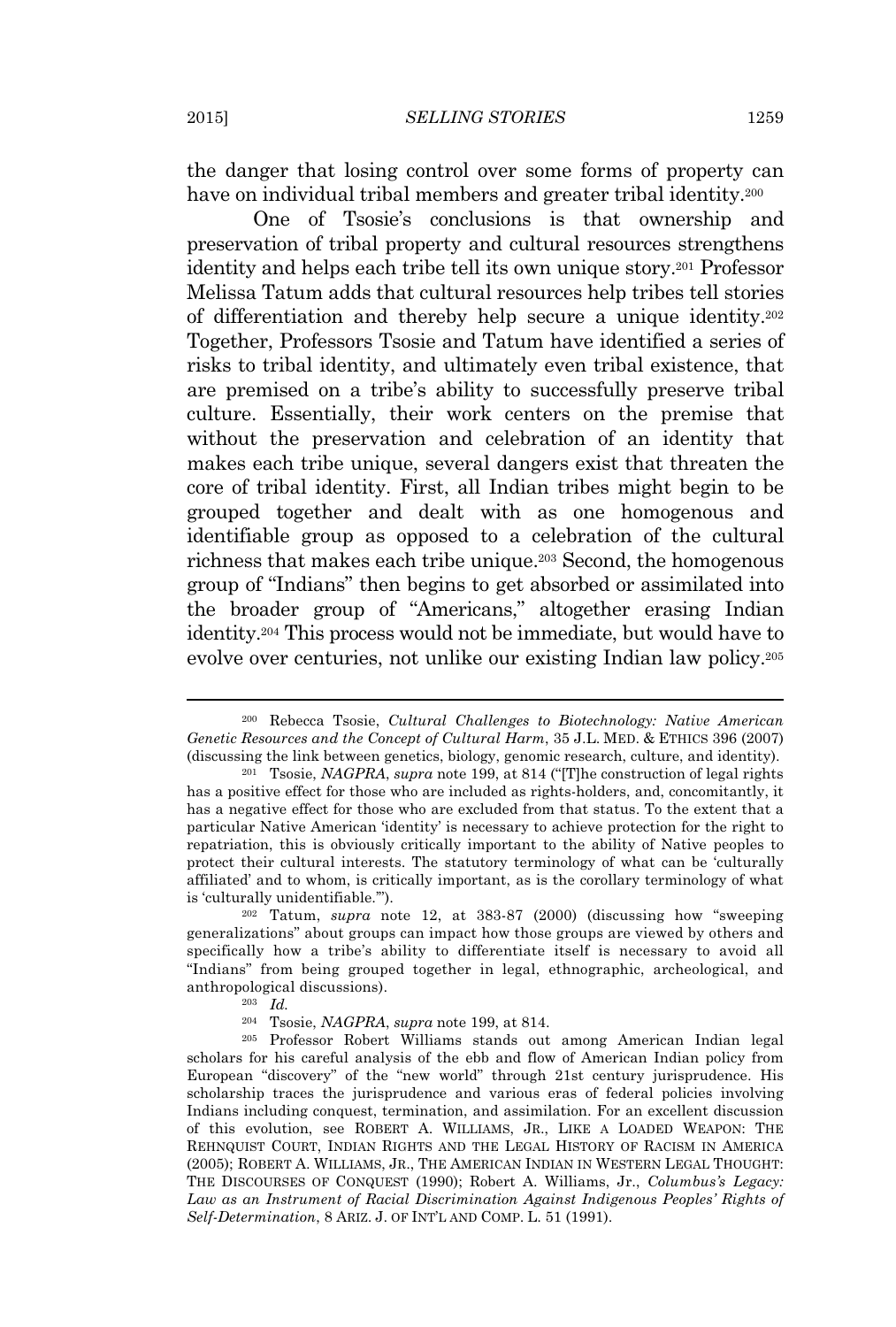the danger that losing control over some forms of property can have on individual tribal members and greater tribal identity.[200]

One of Tsosie's conclusions is that ownership and preservation of tribal property and cultural resources strengthens identity and helps each tribe tell its own unique story.[201] Professor Melissa Tatum adds that cultural resources help tribes tell stories of differentiation and thereby help secure a unique identity.[202] Together, Professors Tsosie and Tatum have identified a series of risks to tribal identity, and ultimately even tribal existence, that are premised on a tribe's ability to successfully preserve tribal culture. Essentially, their work centers on the premise that without the preservation and celebration of an identity that makes each tribe unique, several dangers exist that threaten the core of tribal identity. First, all Indian tribes might begin to be grouped together and dealt with as one homogenous and identifiable group as opposed to a celebration of the cultural richness that makes each tribe unique.[203] Second, the homogenous group of "Indians" then begins to get absorbed or assimilated into the broader group of "Americans," altogether erasing Indian identity.[204] This process would not be immediate, but would have to evolve over centuries, not unlike our existing Indian law policy.[205]

---

[200] Rebecca Tsosie, *Cultural Challenges to Biotechnology: Native American Genetic Resources and the Concept of Cultural Harm*, 35 J.L. MED. & ETHICS 396 (2007) (discussing the link between genetics, biology, genomic research, culture, and identity).

[201] Tsosie, *NAGPRA*, *supra* note 199, at 814 ("[T]he construction of legal rights has a positive effect for those who are included as rights-holders, and, concomitantly, it has a negative effect for those who are excluded from that status. To the extent that a particular Native American 'identity' is necessary to achieve protection for the right to repatriation, this is obviously critically important to the ability of Native peoples to protect their cultural interests. The statutory terminology of what can be 'culturally affiliated' and to whom, is critically important, as is the corollary terminology of what is 'culturally unidentifiable.'").

[202] Tatum, *supra* note 12, at 383-87 (2000) (discussing how "sweeping generalizations" about groups can impact how those groups are viewed by others and specifically how a tribe's ability to differentiate itself is necessary to avoid all "Indians" from being grouped together in legal, ethnographic, archeological, and anthropological discussions).

[203] *Id.*

[204] Tsosie, *NAGPRA*, *supra* note 199, at 814.

[205] Professor Robert Williams stands out among American Indian legal scholars for his careful analysis of the ebb and flow of American Indian policy from European "discovery" of the "new world" through 21st century jurisprudence. His scholarship traces the jurisprudence and various eras of federal policies involving Indians including conquest, termination, and assimilation. For an excellent discussion of this evolution, see ROBERT A. WILLIAMS, JR., LIKE A LOADED WEAPON: THE REHNQUIST COURT, INDIAN RIGHTS AND THE LEGAL HISTORY OF RACISM IN AMERICA (2005); ROBERT A. WILLIAMS, JR., THE AMERICAN INDIAN IN WESTERN LEGAL THOUGHT: THE DISCOURSES OF CONQUEST (1990); Robert A. Williams, Jr., *Columbus's Legacy: Law as an Instrument of Racial Discrimination Against Indigenous Peoples' Rights of Self-Determination*, 8 ARIZ. J. OF INT'L AND COMP. L. 51 (1991).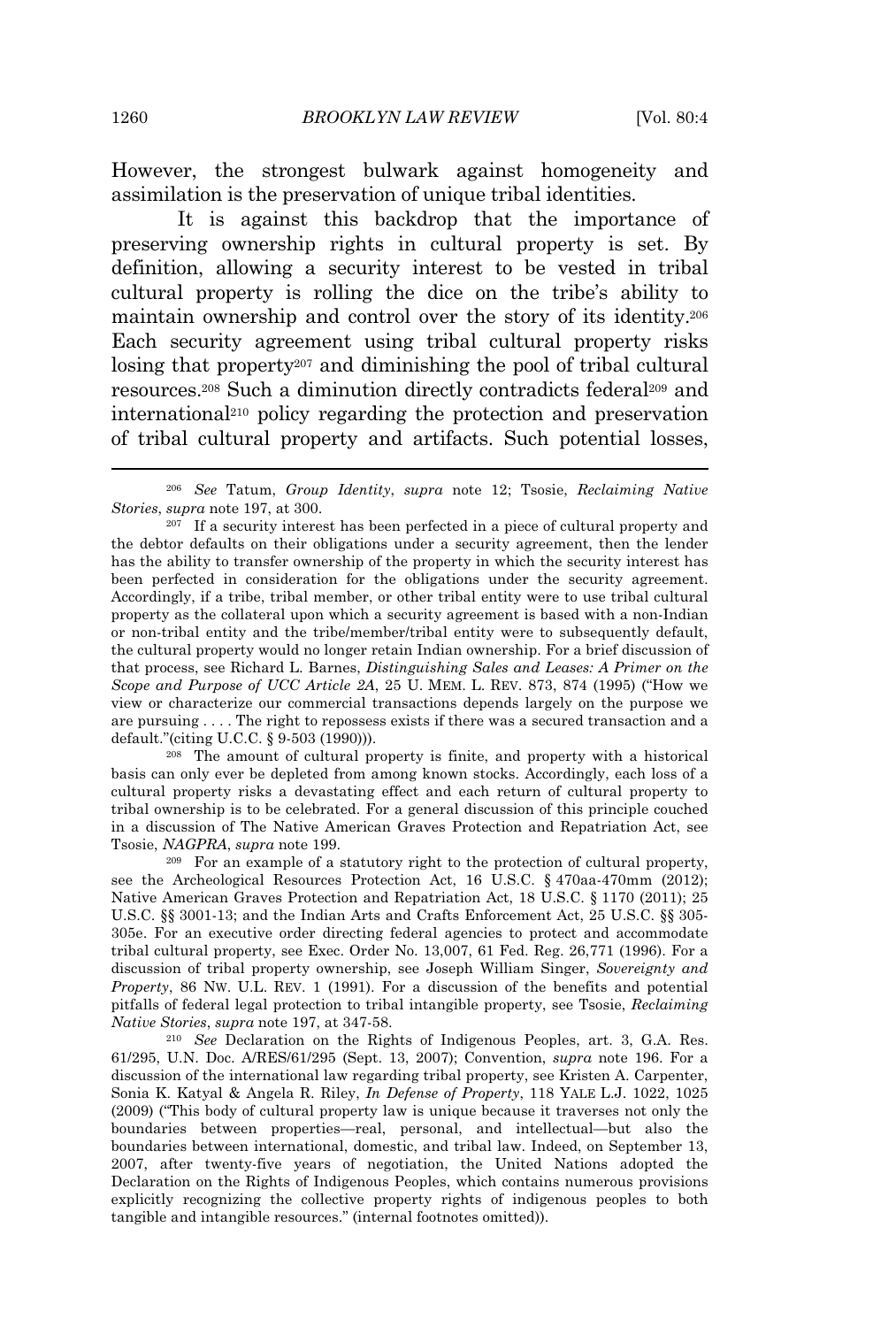However, the strongest bulwark against homogeneity and assimilation is the preservation of unique tribal identities.

It is against this backdrop that the importance of preserving ownership rights in cultural property is set. By definition, allowing a security interest to be vested in tribal cultural property is rolling the dice on the tribe's ability to maintain ownership and control over the story of its identity.[206] Each security agreement using tribal cultural property risks losing that property[207] and diminishing the pool of tribal cultural resources.[208] Such a diminution directly contradicts federal[209] and international[210] policy regarding the protection and preservation of tribal cultural property and artifacts. Such potential losses,

---

[206] *See* Tatum, *Group Identity*, *supra* note 12; Tsosie, *Reclaiming Native Stories*, *supra* note 197, at 300.

[207] If a security interest has been perfected in a piece of cultural property and the debtor defaults on their obligations under a security agreement, then the lender has the ability to transfer ownership of the property in which the security interest has been perfected in consideration for the obligations under the security agreement. Accordingly, if a tribe, tribal member, or other tribal entity were to use tribal cultural property as the collateral upon which a security agreement is based with a non-Indian or non-tribal entity and the tribe/member/tribal entity were to subsequently default, the cultural property would no longer retain Indian ownership. For a brief discussion of that process, see Richard L. Barnes, *Distinguishing Sales and Leases: A Primer on the Scope and Purpose of UCC Article 2A*, 25 U. MEM. L. REV. 873, 874 (1995) ("How we view or characterize our commercial transactions depends largely on the purpose we are pursuing . . . . The right to repossess exists if there was a secured transaction and a default."(citing U.C.C. § 9-503 (1990))).

[208] The amount of cultural property is finite, and property with a historical basis can only ever be depleted from among known stocks. Accordingly, each loss of a cultural property risks a devastating effect and each return of cultural property to tribal ownership is to be celebrated. For a general discussion of this principle couched in a discussion of The Native American Graves Protection and Repatriation Act, see Tsosie, *NAGPRA*, *supra* note 199.

[209] For an example of a statutory right to the protection of cultural property, see the Archeological Resources Protection Act, 16 U.S.C. § 470aa-470mm (2012); Native American Graves Protection and Repatriation Act, 18 U.S.C. § 1170 (2011); 25 U.S.C. §§ 3001-13; and the Indian Arts and Crafts Enforcement Act, 25 U.S.C. §§ 305-305e. For an executive order directing federal agencies to protect and accommodate tribal cultural property, see Exec. Order No. 13,007, 61 Fed. Reg. 26,771 (1996). For a discussion of tribal property ownership, see Joseph William Singer, *Sovereignty and Property*, 86 NW. U.L. REV. 1 (1991). For a discussion of the benefits and potential pitfalls of federal legal protection to tribal intangible property, see Tsosie, *Reclaiming Native Stories*, *supra* note 197, at 347-58.

[210] *See* Declaration on the Rights of Indigenous Peoples, art. 3, G.A. Res. 61/295, U.N. Doc. A/RES/61/295 (Sept. 13, 2007); Convention, *supra* note 196. For a discussion of the international law regarding tribal property, see Kristen A. Carpenter, Sonia K. Katyal & Angela R. Riley, *In Defense of Property*, 118 YALE L.J. 1022, 1025 (2009) ("This body of cultural property law is unique because it traverses not only the boundaries between properties—real, personal, and intellectual—but also the boundaries between international, domestic, and tribal law. Indeed, on September 13, 2007, after twenty-five years of negotiation, the United Nations adopted the Declaration on the Rights of Indigenous Peoples, which contains numerous provisions explicitly recognizing the collective property rights of indigenous peoples to both tangible and intangible resources." (internal footnotes omitted)).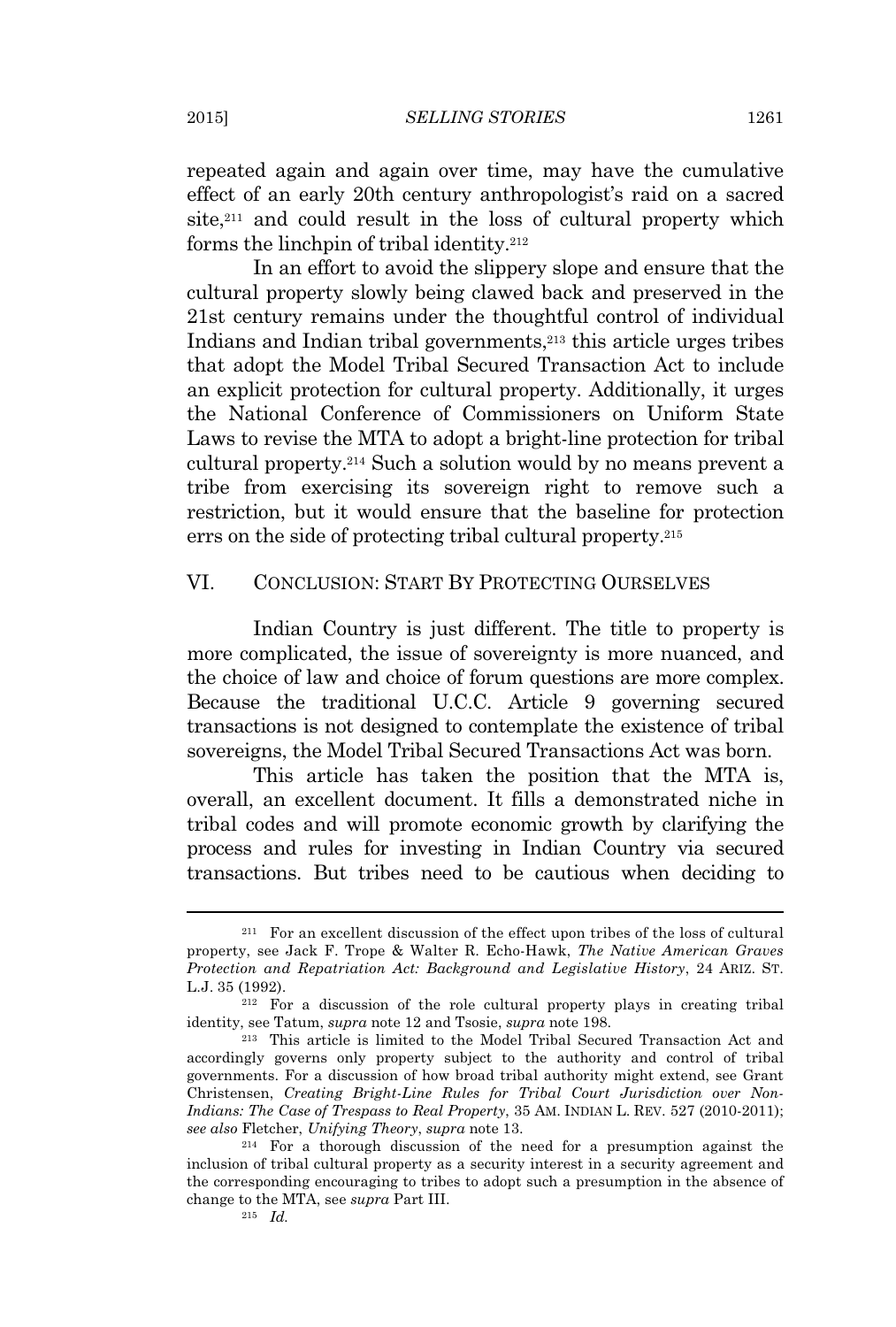repeated again and again over time, may have the cumulative effect of an early 20th century anthropologist's raid on a sacred site,[211] and could result in the loss of cultural property which forms the linchpin of tribal identity.[212]

In an effort to avoid the slippery slope and ensure that the cultural property slowly being clawed back and preserved in the 21st century remains under the thoughtful control of individual Indians and Indian tribal governments,[213] this article urges tribes that adopt the Model Tribal Secured Transaction Act to include an explicit protection for cultural property. Additionally, it urges the National Conference of Commissioners on Uniform State Laws to revise the MTA to adopt a bright-line protection for tribal cultural property.[214] Such a solution would by no means prevent a tribe from exercising its sovereign right to remove such a restriction, but it would ensure that the baseline for protection errs on the side of protecting tribal cultural property.[215]

## VI. CONCLUSION: START BY PROTECTING OURSELVES

Indian Country is just different. The title to property is more complicated, the issue of sovereignty is more nuanced, and the choice of law and choice of forum questions are more complex. Because the traditional U.C.C. Article 9 governing secured transactions is not designed to contemplate the existence of tribal sovereigns, the Model Tribal Secured Transactions Act was born.

This article has taken the position that the MTA is, overall, an excellent document. It fills a demonstrated niche in tribal codes and will promote economic growth by clarifying the process and rules for investing in Indian Country via secured transactions. But tribes need to be cautious when deciding to

---

[211] For an excellent discussion of the effect upon tribes of the loss of cultural property, see Jack F. Trope & Walter R. Echo-Hawk, *The Native American Graves Protection and Repatriation Act: Background and Legislative History*, 24 ARIZ. ST. L.J. 35 (1992).

[212] For a discussion of the role cultural property plays in creating tribal identity, see Tatum, *supra* note 12 and Tsosie, *supra* note 198.

[213] This article is limited to the Model Tribal Secured Transaction Act and accordingly governs only property subject to the authority and control of tribal governments. For a discussion of how broad tribal authority might extend, see Grant Christensen, *Creating Bright-Line Rules for Tribal Court Jurisdiction over Non-Indians: The Case of Trespass to Real Property*, 35 AM. INDIAN L. REV. 527 (2010-2011); *see also* Fletcher, *Unifying Theory*, *supra* note 13.

[214] For a thorough discussion of the need for a presumption against the inclusion of tribal cultural property as a security interest in a security agreement and the corresponding encouraging to tribes to adopt such a presumption in the absence of change to the MTA, see *supra* Part III.

[215] *Id.*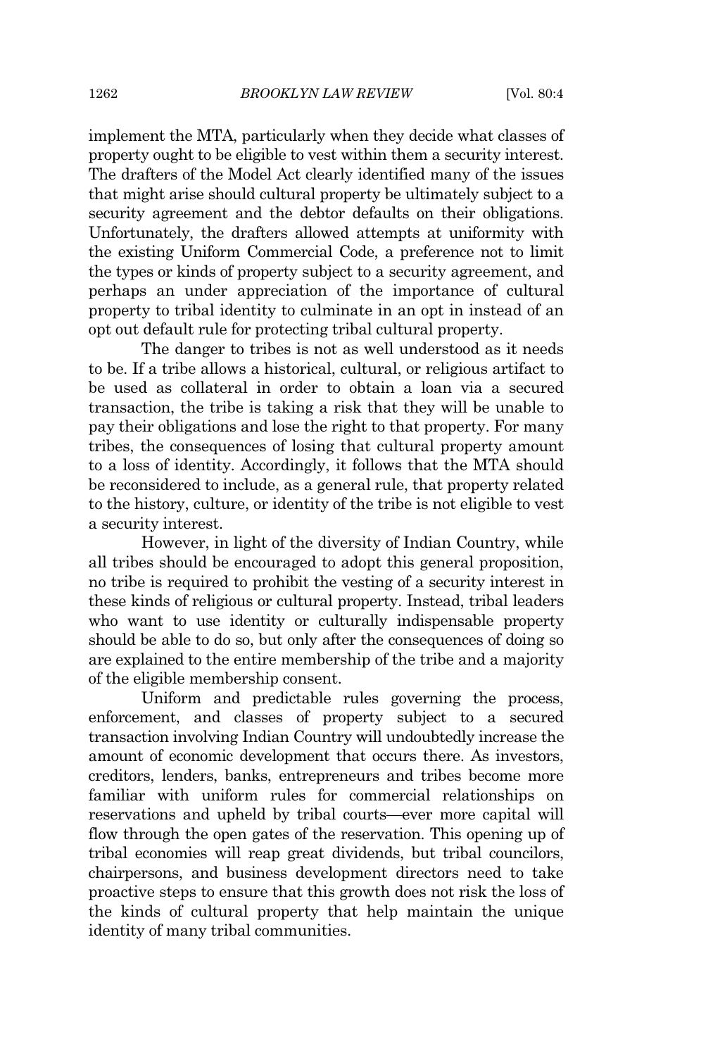implement the MTA, particularly when they decide what classes of property ought to be eligible to vest within them a security interest. The drafters of the Model Act clearly identified many of the issues that might arise should cultural property be ultimately subject to a security agreement and the debtor defaults on their obligations. Unfortunately, the drafters allowed attempts at uniformity with the existing Uniform Commercial Code, a preference not to limit the types or kinds of property subject to a security agreement, and perhaps an under appreciation of the importance of cultural property to tribal identity to culminate in an opt in instead of an opt out default rule for protecting tribal cultural property.

The danger to tribes is not as well understood as it needs to be. If a tribe allows a historical, cultural, or religious artifact to be used as collateral in order to obtain a loan via a secured transaction, the tribe is taking a risk that they will be unable to pay their obligations and lose the right to that property. For many tribes, the consequences of losing that cultural property amount to a loss of identity. Accordingly, it follows that the MTA should be reconsidered to include, as a general rule, that property related to the history, culture, or identity of the tribe is not eligible to vest a security interest.

However, in light of the diversity of Indian Country, while all tribes should be encouraged to adopt this general proposition, no tribe is required to prohibit the vesting of a security interest in these kinds of religious or cultural property. Instead, tribal leaders who want to use identity or culturally indispensable property should be able to do so, but only after the consequences of doing so are explained to the entire membership of the tribe and a majority of the eligible membership consent.

Uniform and predictable rules governing the process, enforcement, and classes of property subject to a secured transaction involving Indian Country will undoubtedly increase the amount of economic development that occurs there. As investors, creditors, lenders, banks, entrepreneurs and tribes become more familiar with uniform rules for commercial relationships on reservations and upheld by tribal courts—ever more capital will flow through the open gates of the reservation. This opening up of tribal economies will reap great dividends, but tribal councilors, chairpersons, and business development directors need to take proactive steps to ensure that this growth does not risk the loss of the kinds of cultural property that help maintain the unique identity of many tribal communities.